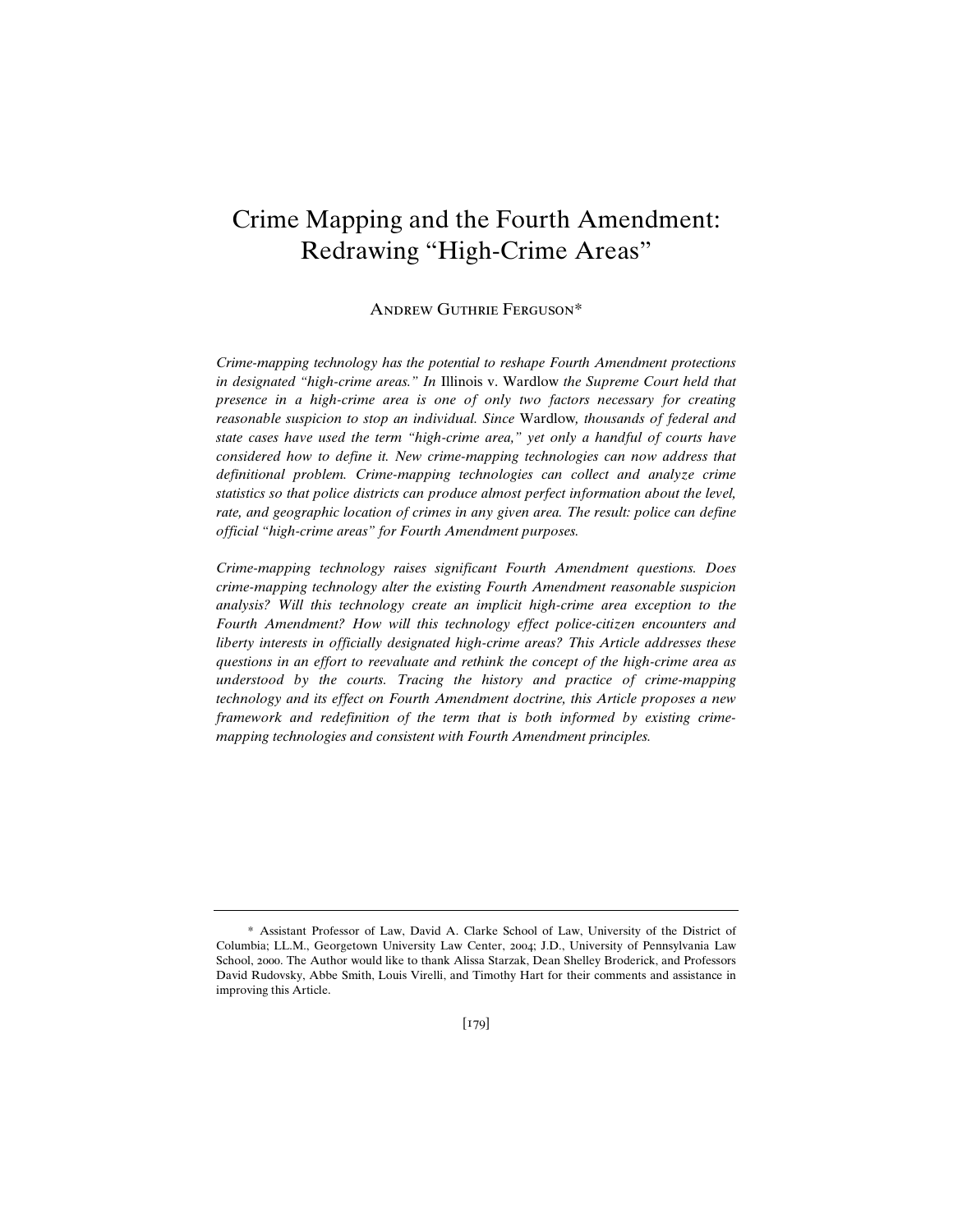# Crime Mapping and the Fourth Amendment: Redrawing "High-Crime Areas"

ANDREW GUTHRIE FERGUSON*

*Crime-mapping technology has the potential to reshape Fourth Amendment protections in designated "high-crime areas." In* Illinois v. Wardlow *the Supreme Court held that presence in a high-crime area is one of only two factors necessary for creating reasonable suspicion to stop an individual. Since* Wardlow*, thousands of federal and state cases have used the term "high-crime area," yet only a handful of courts have considered how to define it. New crime-mapping technologies can now address that definitional problem. Crime-mapping technologies can collect and analyze crime statistics so that police districts can produce almost perfect information about the level, rate, and geographic location of crimes in any given area. The result: police can define official "high-crime areas" for Fourth Amendment purposes.*

*Crime-mapping technology raises significant Fourth Amendment questions. Does crime-mapping technology alter the existing Fourth Amendment reasonable suspicion analysis? Will this technology create an implicit high-crime area exception to the Fourth Amendment? How will this technology effect police-citizen encounters and liberty interests in officially designated high-crime areas? This Article addresses these questions in an effort to reevaluate and rethink the concept of the high-crime area as understood by the courts. Tracing the history and practice of crime-mapping technology and its effect on Fourth Amendment doctrine, this Article proposes a new framework and redefinition of the term that is both informed by existing crime-mapping technologies and consistent with Fourth Amendment principles.*

---

\* Assistant Professor of Law, David A. Clarke School of Law, University of the District of Columbia; LL.M., Georgetown University Law Center, 2004; J.D., University of Pennsylvania Law School, 2000. The Author would like to thank Alissa Starzak, Dean Shelley Broderick, and Professors David Rudovsky, Abbe Smith, Louis Virelli, and Timothy Hart for their comments and assistance in improving this Article.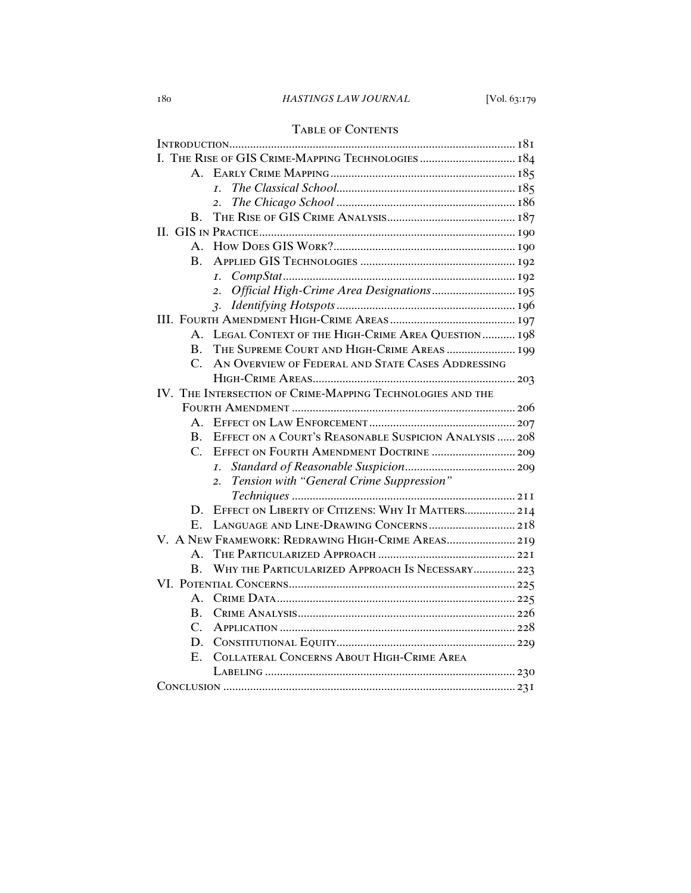## Table of Contents

Introduction ........ 181

I. The Rise of GIS Crime-Mapping Technologies ........ 184
- A. Early Crime Mapping ........ 185
  - 1. *The Classical School* ........ 185
  - 2. *The Chicago School* ........ 186
- B. The Rise of GIS Crime Analysis ........ 187

II. GIS in Practice ........ 190
- A. How Does GIS Work? ........ 190
- B. Applied GIS Technologies ........ 192
  - 1. *CompStat* ........ 192
  - 2. *Official High-Crime Area Designations* ........ 195
  - 3. *Identifying Hotspots* ........ 196

III. Fourth Amendment High-Crime Areas ........ 197
- A. Legal Context of the High-Crime Area Question ........ 198
- B. The Supreme Court and High-Crime Areas ........ 199
- C. An Overview of Federal and State Cases Addressing High-Crime Areas ........ 203

IV. The Intersection of Crime-Mapping Technologies and the Fourth Amendment ........ 206
- A. Effect on Law Enforcement ........ 207
- B. Effect on a Court's Reasonable Suspicion Analysis ........ 208
- C. Effect on Fourth Amendment Doctrine ........ 209
  - 1. *Standard of Reasonable Suspicion* ........ 209
  - 2. *Tension with "General Crime Suppression" Techniques* ........ 211
- D. Effect on Liberty of Citizens: Why It Matters ........ 214
- E. Language and Line-Drawing Concerns ........ 218

V. A New Framework: Redrawing High-Crime Areas ........ 219
- A. The Particularized Approach ........ 221
- B. Why the Particularized Approach Is Necessary ........ 223

VI. Potential Concerns ........ 225
- A. Crime Data ........ 225
- B. Crime Analysis ........ 226
- C. Application ........ 228
- D. Constitutional Equity ........ 229
- E. Collateral Concerns About High-Crime Area Labeling ........ 230

Conclusion ........ 231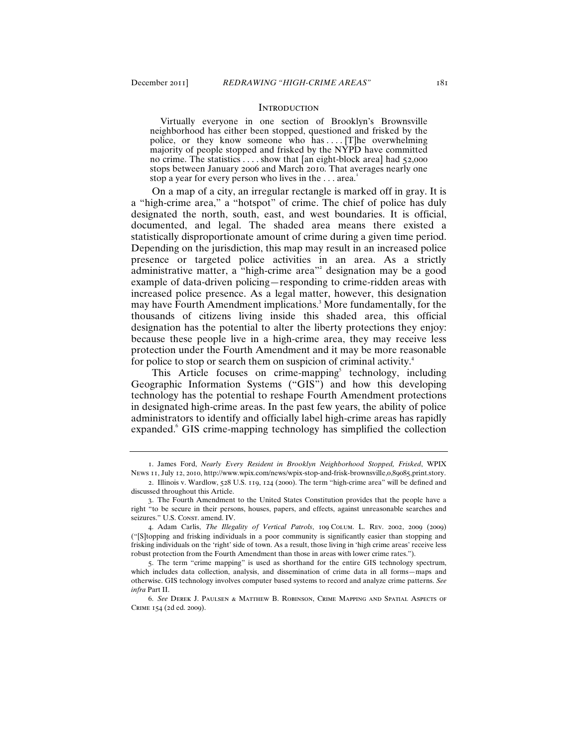## Introduction

> Virtually everyone in one section of Brooklyn's Brownsville neighborhood has either been stopped, questioned and frisked by the police, or they know someone who has . . . . [T]he overwhelming majority of people stopped and frisked by the NYPD have committed no crime. The statistics . . . . show that [an eight-block area] had 52,000 stops between January 2006 and March 2010. That averages nearly one stop a year for every person who lives in the . . . area.[1]

On a map of a city, an irregular rectangle is marked off in gray. It is a "high-crime area," a "hotspot" of crime. The chief of police has duly designated the north, south, east, and west boundaries. It is official, documented, and legal. The shaded area means there existed a statistically disproportionate amount of crime during a given time period. Depending on the jurisdiction, this map may result in an increased police presence or targeted police activities in an area. As a strictly administrative matter, a "high-crime area"[2] designation may be a good example of data-driven policing—responding to crime-ridden areas with increased police presence. As a legal matter, however, this designation may have Fourth Amendment implications.[3] More fundamentally, for the thousands of citizens living inside this shaded area, this official designation has the potential to alter the liberty protections they enjoy: because these people live in a high-crime area, they may receive less protection under the Fourth Amendment and it may be more reasonable for police to stop or search them on suspicion of criminal activity.[4]

This Article focuses on crime-mapping[5] technology, including Geographic Information Systems ("GIS") and how this developing technology has the potential to reshape Fourth Amendment protections in designated high-crime areas. In the past few years, the ability of police administrators to identify and officially label high-crime areas has rapidly expanded.[6] GIS crime-mapping technology has simplified the collection

---

1. James Ford, *Nearly Every Resident in Brooklyn Neighborhood Stopped, Frisked*, WPIX News 11, July 12, 2010, http://www.wpix.com/news/wpix-stop-and-frisk-brownsville,0,89085,print.story.

2. Illinois v. Wardlow, 528 U.S. 119, 124 (2000). The term "high-crime area" will be defined and discussed throughout this Article.

3. The Fourth Amendment to the United States Constitution provides that the people have a right "to be secure in their persons, houses, papers, and effects, against unreasonable searches and seizures." U.S. Const. amend. IV.

4. Adam Carlis, *The Illegality of Vertical Patrols*, 109 Colum. L. Rev. 2002, 2009 (2009) ("[S]topping and frisking individuals in a poor community is significantly easier than stopping and frisking individuals on the 'right' side of town. As a result, those living in 'high crime areas' receive less robust protection from the Fourth Amendment than those in areas with lower crime rates.").

5. The term "crime mapping" is used as shorthand for the entire GIS technology spectrum, which includes data collection, analysis, and dissemination of crime data in all forms—maps and otherwise. GIS technology involves computer based systems to record and analyze crime patterns. *See infra* Part II.

6. *See* Derek J. Paulsen & Matthew B. Robinson, Crime Mapping and Spatial Aspects of Crime 154 (2d ed. 2009).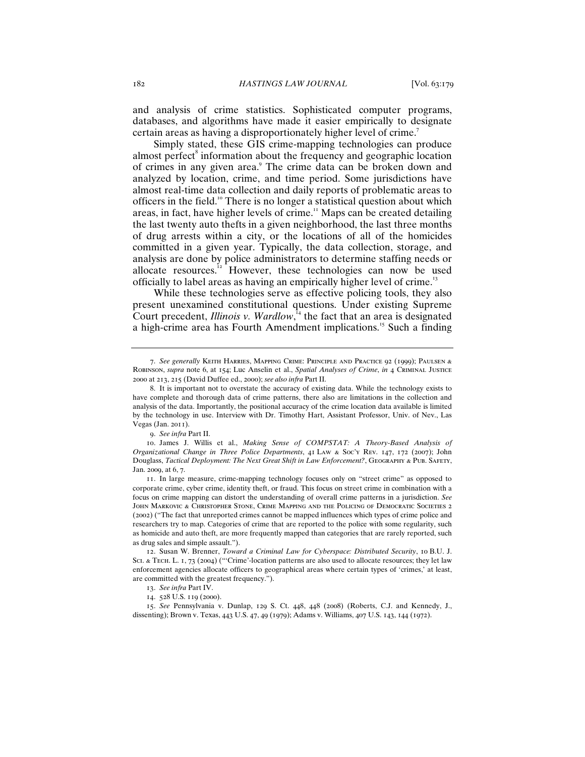and analysis of crime statistics. Sophisticated computer programs, databases, and algorithms have made it easier empirically to designate certain areas as having a disproportionately higher level of crime.[7]

Simply stated, these GIS crime-mapping technologies can produce almost perfect[8] information about the frequency and geographic location of crimes in any given area.[9] The crime data can be broken down and analyzed by location, crime, and time period. Some jurisdictions have almost real-time data collection and daily reports of problematic areas to officers in the field.[10] There is no longer a statistical question about which areas, in fact, have higher levels of crime.[11] Maps can be created detailing the last twenty auto thefts in a given neighborhood, the last three months of drug arrests within a city, or the locations of all of the homicides committed in a given year. Typically, the data collection, storage, and analysis are done by police administrators to determine staffing needs or allocate resources.[12] However, these technologies can now be used officially to label areas as having an empirically higher level of crime.[13]

While these technologies serve as effective policing tools, they also present unexamined constitutional questions. Under existing Supreme Court precedent, *Illinois v. Wardlow*,[14] the fact that an area is designated a high-crime area has Fourth Amendment implications.[15] Such a finding

---

7. *See generally* Keith Harries, Mapping Crime: Principle and Practice 92 (1999); Paulsen & Robinson, *supra* note 6, at 154; Luc Anselin et al., *Spatial Analyses of Crime*, *in* 4 Criminal Justice 2000 at 213, 215 (David Duffee ed., 2000); *see also infra* Part II.

8. It is important not to overstate the accuracy of existing data. While the technology exists to have complete and thorough data of crime patterns, there also are limitations in the collection and analysis of the data. Importantly, the positional accuracy of the crime location data available is limited by the technology in use. Interview with Dr. Timothy Hart, Assistant Professor, Univ. of Nev., Las Vegas (Jan. 2011).

9. *See infra* Part II.

10. James J. Willis et al., *Making Sense of COMPSTAT: A Theory-Based Analysis of Organizational Change in Three Police Departments*, 41 Law & Soc'y Rev. 147, 172 (2007); John Douglass, *Tactical Deployment: The Next Great Shift in Law Enforcement?*, Geography & Pub. Safety, Jan. 2009, at 6, 7.

11. In large measure, crime-mapping technology focuses only on "street crime" as opposed to corporate crime, cyber crime, identity theft, or fraud. This focus on street crime in combination with a focus on crime mapping can distort the understanding of overall crime patterns in a jurisdiction. *See* John Markovic & Christopher Stone, Crime Mapping and the Policing of Democratic Societies 2 (2002) ("The fact that unreported crimes cannot be mapped influences which types of crime police and researchers try to map. Categories of crime that are reported to the police with some regularity, such as homicide and auto theft, are more frequently mapped than categories that are rarely reported, such as drug sales and simple assault.").

12. Susan W. Brenner, *Toward a Criminal Law for Cyberspace: Distributed Security*, 10 B.U. J. Sci. & Tech. L. 1, 73 (2004) ("'Crime'-location patterns are also used to allocate resources; they let law enforcement agencies allocate officers to geographical areas where certain types of 'crimes,' at least, are committed with the greatest frequency.").

13. *See infra* Part IV.

14. 528 U.S. 119 (2000).

15. *See* Pennsylvania v. Dunlap, 129 S. Ct. 448, 448 (2008) (Roberts, C.J. and Kennedy, J., dissenting); Brown v. Texas, 443 U.S. 47, 49 (1979); Adams v. Williams, 407 U.S. 143, 144 (1972).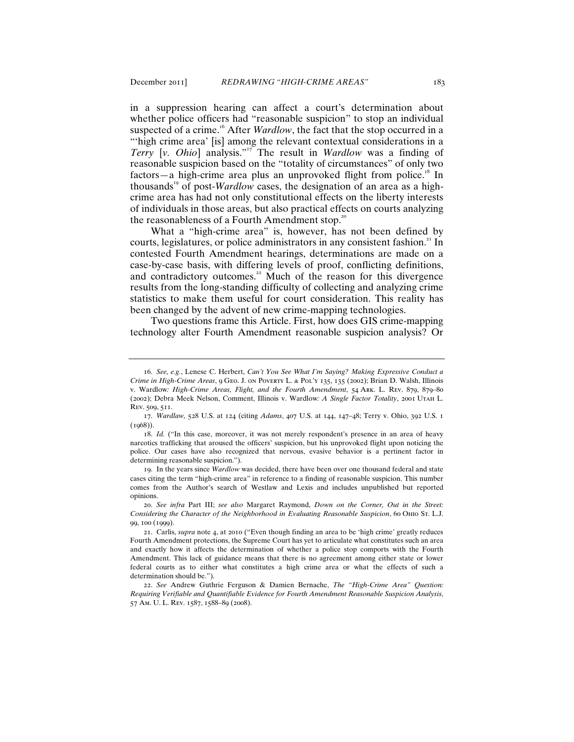in a suppression hearing can affect a court's determination about whether police officers had "reasonable suspicion" to stop an individual suspected of a crime.[16] After *Wardlow*, the fact that the stop occurred in a "'high crime area' [is] among the relevant contextual considerations in a *Terry* [*v. Ohio*] analysis."[17] The result in *Wardlow* was a finding of reasonable suspicion based on the "totality of circumstances" of only two factors—a high-crime area plus an unprovoked flight from police.[18] In thousands[19] of post-*Wardlow* cases, the designation of an area as a high-crime area has had not only constitutional effects on the liberty interests of individuals in those areas, but also practical effects on courts analyzing the reasonableness of a Fourth Amendment stop.[20]

What a "high-crime area" is, however, has not been defined by courts, legislatures, or police administrators in any consistent fashion.[21] In contested Fourth Amendment hearings, determinations are made on a case-by-case basis, with differing levels of proof, conflicting definitions, and contradictory outcomes.[22] Much of the reason for this divergence results from the long-standing difficulty of collecting and analyzing crime statistics to make them useful for court consideration. This reality has been changed by the advent of new crime-mapping technologies.

Two questions frame this Article. First, how does GIS crime-mapping technology alter Fourth Amendment reasonable suspicion analysis? Or

---

16. *See, e.g.*, Lenese C. Herbert, *Can't You See What I'm Saying? Making Expressive Conduct a Crime in High-Crime Areas*, 9 Geo. J. on Poverty L. & Pol'y 135, 135 (2002); Brian D. Walsh, Illinois v. Wardlow*: High-Crime Areas, Flight, and the Fourth Amendment*, 54 Ark. L. Rev. 879, 879–80 (2002); Debra Meek Nelson, Comment, Illinois v. Wardlow*: A Single Factor Totality*, 2001 Utah L. Rev. 509, 511.

17. *Wardlaw,* 528 U.S. at 124 (citing *Adams*, 407 U.S. at 144, 147–48; Terry v. Ohio, 392 U.S. 1 (1968)).

18. *Id.* ("In this case, moreover, it was not merely respondent's presence in an area of heavy narcotics trafficking that aroused the officers' suspicion, but his unprovoked flight upon noticing the police. Our cases have also recognized that nervous, evasive behavior is a pertinent factor in determining reasonable suspicion.").

19. In the years since *Wardlow* was decided, there have been over one thousand federal and state cases citing the term "high-crime area" in reference to a finding of reasonable suspicion. This number comes from the Author's search of Westlaw and Lexis and includes unpublished but reported opinions.

20. *See infra* Part III; *see also* Margaret Raymond, *Down on the Corner, Out in the Street: Considering the Character of the Neighborhood in Evaluating Reasonable Suspicion*, 60 Ohio St. L.J. 99, 100 (1999).

21. Carlis, *supra* note 4, at 2010 ("Even though finding an area to be 'high crime' greatly reduces Fourth Amendment protections, the Supreme Court has yet to articulate what constitutes such an area and exactly how it affects the determination of whether a police stop comports with the Fourth Amendment. This lack of guidance means that there is no agreement among either state or lower federal courts as to either what constitutes a high crime area or what the effects of such a determination should be.").

22. *See* Andrew Guthrie Ferguson & Damien Bernache, *The "High-Crime Area" Question: Requiring Verifiable and Quantifiable Evidence for Fourth Amendment Reasonable Suspicion Analysis*, 57 Am. U. L. Rev. 1587, 1588–89 (2008).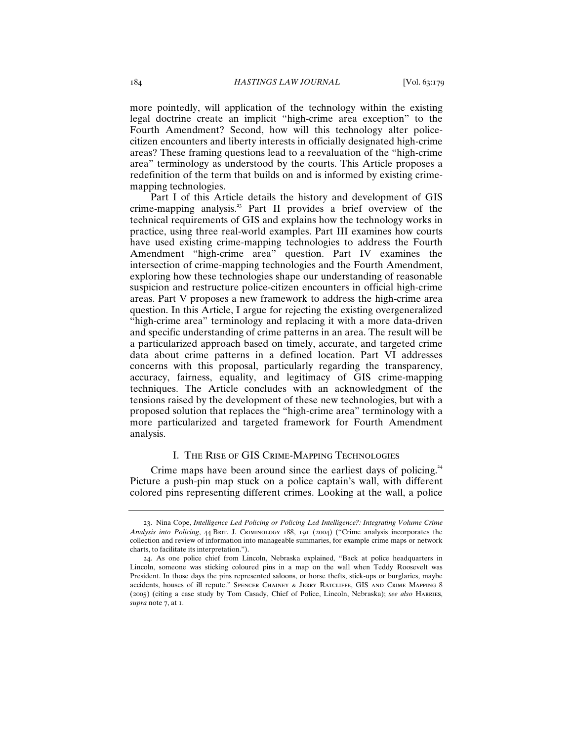more pointedly, will application of the technology within the existing legal doctrine create an implicit "high-crime area exception" to the Fourth Amendment? Second, how will this technology alter police-citizen encounters and liberty interests in officially designated high-crime areas? These framing questions lead to a reevaluation of the "high-crime area" terminology as understood by the courts. This Article proposes a redefinition of the term that builds on and is informed by existing crime-mapping technologies.

Part I of this Article details the history and development of GIS crime-mapping analysis.[23] Part II provides a brief overview of the technical requirements of GIS and explains how the technology works in practice, using three real-world examples. Part III examines how courts have used existing crime-mapping technologies to address the Fourth Amendment "high-crime area" question. Part IV examines the intersection of crime-mapping technologies and the Fourth Amendment, exploring how these technologies shape our understanding of reasonable suspicion and restructure police-citizen encounters in official high-crime areas. Part V proposes a new framework to address the high-crime area question. In this Article, I argue for rejecting the existing overgeneralized "high-crime area" terminology and replacing it with a more data-driven and specific understanding of crime patterns in an area. The result will be a particularized approach based on timely, accurate, and targeted crime data about crime patterns in a defined location. Part VI addresses concerns with this proposal, particularly regarding the transparency, accuracy, fairness, equality, and legitimacy of GIS crime-mapping techniques. The Article concludes with an acknowledgment of the tensions raised by the development of these new technologies, but with a proposed solution that replaces the "high-crime area" terminology with a more particularized and targeted framework for Fourth Amendment analysis.

## I. The Rise of GIS Crime-Mapping Technologies

Crime maps have been around since the earliest days of policing.[24] Picture a push-pin map stuck on a police captain's wall, with different colored pins representing different crimes. Looking at the wall, a police

---

23. Nina Cope, *Intelligence Led Policing or Policing Led Intelligence?: Integrating Volume Crime Analysis into Policing*, 44 Brit. J. Criminology 188, 191 (2004) ("Crime analysis incorporates the collection and review of information into manageable summaries, for example crime maps or network charts, to facilitate its interpretation.").

24. As one police chief from Lincoln, Nebraska explained, "Back at police headquarters in Lincoln, someone was sticking coloured pins in a map on the wall when Teddy Roosevelt was President. In those days the pins represented saloons, or horse thefts, stick-ups or burglaries, maybe accidents, houses of ill repute." Spencer Chainey & Jerry Ratcliffe, GIS and Crime Mapping 8 (2005) (citing a case study by Tom Casady, Chief of Police, Lincoln, Nebraska); *see also* Harries, *supra* note 7, at 1.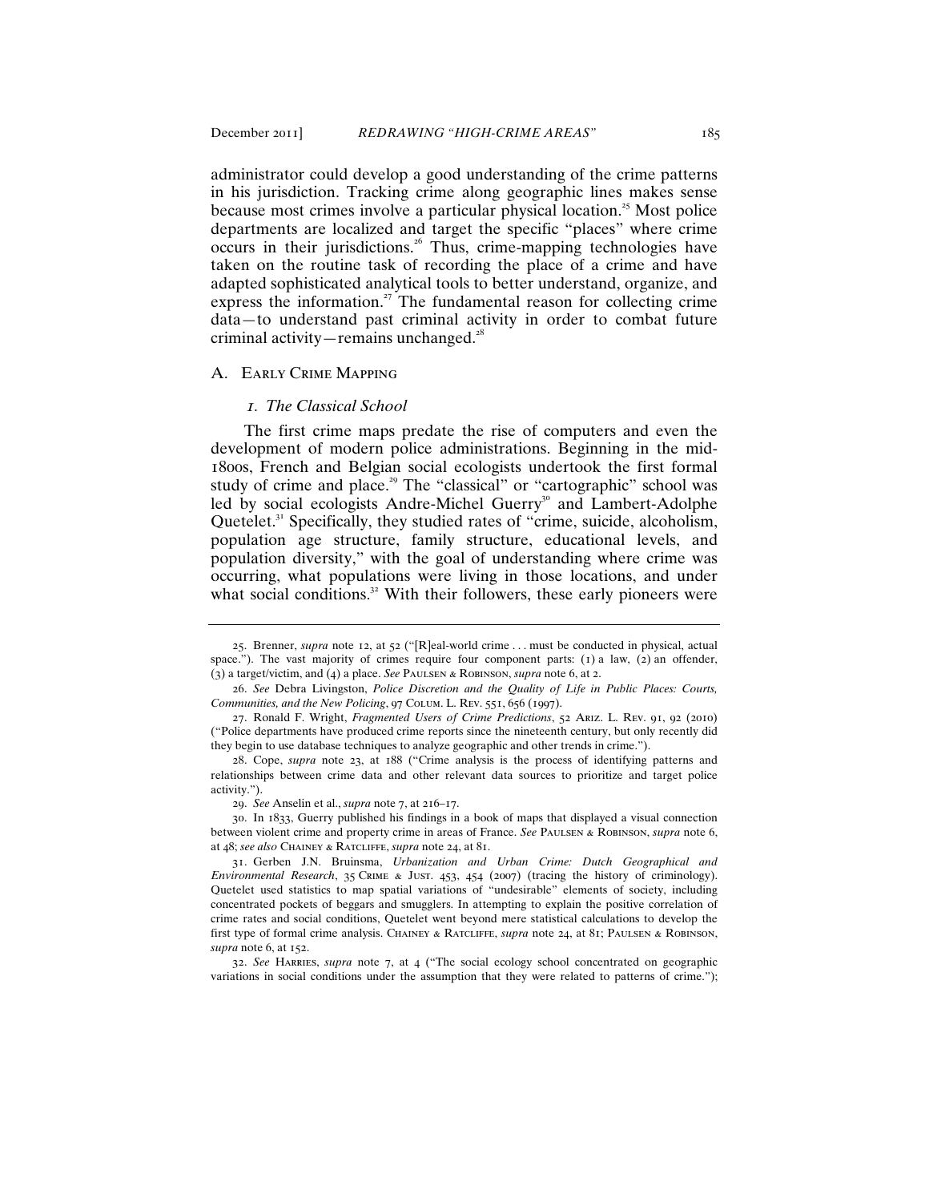administrator could develop a good understanding of the crime patterns in his jurisdiction. Tracking crime along geographic lines makes sense because most crimes involve a particular physical location.[25] Most police departments are localized and target the specific "places" where crime occurs in their jurisdictions.[26] Thus, crime-mapping technologies have taken on the routine task of recording the place of a crime and have adapted sophisticated analytical tools to better understand, organize, and express the information.[27] The fundamental reason for collecting crime data—to understand past criminal activity in order to combat future criminal activity—remains unchanged.[28]

## A. Early Crime Mapping

### *1. The Classical School*

The first crime maps predate the rise of computers and even the development of modern police administrations. Beginning in the mid-1800s, French and Belgian social ecologists undertook the first formal study of crime and place.[29] The "classical" or "cartographic" school was led by social ecologists Andre-Michel Guerry[30] and Lambert-Adolphe Quetelet.[31] Specifically, they studied rates of "crime, suicide, alcoholism, population age structure, family structure, educational levels, and population diversity," with the goal of understanding where crime was occurring, what populations were living in those locations, and under what social conditions.[32] With their followers, these early pioneers were

---

25. Brenner, *supra* note 12, at 52 ("[R]eal-world crime . . . must be conducted in physical, actual space."). The vast majority of crimes require four component parts: (1) a law, (2) an offender, (3) a target/victim, and (4) a place. *See* Paulsen & Robinson, *supra* note 6, at 2.

26. *See* Debra Livingston, *Police Discretion and the Quality of Life in Public Places: Courts, Communities, and the New Policing*, 97 Colum. L. Rev. 551, 656 (1997).

27. Ronald F. Wright, *Fragmented Users of Crime Predictions*, 52 Ariz. L. Rev. 91, 92 (2010) ("Police departments have produced crime reports since the nineteenth century, but only recently did they begin to use database techniques to analyze geographic and other trends in crime.").

28. Cope, *supra* note 23, at 188 ("Crime analysis is the process of identifying patterns and relationships between crime data and other relevant data sources to prioritize and target police activity.").

29. *See* Anselin et al., *supra* note 7, at 216–17.

30. In 1833, Guerry published his findings in a book of maps that displayed a visual connection between violent crime and property crime in areas of France. *See* Paulsen & Robinson, *supra* note 6, at 48; *see also* Chainey & Ratcliffe, *supra* note 24, at 81.

31. Gerben J.N. Bruinsma, *Urbanization and Urban Crime: Dutch Geographical and Environmental Research*, 35 Crime & Just. 453, 454 (2007) (tracing the history of criminology). Quetelet used statistics to map spatial variations of "undesirable" elements of society, including concentrated pockets of beggars and smugglers. In attempting to explain the positive correlation of crime rates and social conditions, Quetelet went beyond mere statistical calculations to develop the first type of formal crime analysis. Chainey & Ratcliffe, *supra* note 24, at 81; Paulsen & Robinson, *supra* note 6, at 152.

32. *See* Harries, *supra* note 7, at 4 ("The social ecology school concentrated on geographic variations in social conditions under the assumption that they were related to patterns of crime.");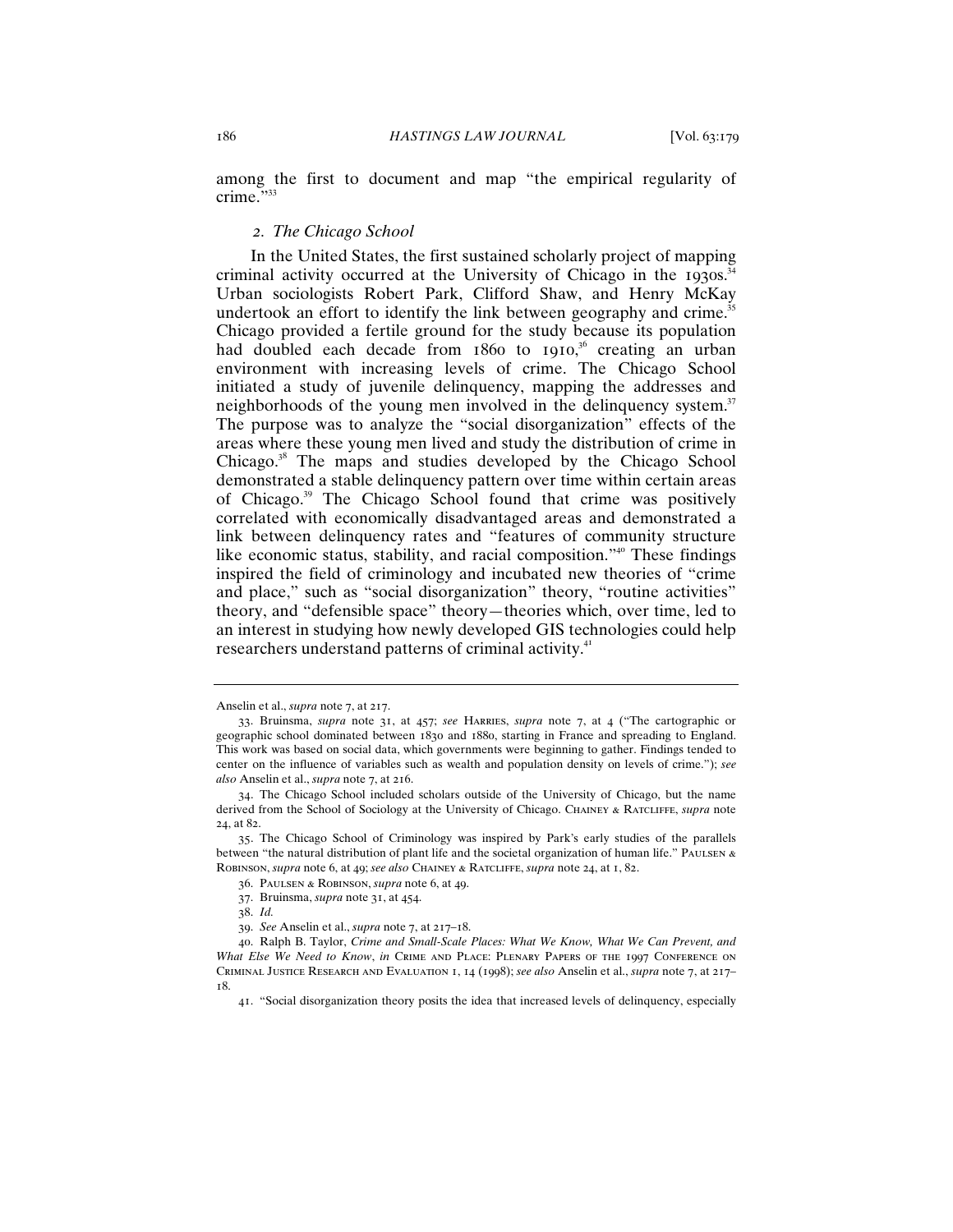among the first to document and map "the empirical regularity of crime."[33]

### 2. *The Chicago School*

In the United States, the first sustained scholarly project of mapping criminal activity occurred at the University of Chicago in the 1930s.[34] Urban sociologists Robert Park, Clifford Shaw, and Henry McKay undertook an effort to identify the link between geography and crime.[35] Chicago provided a fertile ground for the study because its population had doubled each decade from 1860 to 1910,[36] creating an urban environment with increasing levels of crime. The Chicago School initiated a study of juvenile delinquency, mapping the addresses and neighborhoods of the young men involved in the delinquency system.[37] The purpose was to analyze the "social disorganization" effects of the areas where these young men lived and study the distribution of crime in Chicago.[38] The maps and studies developed by the Chicago School demonstrated a stable delinquency pattern over time within certain areas of Chicago.[39] The Chicago School found that crime was positively correlated with economically disadvantaged areas and demonstrated a link between delinquency rates and "features of community structure like economic status, stability, and racial composition."[40] These findings inspired the field of criminology and incubated new theories of "crime and place," such as "social disorganization" theory, "routine activities" theory, and "defensible space" theory—theories which, over time, led to an interest in studying how newly developed GIS technologies could help researchers understand patterns of criminal activity.[41]

---

Anselin et al., *supra* note 7, at 217.

33. Bruinsma, *supra* note 31, at 457; *see* HARRIES, *supra* note 7, at 4 ("The cartographic or geographic school dominated between 1830 and 1880, starting in France and spreading to England. This work was based on social data, which governments were beginning to gather. Findings tended to center on the influence of variables such as wealth and population density on levels of crime."); *see also* Anselin et al., *supra* note 7, at 216.

34. The Chicago School included scholars outside of the University of Chicago, but the name derived from the School of Sociology at the University of Chicago. CHAINEY & RATCLIFFE, *supra* note 24, at 82.

35. The Chicago School of Criminology was inspired by Park's early studies of the parallels between "the natural distribution of plant life and the societal organization of human life." PAULSEN & ROBINSON, *supra* note 6, at 49; *see also* CHAINEY & RATCLIFFE, *supra* note 24, at 1, 82.

36. PAULSEN & ROBINSON, *supra* note 6, at 49.

37. Bruinsma, *supra* note 31, at 454.

38. *Id.*

39. *See* Anselin et al., *supra* note 7, at 217–18.

40. Ralph B. Taylor, *Crime and Small-Scale Places: What We Know, What We Can Prevent, and What Else We Need to Know*, *in* CRIME AND PLACE: PLENARY PAPERS OF THE 1997 CONFERENCE ON CRIMINAL JUSTICE RESEARCH AND EVALUATION 1, 14 (1998); *see also* Anselin et al., *supra* note 7, at 217–18.

41. "Social disorganization theory posits the idea that increased levels of delinquency, especially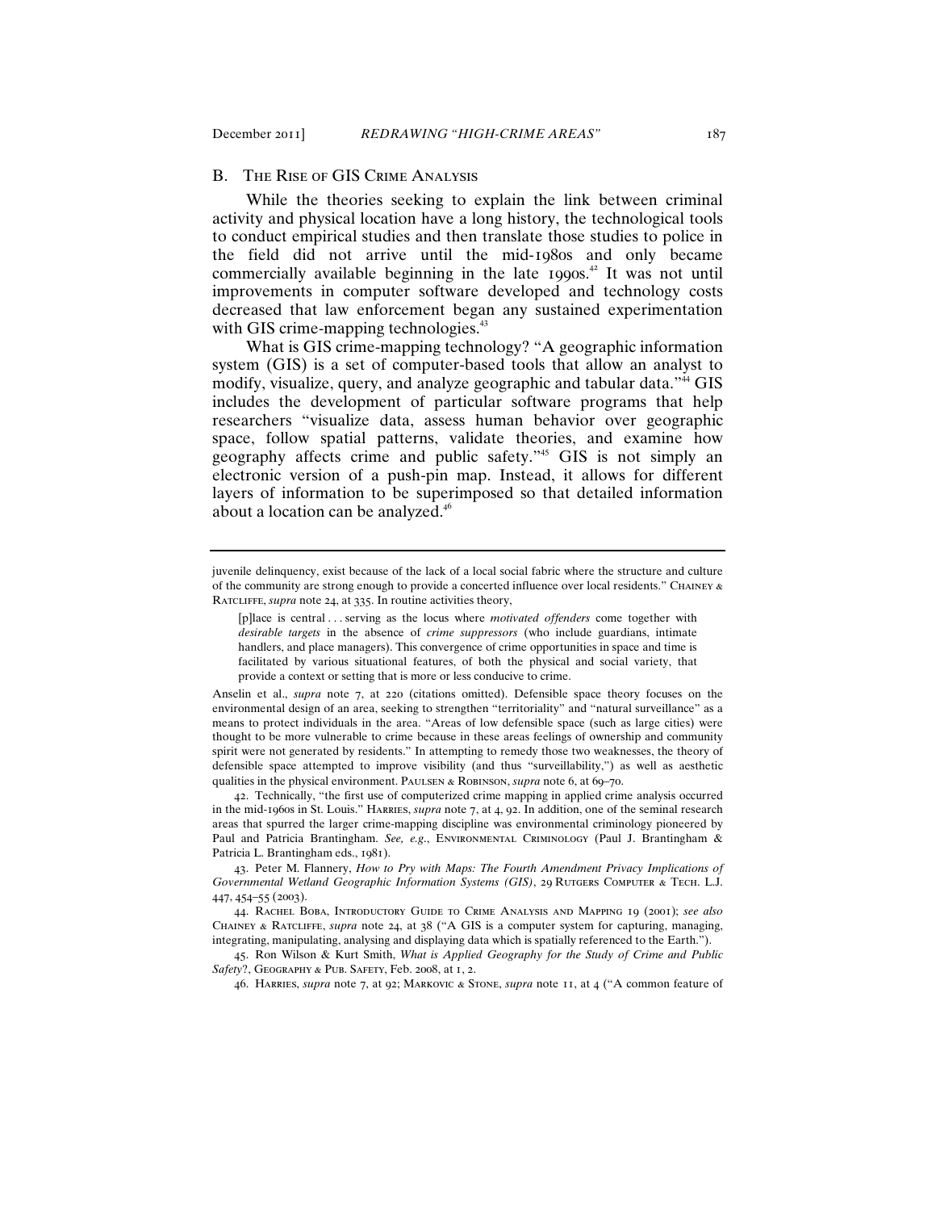## B. The Rise of GIS Crime Analysis

While the theories seeking to explain the link between criminal activity and physical location have a long history, the technological tools to conduct empirical studies and then translate those studies to police in the field did not arrive until the mid-1980s and only became commercially available beginning in the late 1990s.[42] It was not until improvements in computer software developed and technology costs decreased that law enforcement began any sustained experimentation with GIS crime-mapping technologies.[43]

What is GIS crime-mapping technology? "A geographic information system (GIS) is a set of computer-based tools that allow an analyst to modify, visualize, query, and analyze geographic and tabular data."[44] GIS includes the development of particular software programs that help researchers "visualize data, assess human behavior over geographic space, follow spatial patterns, validate theories, and examine how geography affects crime and public safety."[45] GIS is not simply an electronic version of a push-pin map. Instead, it allows for different layers of information to be superimposed so that detailed information about a location can be analyzed.[46]

---

juvenile delinquency, exist because of the lack of a local social fabric where the structure and culture of the community are strong enough to provide a concerted influence over local residents." Chainey & Ratcliffe, *supra* note 24, at 335. In routine activities theory,

> [p]lace is central . . . serving as the locus where *motivated offenders* come together with *desirable targets* in the absence of *crime suppressors* (who include guardians, intimate handlers, and place managers). This convergence of crime opportunities in space and time is facilitated by various situational features, of both the physical and social variety, that provide a context or setting that is more or less conducive to crime.

Anselin et al., *supra* note 7, at 220 (citations omitted). Defensible space theory focuses on the environmental design of an area, seeking to strengthen "territoriality" and "natural surveillance" as a means to protect individuals in the area. "Areas of low defensible space (such as large cities) were thought to be more vulnerable to crime because in these areas feelings of ownership and community spirit were not generated by residents." In attempting to remedy those two weaknesses, the theory of defensible space attempted to improve visibility (and thus "surveillability,") as well as aesthetic qualities in the physical environment. Paulsen & Robinson, *supra* note 6, at 69–70.

42. Technically, "the first use of computerized crime mapping in applied crime analysis occurred in the mid-1960s in St. Louis." Harries, *supra* note 7, at 4, 92. In addition, one of the seminal research areas that spurred the larger crime-mapping discipline was environmental criminology pioneered by Paul and Patricia Brantingham. *See, e.g.*, Environmental Criminology (Paul J. Brantingham & Patricia L. Brantingham eds., 1981).

43. Peter M. Flannery, *How to Pry with Maps: The Fourth Amendment Privacy Implications of Governmental Wetland Geographic Information Systems (GIS)*, 29 Rutgers Computer & Tech. L.J. 447, 454–55 (2003).

44. Rachel Boba, Introductory Guide to Crime Analysis and Mapping 19 (2001); *see also* Chainey & Ratcliffe, *supra* note 24, at 38 ("A GIS is a computer system for capturing, managing, integrating, manipulating, analysing and displaying data which is spatially referenced to the Earth.").

45. Ron Wilson & Kurt Smith, *What is Applied Geography for the Study of Crime and Public Safety*?, Geography & Pub. Safety, Feb. 2008, at 1, 2.

46. Harries, *supra* note 7, at 92; Markovic & Stone, *supra* note 11, at 4 ("A common feature of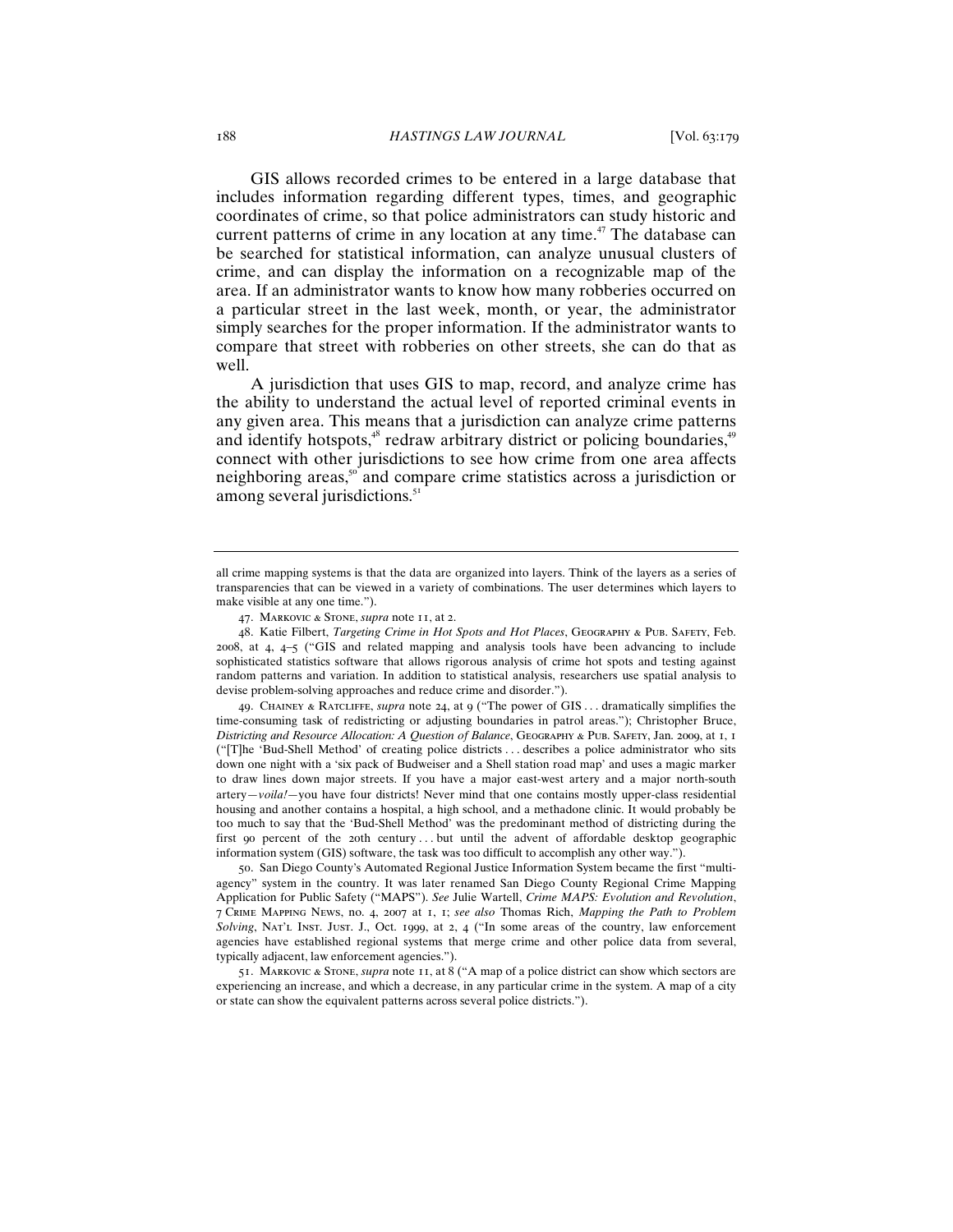GIS allows recorded crimes to be entered in a large database that includes information regarding different types, times, and geographic coordinates of crime, so that police administrators can study historic and current patterns of crime in any location at any time.[47] The database can be searched for statistical information, can analyze unusual clusters of crime, and can display the information on a recognizable map of the area. If an administrator wants to know how many robberies occurred on a particular street in the last week, month, or year, the administrator simply searches for the proper information. If the administrator wants to compare that street with robberies on other streets, she can do that as well.

A jurisdiction that uses GIS to map, record, and analyze crime has the ability to understand the actual level of reported criminal events in any given area. This means that a jurisdiction can analyze crime patterns and identify hotspots,[48] redraw arbitrary district or policing boundaries,[49] connect with other jurisdictions to see how crime from one area affects neighboring areas,[50] and compare crime statistics across a jurisdiction or among several jurisdictions.[51]

---

all crime mapping systems is that the data are organized into layers. Think of the layers as a series of transparencies that can be viewed in a variety of combinations. The user determines which layers to make visible at any one time.").

47. Markovic & Stone, *supra* note 11, at 2.

48. Katie Filbert, *Targeting Crime in Hot Spots and Hot Places*, Geography & Pub. Safety, Feb. 2008, at 4, 4–5 ("GIS and related mapping and analysis tools have been advancing to include sophisticated statistics software that allows rigorous analysis of crime hot spots and testing against random patterns and variation. In addition to statistical analysis, researchers use spatial analysis to devise problem-solving approaches and reduce crime and disorder.").

49. Chainey & Ratcliffe, *supra* note 24, at 9 ("The power of GIS . . . dramatically simplifies the time-consuming task of redistricting or adjusting boundaries in patrol areas."); Christopher Bruce, *Districting and Resource Allocation: A Question of Balance*, Geography & Pub. Safety, Jan. 2009, at 1, 1 ("[T]he 'Bud-Shell Method' of creating police districts . . . describes a police administrator who sits down one night with a 'six pack of Budweiser and a Shell station road map' and uses a magic marker to draw lines down major streets. If you have a major east-west artery and a major north-south artery—*voila!*—you have four districts! Never mind that one contains mostly upper-class residential housing and another contains a hospital, a high school, and a methadone clinic. It would probably be too much to say that the 'Bud-Shell Method' was the predominant method of districting during the first 90 percent of the 20th century . . . but until the advent of affordable desktop geographic information system (GIS) software, the task was too difficult to accomplish any other way.").

50. San Diego County's Automated Regional Justice Information System became the first "multi-agency" system in the country. It was later renamed San Diego County Regional Crime Mapping Application for Public Safety ("MAPS"). *See* Julie Wartell, *Crime MAPS: Evolution and Revolution*, 7 Crime Mapping News, no. 4, 2007 at 1, 1; *see also* Thomas Rich, *Mapping the Path to Problem Solving*, Nat'l Inst. Just. J., Oct. 1999, at 2, 4 ("In some areas of the country, law enforcement agencies have established regional systems that merge crime and other police data from several, typically adjacent, law enforcement agencies.").

51. Markovic & Stone, *supra* note 11, at 8 ("A map of a police district can show which sectors are experiencing an increase, and which a decrease, in any particular crime in the system. A map of a city or state can show the equivalent patterns across several police districts.").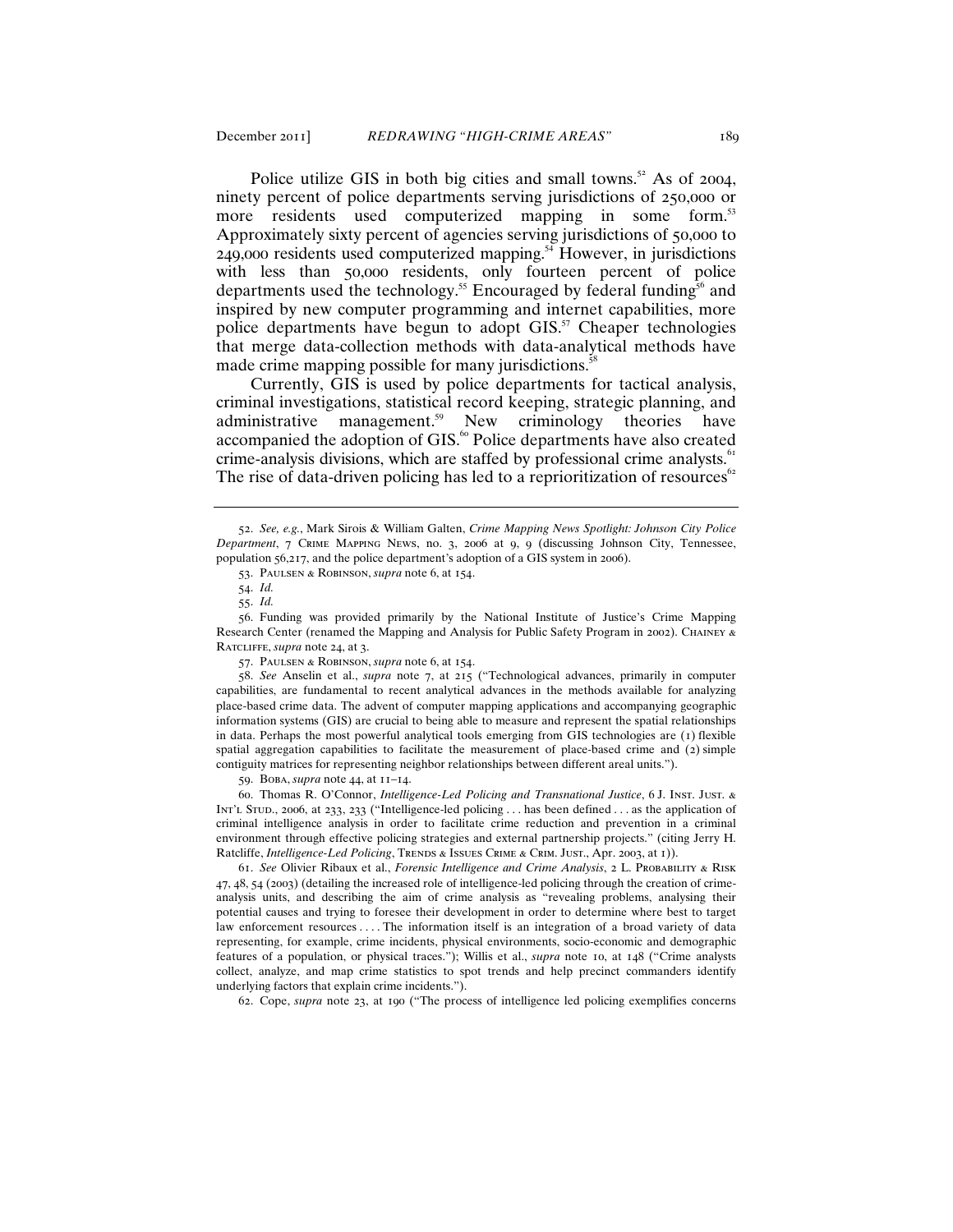Police utilize GIS in both big cities and small towns.[52] As of 2004, ninety percent of police departments serving jurisdictions of 250,000 or more residents used computerized mapping in some form.[53] Approximately sixty percent of agencies serving jurisdictions of 50,000 to 249,000 residents used computerized mapping.[54] However, in jurisdictions with less than 50,000 residents, only fourteen percent of police departments used the technology.[55] Encouraged by federal funding[56] and inspired by new computer programming and internet capabilities, more police departments have begun to adopt GIS.[57] Cheaper technologies that merge data-collection methods with data-analytical methods have made crime mapping possible for many jurisdictions.[58]

Currently, GIS is used by police departments for tactical analysis, criminal investigations, statistical record keeping, strategic planning, and administrative management.[59] New criminology theories have accompanied the adoption of GIS.[60] Police departments have also created crime-analysis divisions, which are staffed by professional crime analysts.[61] The rise of data-driven policing has led to a reprioritization of resources[62]

---

52. *See, e.g.*, Mark Sirois & William Galten, *Crime Mapping News Spotlight: Johnson City Police Department*, 7 Crime Mapping News, no. 3, 2006 at 9, 9 (discussing Johnson City, Tennessee, population 56,217, and the police department's adoption of a GIS system in 2006).

53. Paulsen & Robinson, *supra* note 6, at 154.

54. *Id.*

55. *Id.*

56. Funding was provided primarily by the National Institute of Justice's Crime Mapping Research Center (renamed the Mapping and Analysis for Public Safety Program in 2002). Chainey & Ratcliffe, *supra* note 24, at 3.

57. Paulsen & Robinson, *supra* note 6, at 154.

58. *See* Anselin et al., *supra* note 7, at 215 ("Technological advances, primarily in computer capabilities, are fundamental to recent analytical advances in the methods available for analyzing place-based crime data. The advent of computer mapping applications and accompanying geographic information systems (GIS) are crucial to being able to measure and represent the spatial relationships in data. Perhaps the most powerful analytical tools emerging from GIS technologies are (1) flexible spatial aggregation capabilities to facilitate the measurement of place-based crime and (2) simple contiguity matrices for representing neighbor relationships between different areal units.").

59. Boba, *supra* note 44, at 11–14.

60. Thomas R. O'Connor, *Intelligence-Led Policing and Transnational Justice*, 6 J. Inst. Just. & Int'l Stud., 2006, at 233, 233 ("Intelligence-led policing . . . has been defined . . . as the application of criminal intelligence analysis in order to facilitate crime reduction and prevention in a criminal environment through effective policing strategies and external partnership projects." (citing Jerry H. Ratcliffe, *Intelligence-Led Policing*, Trends & Issues Crime & Crim. Just., Apr. 2003, at 1)).

61. *See* Olivier Ribaux et al., *Forensic Intelligence and Crime Analysis*, 2 L. Probability & Risk 47, 48, 54 (2003) (detailing the increased role of intelligence-led policing through the creation of crime-analysis units, and describing the aim of crime analysis as "revealing problems, analysing their potential causes and trying to foresee their development in order to determine where best to target law enforcement resources . . . . The information itself is an integration of a broad variety of data representing, for example, crime incidents, physical environments, socio-economic and demographic features of a population, or physical traces."); Willis et al., *supra* note 10, at 148 ("Crime analysts collect, analyze, and map crime statistics to spot trends and help precinct commanders identify underlying factors that explain crime incidents.").

62. Cope, *supra* note 23, at 190 ("The process of intelligence led policing exemplifies concerns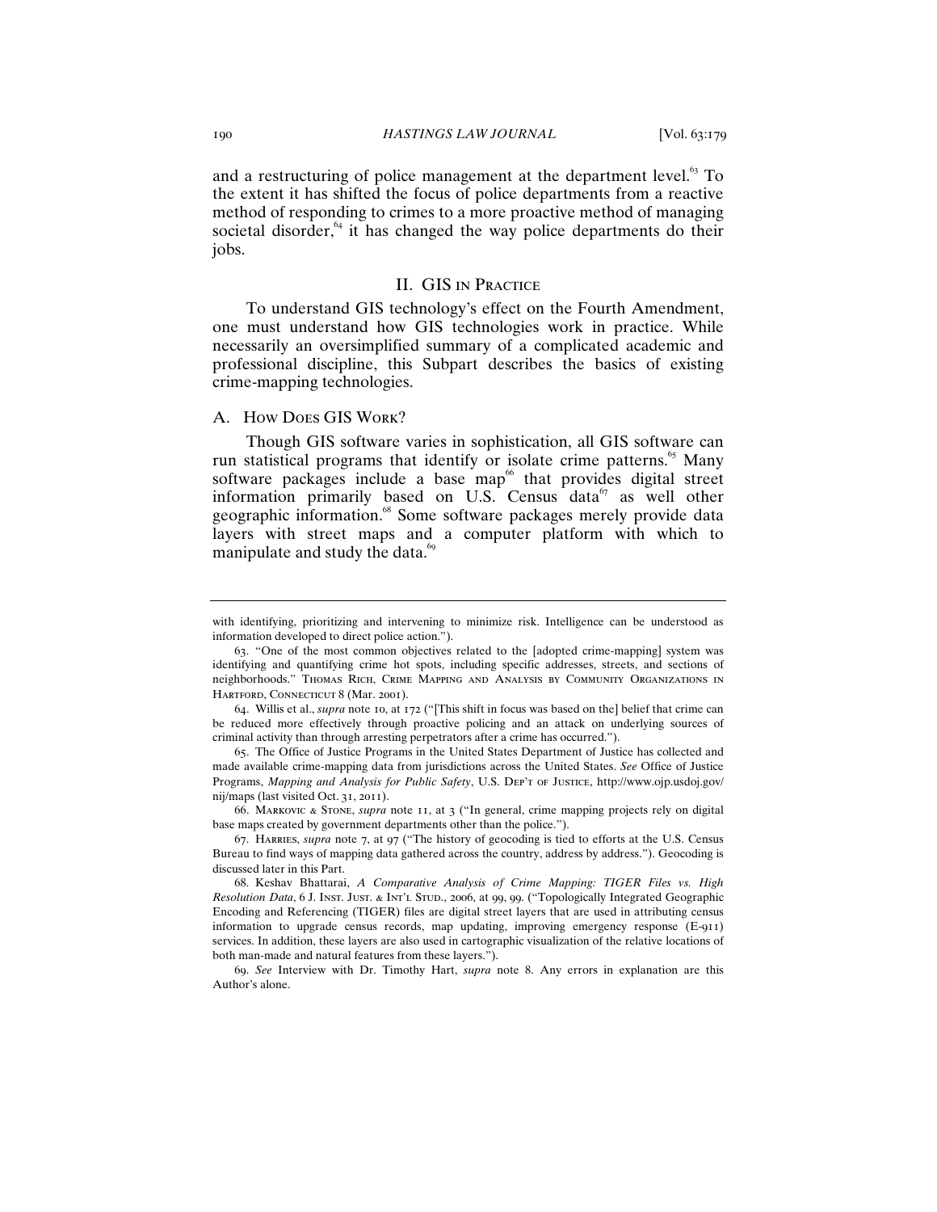and a restructuring of police management at the department level.[63] To the extent it has shifted the focus of police departments from a reactive method of responding to crimes to a more proactive method of managing societal disorder,[64] it has changed the way police departments do their jobs.

## II. GIS in Practice

To understand GIS technology's effect on the Fourth Amendment, one must understand how GIS technologies work in practice. While necessarily an oversimplified summary of a complicated academic and professional discipline, this Subpart describes the basics of existing crime-mapping technologies.

### A. How Does GIS Work?

Though GIS software varies in sophistication, all GIS software can run statistical programs that identify or isolate crime patterns.[65] Many software packages include a base map[66] that provides digital street information primarily based on U.S. Census data[67] as well other geographic information.[68] Some software packages merely provide data layers with street maps and a computer platform with which to manipulate and study the data.[69]

---

with identifying, prioritizing and intervening to minimize risk. Intelligence can be understood as information developed to direct police action.").

63. "One of the most common objectives related to the [adopted crime-mapping] system was identifying and quantifying crime hot spots, including specific addresses, streets, and sections of neighborhoods." Thomas Rich, Crime Mapping and Analysis by Community Organizations in Hartford, Connecticut 8 (Mar. 2001).

64. Willis et al., *supra* note 10, at 172 ("[This shift in focus was based on the] belief that crime can be reduced more effectively through proactive policing and an attack on underlying sources of criminal activity than through arresting perpetrators after a crime has occurred.").

65. The Office of Justice Programs in the United States Department of Justice has collected and made available crime-mapping data from jurisdictions across the United States. *See* Office of Justice Programs, *Mapping and Analysis for Public Safety*, U.S. Dep't of Justice, http://www.ojp.usdoj.gov/nij/maps (last visited Oct. 31, 2011).

66. Markovic & Stone, *supra* note 11, at 3 ("In general, crime mapping projects rely on digital base maps created by government departments other than the police.").

67. Harries, *supra* note 7, at 97 ("The history of geocoding is tied to efforts at the U.S. Census Bureau to find ways of mapping data gathered across the country, address by address."). Geocoding is discussed later in this Part.

68. Keshav Bhattarai, *A Comparative Analysis of Crime Mapping: TIGER Files vs. High Resolution Data*, 6 J. Inst. Just. & Int'l Stud., 2006, at 99, 99. ("Topologically Integrated Geographic Encoding and Referencing (TIGER) files are digital street layers that are used in attributing census information to upgrade census records, map updating, improving emergency response (E-911) services. In addition, these layers are also used in cartographic visualization of the relative locations of both man-made and natural features from these layers.").

69. *See* Interview with Dr. Timothy Hart, *supra* note 8. Any errors in explanation are this Author's alone.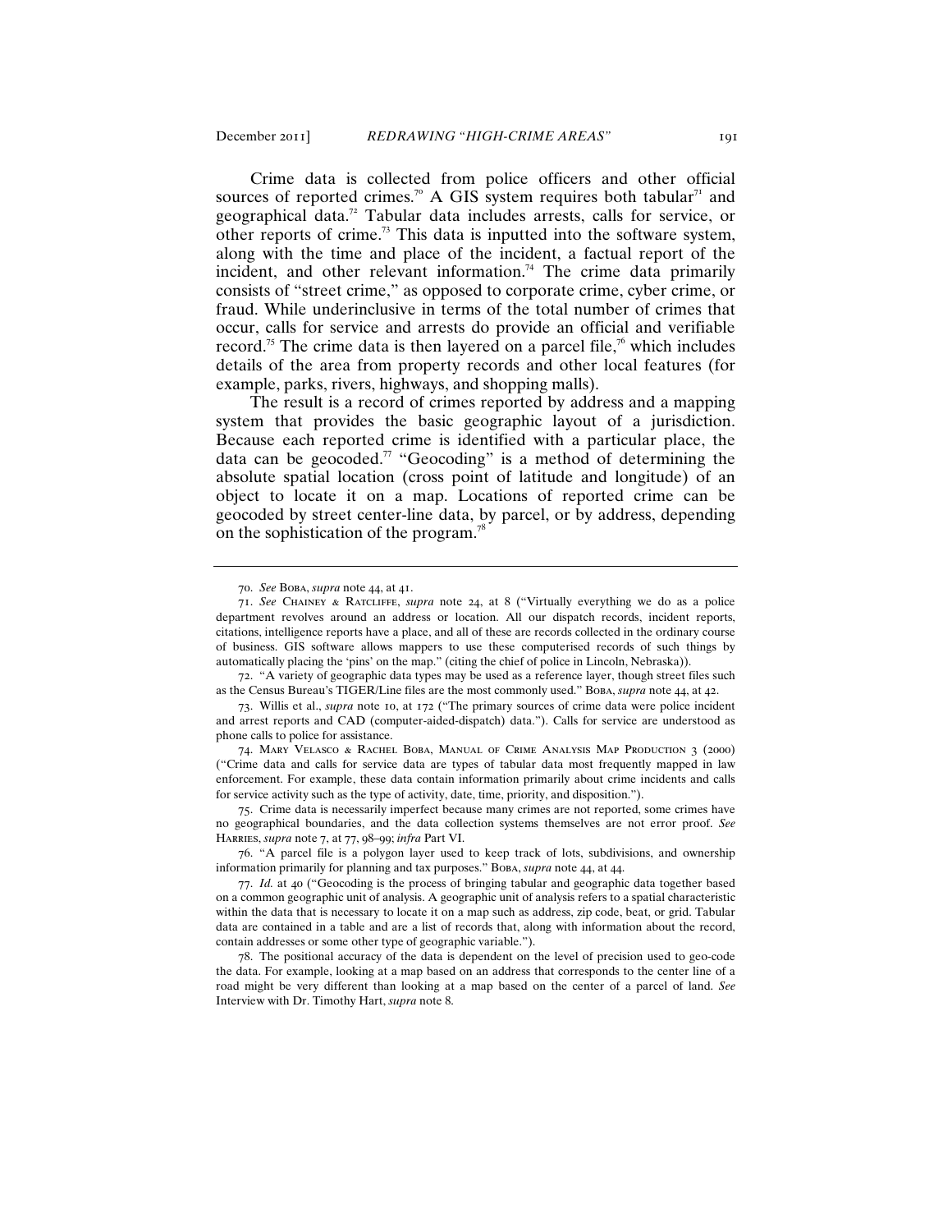Crime data is collected from police officers and other official sources of reported crimes.[70] A GIS system requires both tabular[71] and geographical data.[72] Tabular data includes arrests, calls for service, or other reports of crime.[73] This data is inputted into the software system, along with the time and place of the incident, a factual report of the incident, and other relevant information.[74] The crime data primarily consists of "street crime," as opposed to corporate crime, cyber crime, or fraud. While underinclusive in terms of the total number of crimes that occur, calls for service and arrests do provide an official and verifiable record.[75] The crime data is then layered on a parcel file,[76] which includes details of the area from property records and other local features (for example, parks, rivers, highways, and shopping malls).

The result is a record of crimes reported by address and a mapping system that provides the basic geographic layout of a jurisdiction. Because each reported crime is identified with a particular place, the data can be geocoded.[77] "Geocoding" is a method of determining the absolute spatial location (cross point of latitude and longitude) of an object to locate it on a map. Locations of reported crime can be geocoded by street center-line data, by parcel, or by address, depending on the sophistication of the program.[78]

---

70. *See* Boba, *supra* note 44, at 41.

71. *See* Chainey & Ratcliffe, *supra* note 24, at 8 ("Virtually everything we do as a police department revolves around an address or location. All our dispatch records, incident reports, citations, intelligence reports have a place, and all of these are records collected in the ordinary course of business. GIS software allows mappers to use these computerised records of such things by automatically placing the 'pins' on the map." (citing the chief of police in Lincoln, Nebraska)).

72. "A variety of geographic data types may be used as a reference layer, though street files such as the Census Bureau's TIGER/Line files are the most commonly used." Boba, *supra* note 44, at 42.

73. Willis et al., *supra* note 10, at 172 ("The primary sources of crime data were police incident and arrest reports and CAD (computer-aided-dispatch) data."). Calls for service are understood as phone calls to police for assistance.

74. Mary Velasco & Rachel Boba, Manual of Crime Analysis Map Production 3 (2000) ("Crime data and calls for service data are types of tabular data most frequently mapped in law enforcement. For example, these data contain information primarily about crime incidents and calls for service activity such as the type of activity, date, time, priority, and disposition.").

75. Crime data is necessarily imperfect because many crimes are not reported, some crimes have no geographical boundaries, and the data collection systems themselves are not error proof. *See* Harries, *supra* note 7, at 77, 98–99; *infra* Part VI.

76. "A parcel file is a polygon layer used to keep track of lots, subdivisions, and ownership information primarily for planning and tax purposes." Boba, *supra* note 44, at 44.

77. *Id.* at 40 ("Geocoding is the process of bringing tabular and geographic data together based on a common geographic unit of analysis. A geographic unit of analysis refers to a spatial characteristic within the data that is necessary to locate it on a map such as address, zip code, beat, or grid. Tabular data are contained in a table and are a list of records that, along with information about the record, contain addresses or some other type of geographic variable.").

78. The positional accuracy of the data is dependent on the level of precision used to geo-code the data. For example, looking at a map based on an address that corresponds to the center line of a road might be very different than looking at a map based on the center of a parcel of land. *See* Interview with Dr. Timothy Hart, *supra* note 8.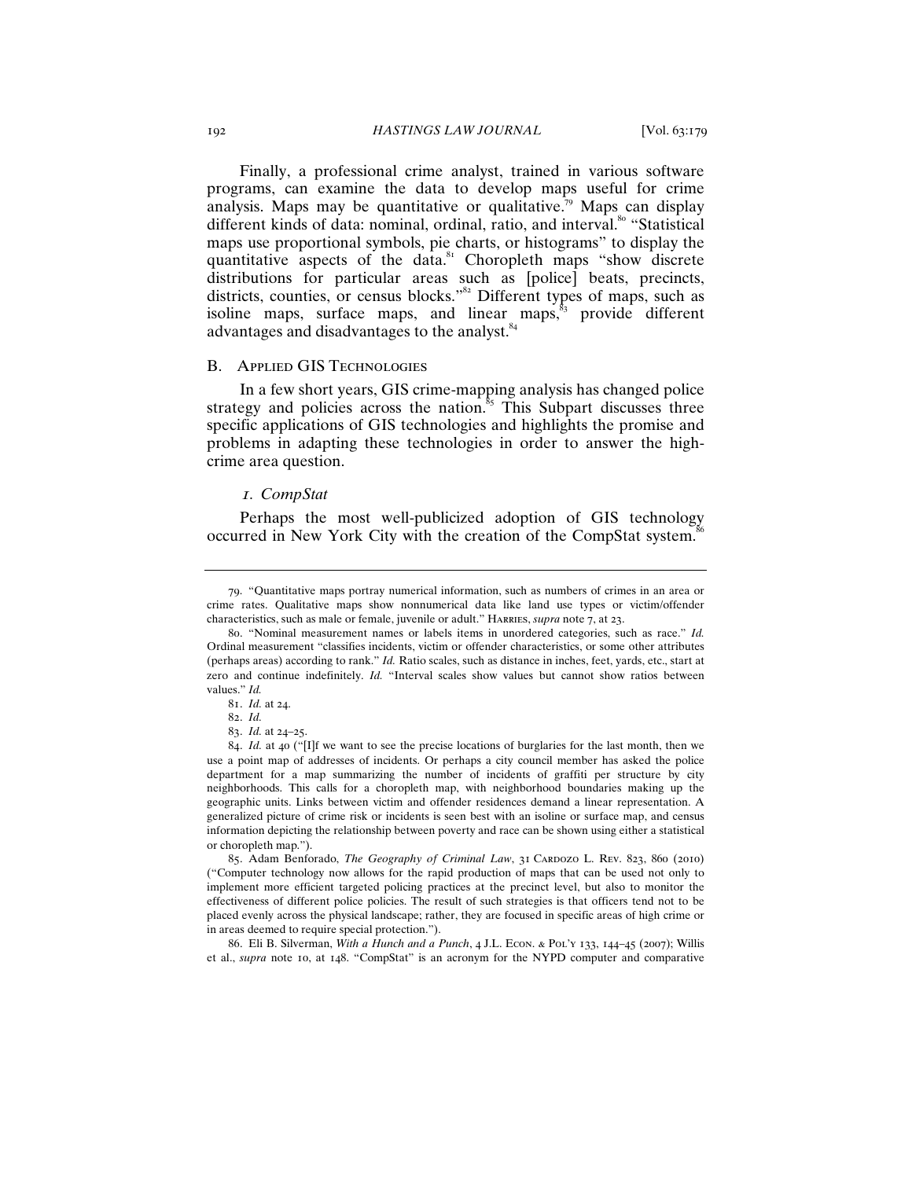Finally, a professional crime analyst, trained in various software programs, can examine the data to develop maps useful for crime analysis. Maps may be quantitative or qualitative.[79] Maps can display different kinds of data: nominal, ordinal, ratio, and interval.[80] "Statistical maps use proportional symbols, pie charts, or histograms" to display the quantitative aspects of the data.[81] Choropleth maps "show discrete distributions for particular areas such as [police] beats, precincts, districts, counties, or census blocks."[82] Different types of maps, such as isoline maps, surface maps, and linear maps,[83] provide different advantages and disadvantages to the analyst.[84]

## B. Applied GIS Technologies

In a few short years, GIS crime-mapping analysis has changed police strategy and policies across the nation.[85] This Subpart discusses three specific applications of GIS technologies and highlights the promise and problems in adapting these technologies in order to answer the high-crime area question.

### *1. CompStat*

Perhaps the most well-publicized adoption of GIS technology occurred in New York City with the creation of the CompStat system.[86]

---

79. "Quantitative maps portray numerical information, such as numbers of crimes in an area or crime rates. Qualitative maps show nonnumerical data like land use types or victim/offender characteristics, such as male or female, juvenile or adult." Harries, *supra* note 7, at 23.

80. "Nominal measurement names or labels items in unordered categories, such as race." *Id.* Ordinal measurement "classifies incidents, victim or offender characteristics, or some other attributes (perhaps areas) according to rank." *Id.* Ratio scales, such as distance in inches, feet, yards, etc., start at zero and continue indefinitely. *Id.* "Interval scales show values but cannot show ratios between values." *Id.*

81. *Id.* at 24.

82. *Id.*

83. *Id.* at 24–25.

84. *Id.* at 40 ("[I]f we want to see the precise locations of burglaries for the last month, then we use a point map of addresses of incidents. Or perhaps a city council member has asked the police department for a map summarizing the number of incidents of graffiti per structure by city neighborhoods. This calls for a choropleth map, with neighborhood boundaries making up the geographic units. Links between victim and offender residences demand a linear representation. A generalized picture of crime risk or incidents is seen best with an isoline or surface map, and census information depicting the relationship between poverty and race can be shown using either a statistical or choropleth map.").

85. Adam Benforado, *The Geography of Criminal Law*, 31 Cardozo L. Rev. 823, 860 (2010) ("Computer technology now allows for the rapid production of maps that can be used not only to implement more efficient targeted policing practices at the precinct level, but also to monitor the effectiveness of different police policies. The result of such strategies is that officers tend not to be placed evenly across the physical landscape; rather, they are focused in specific areas of high crime or in areas deemed to require special protection.").

86. Eli B. Silverman, *With a Hunch and a Punch*, 4 J.L. Econ. & Pol'y 133, 144–45 (2007); Willis et al., *supra* note 10, at 148. "CompStat" is an acronym for the NYPD computer and comparative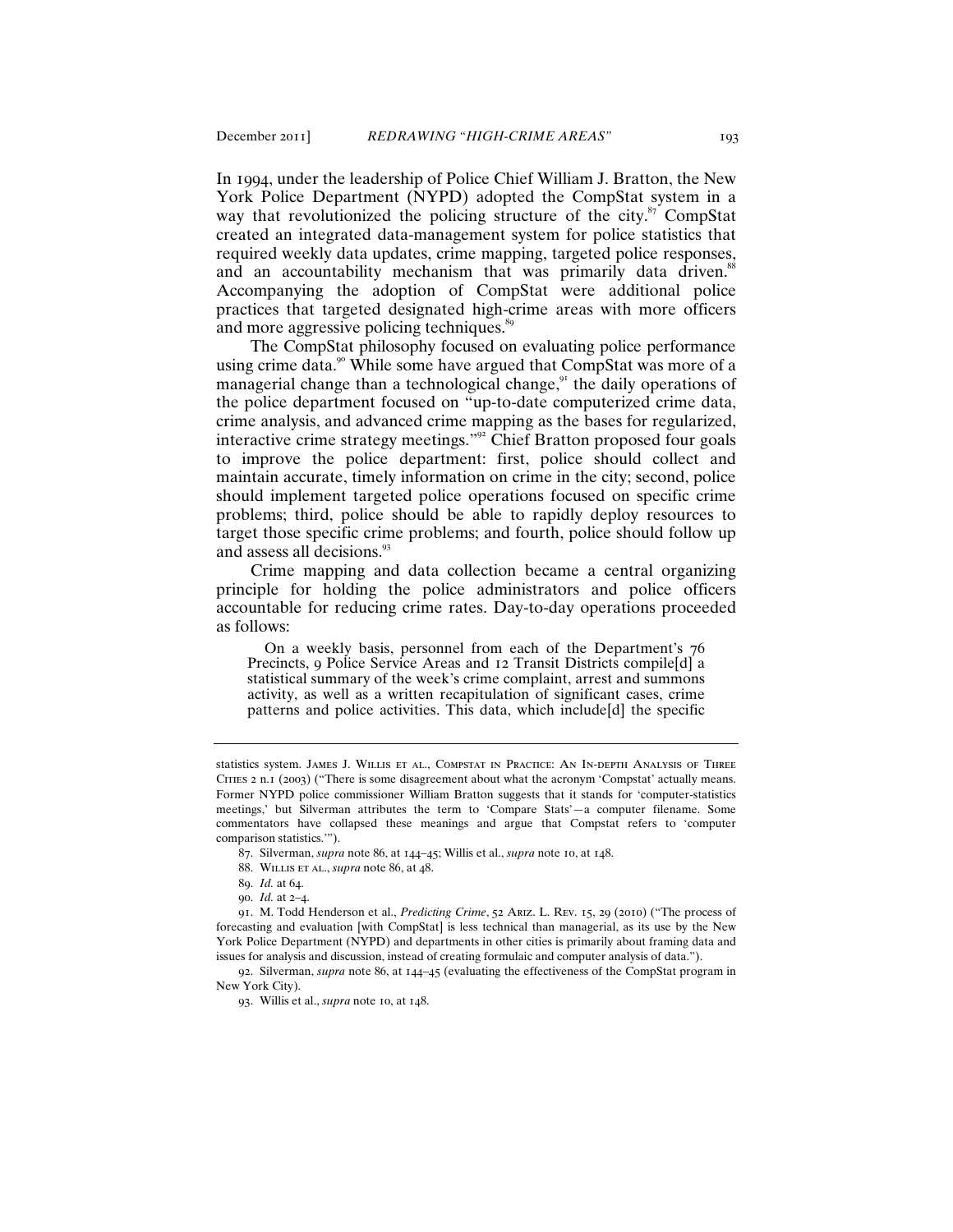In 1994, under the leadership of Police Chief William J. Bratton, the New York Police Department (NYPD) adopted the CompStat system in a way that revolutionized the policing structure of the city.[87] CompStat created an integrated data-management system for police statistics that required weekly data updates, crime mapping, targeted police responses, and an accountability mechanism that was primarily data driven.[88] Accompanying the adoption of CompStat were additional police practices that targeted designated high-crime areas with more officers and more aggressive policing techniques.[89]

The CompStat philosophy focused on evaluating police performance using crime data.[90] While some have argued that CompStat was more of a managerial change than a technological change,[91] the daily operations of the police department focused on "up-to-date computerized crime data, crime analysis, and advanced crime mapping as the bases for regularized, interactive crime strategy meetings."[92] Chief Bratton proposed four goals to improve the police department: first, police should collect and maintain accurate, timely information on crime in the city; second, police should implement targeted police operations focused on specific crime problems; third, police should be able to rapidly deploy resources to target those specific crime problems; and fourth, police should follow up and assess all decisions.[93]

Crime mapping and data collection became a central organizing principle for holding the police administrators and police officers accountable for reducing crime rates. Day-to-day operations proceeded as follows:

> On a weekly basis, personnel from each of the Department's 76 Precincts, 9 Police Service Areas and 12 Transit Districts compile[d] a statistical summary of the week's crime complaint, arrest and summons activity, as well as a written recapitulation of significant cases, crime patterns and police activities. This data, which include[d] the specific

---

statistics system. James J. Willis et al., Compstat in Practice: An In-depth Analysis of Three Cities 2 n.1 (2003) ("There is some disagreement about what the acronym 'Compstat' actually means. Former NYPD police commissioner William Bratton suggests that it stands for 'computer-statistics meetings,' but Silverman attributes the term to 'Compare Stats'—a computer filename. Some commentators have collapsed these meanings and argue that Compstat refers to 'computer comparison statistics.'").

87. Silverman, *supra* note 86, at 144–45; Willis et al., *supra* note 10, at 148.

88. Willis et al., *supra* note 86, at 48.

89. *Id.* at 64.

90. *Id.* at 2–4.

91. M. Todd Henderson et al., *Predicting Crime*, 52 Ariz. L. Rev. 15, 29 (2010) ("The process of forecasting and evaluation [with CompStat] is less technical than managerial, as its use by the New York Police Department (NYPD) and departments in other cities is primarily about framing data and issues for analysis and discussion, instead of creating formulaic and computer analysis of data.").

92. Silverman, *supra* note 86, at 144–45 (evaluating the effectiveness of the CompStat program in New York City).

93. Willis et al., *supra* note 10, at 148.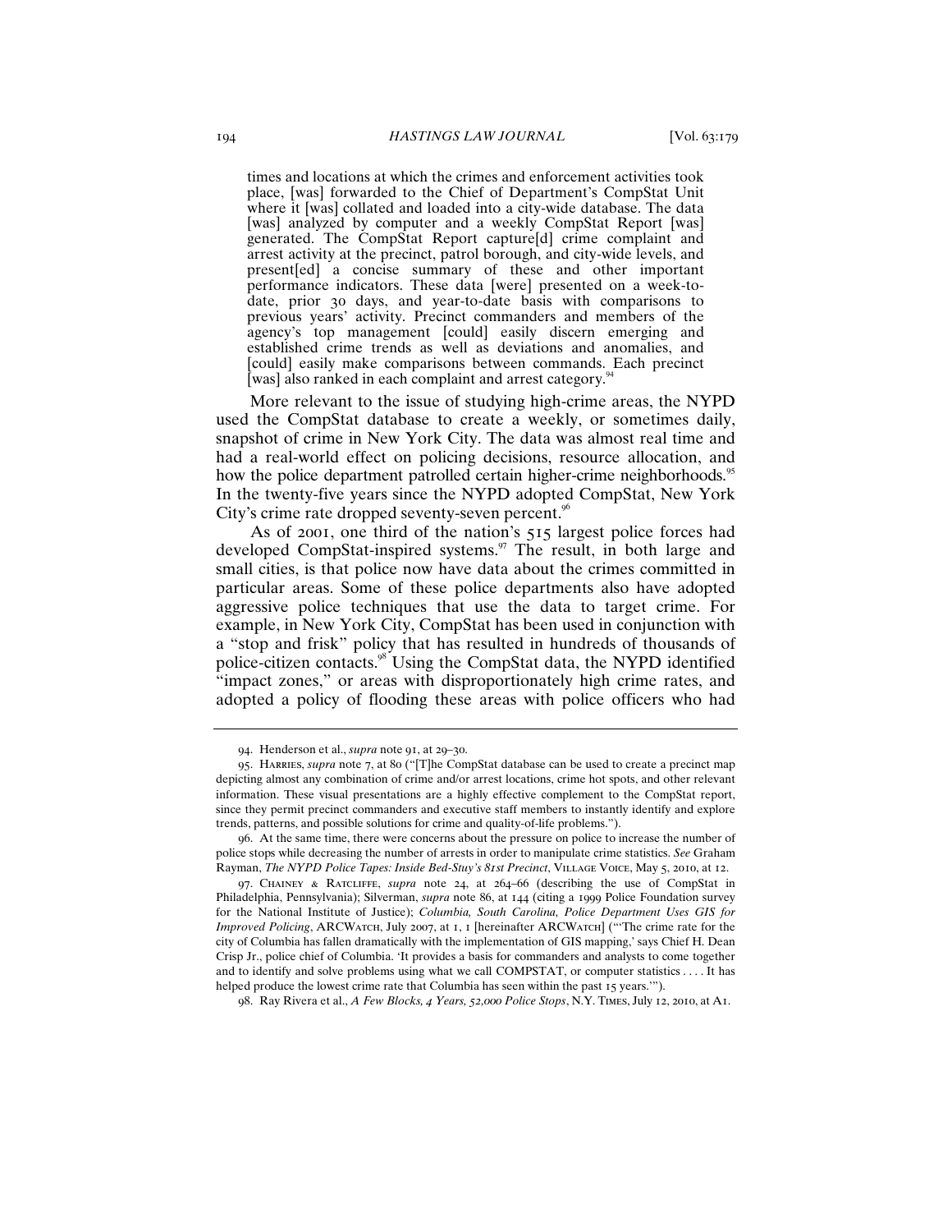> times and locations at which the crimes and enforcement activities took place, [was] forwarded to the Chief of Department's CompStat Unit where it [was] collated and loaded into a city-wide database. The data [was] analyzed by computer and a weekly CompStat Report [was] generated. The CompStat Report capture[d] crime complaint and arrest activity at the precinct, patrol borough, and city-wide levels, and present[ed] a concise summary of these and other important performance indicators. These data [were] presented on a week-to-date, prior 30 days, and year-to-date basis with comparisons to previous years' activity. Precinct commanders and members of the agency's top management [could] easily discern emerging and established crime trends as well as deviations and anomalies, and [could] easily make comparisons between commands. Each precinct [was] also ranked in each complaint and arrest category.[94]

More relevant to the issue of studying high-crime areas, the NYPD used the CompStat database to create a weekly, or sometimes daily, snapshot of crime in New York City. The data was almost real time and had a real-world effect on policing decisions, resource allocation, and how the police department patrolled certain higher-crime neighborhoods.[95] In the twenty-five years since the NYPD adopted CompStat, New York City's crime rate dropped seventy-seven percent.[96]

As of 2001, one third of the nation's 515 largest police forces had developed CompStat-inspired systems.[97] The result, in both large and small cities, is that police now have data about the crimes committed in particular areas. Some of these police departments also have adopted aggressive police techniques that use the data to target crime. For example, in New York City, CompStat has been used in conjunction with a "stop and frisk" policy that has resulted in hundreds of thousands of police-citizen contacts.[98] Using the CompStat data, the NYPD identified "impact zones," or areas with disproportionately high crime rates, and adopted a policy of flooding these areas with police officers who had

---

94. Henderson et al., *supra* note 91, at 29–30.

95. Harries, *supra* note 7, at 80 ("[T]he CompStat database can be used to create a precinct map depicting almost any combination of crime and/or arrest locations, crime hot spots, and other relevant information. These visual presentations are a highly effective complement to the CompStat report, since they permit precinct commanders and executive staff members to instantly identify and explore trends, patterns, and possible solutions for crime and quality-of-life problems.").

96. At the same time, there were concerns about the pressure on police to increase the number of police stops while decreasing the number of arrests in order to manipulate crime statistics. *See* Graham Rayman, *The NYPD Police Tapes: Inside Bed-Stuy's 81st Precinct*, Village Voice, May 5, 2010, at 12.

97. Chainey & Ratcliffe, *supra* note 24, at 264–66 (describing the use of CompStat in Philadelphia, Pennsylvania); Silverman, *supra* note 86, at 144 (citing a 1999 Police Foundation survey for the National Institute of Justice); *Columbia, South Carolina, Police Department Uses GIS for Improved Policing*, ARCWatch, July 2007, at 1, 1 [hereinafter ARCWatch] ("'The crime rate for the city of Columbia has fallen dramatically with the implementation of GIS mapping,' says Chief H. Dean Crisp Jr., police chief of Columbia. 'It provides a basis for commanders and analysts to come together and to identify and solve problems using what we call COMPSTAT, or computer statistics . . . . It has helped produce the lowest crime rate that Columbia has seen within the past 15 years.'").

98. Ray Rivera et al., *A Few Blocks, 4 Years, 52,000 Police Stops*, N.Y. Times, July 12, 2010, at A1.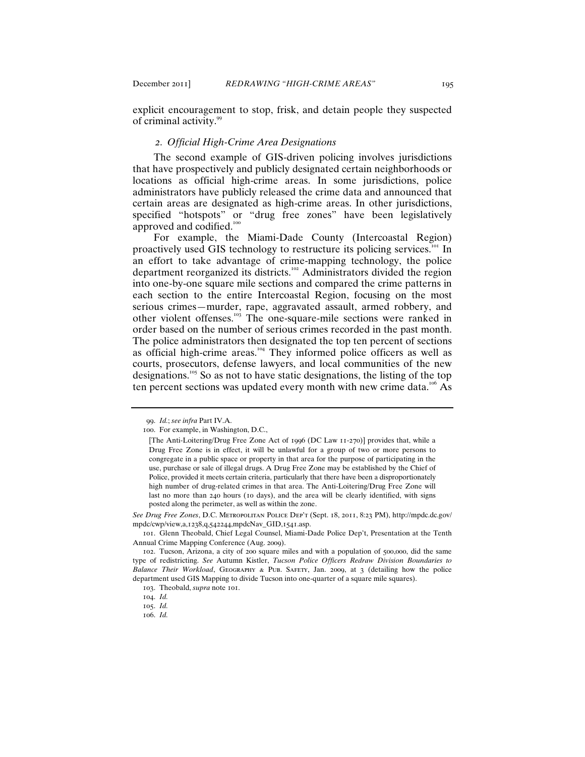explicit encouragement to stop, frisk, and detain people they suspected of criminal activity.[99]

### *2. Official High-Crime Area Designations*

The second example of GIS-driven policing involves jurisdictions that have prospectively and publicly designated certain neighborhoods or locations as official high-crime areas. In some jurisdictions, police administrators have publicly released the crime data and announced that certain areas are designated as high-crime areas. In other jurisdictions, specified "hotspots" or "drug free zones" have been legislatively approved and codified.[100]

For example, the Miami-Dade County (Intercoastal Region) proactively used GIS technology to restructure its policing services.[101] In an effort to take advantage of crime-mapping technology, the police department reorganized its districts.[102] Administrators divided the region into one-by-one square mile sections and compared the crime patterns in each section to the entire Intercoastal Region, focusing on the most serious crimes—murder, rape, aggravated assault, armed robbery, and other violent offenses.[103] The one-square-mile sections were ranked in order based on the number of serious crimes recorded in the past month. The police administrators then designated the top ten percent of sections as official high-crime areas.[104] They informed police officers as well as courts, prosecutors, defense lawyers, and local communities of the new designations.[105] So as not to have static designations, the listing of the top ten percent sections was updated every month with new crime data.[106] As

---

99. *Id.*; *see infra* Part IV.A.

100. For example, in Washington, D.C.,

> [The Anti-Loitering/Drug Free Zone Act of 1996 (DC Law 11-270)] provides that, while a Drug Free Zone is in effect, it will be unlawful for a group of two or more persons to congregate in a public space or property in that area for the purpose of participating in the use, purchase or sale of illegal drugs. A Drug Free Zone may be established by the Chief of Police, provided it meets certain criteria, particularly that there have been a disproportionately high number of drug-related crimes in that area. The Anti-Loitering/Drug Free Zone will last no more than 240 hours (10 days), and the area will be clearly identified, with signs posted along the perimeter, as well as within the zone.

*See Drug Free Zones*, D.C. METROPOLITAN POLICE DEP'T (Sept. 18, 2011, 8:23 PM), http://mpdc.dc.gov/mpdc/cwp/view,a,1238,q,542244,mpdcNav_GID,1541.asp.

101. Glenn Theobald, Chief Legal Counsel, Miami-Dade Police Dep't, Presentation at the Tenth Annual Crime Mapping Conference (Aug. 2009).

102. Tucson, Arizona, a city of 200 square miles and with a population of 500,000, did the same type of redistricting. *See* Autumn Kistler, *Tucson Police Officers Redraw Division Boundaries to Balance Their Workload*, GEOGRAPHY & PUB. SAFETY, Jan. 2009, at 3 (detailing how the police department used GIS Mapping to divide Tucson into one-quarter of a square mile squares).

103. Theobald, *supra* note 101.

104. *Id.*

105. *Id.*

106. *Id.*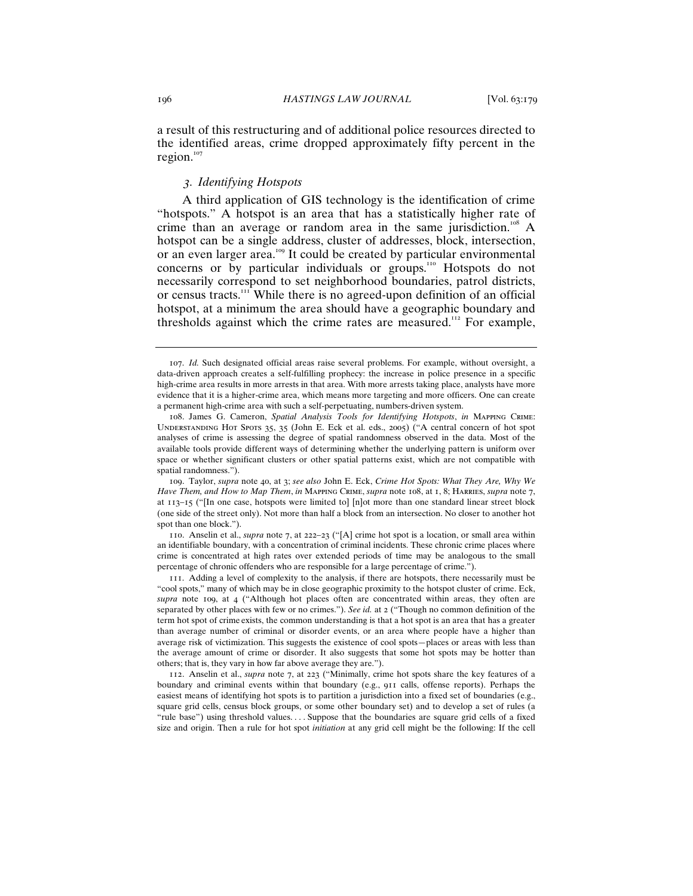a result of this restructuring and of additional police resources directed to the identified areas, crime dropped approximately fifty percent in the region.[107]

### *3. Identifying Hotspots*

A third application of GIS technology is the identification of crime "hotspots." A hotspot is an area that has a statistically higher rate of crime than an average or random area in the same jurisdiction.[108] A hotspot can be a single address, cluster of addresses, block, intersection, or an even larger area.[109] It could be created by particular environmental concerns or by particular individuals or groups.[110] Hotspots do not necessarily correspond to set neighborhood boundaries, patrol districts, or census tracts.[111] While there is no agreed-upon definition of an official hotspot, at a minimum the area should have a geographic boundary and thresholds against which the crime rates are measured.[112] For example,

---

107. *Id.* Such designated official areas raise several problems. For example, without oversight, a data-driven approach creates a self-fulfilling prophecy: the increase in police presence in a specific high-crime area results in more arrests in that area. With more arrests taking place, analysts have more evidence that it is a higher-crime area, which means more targeting and more officers. One can create a permanent high-crime area with such a self-perpetuating, numbers-driven system.

108. James G. Cameron, *Spatial Analysis Tools for Identifying Hotspots*, *in* Mapping Crime: Understanding Hot Spots 35, 35 (John E. Eck et al. eds., 2005) ("A central concern of hot spot analyses of crime is assessing the degree of spatial randomness observed in the data. Most of the available tools provide different ways of determining whether the underlying pattern is uniform over space or whether significant clusters or other spatial patterns exist, which are not compatible with spatial randomness.").

109. Taylor, *supra* note 40, at 3; *see also* John E. Eck, *Crime Hot Spots: What They Are, Why We Have Them, and How to Map Them*, *in* Mapping Crime, *supra* note 108, at 1, 8; Harries, *supra* note 7, at 113–15 ("[In one case, hotspots were limited to] [n]ot more than one standard linear street block (one side of the street only). Not more than half a block from an intersection. No closer to another hot spot than one block.").

110. Anselin et al., *supra* note 7, at 222–23 ("[A] crime hot spot is a location, or small area within an identifiable boundary, with a concentration of criminal incidents. These chronic crime places where crime is concentrated at high rates over extended periods of time may be analogous to the small percentage of chronic offenders who are responsible for a large percentage of crime.").

111. Adding a level of complexity to the analysis, if there are hotspots, there necessarily must be "cool spots," many of which may be in close geographic proximity to the hotspot cluster of crime. Eck, *supra* note 109, at 4 ("Although hot places often are concentrated within areas, they often are separated by other places with few or no crimes."). *See id.* at 2 ("Though no common definition of the term hot spot of crime exists, the common understanding is that a hot spot is an area that has a greater than average number of criminal or disorder events, or an area where people have a higher than average risk of victimization. This suggests the existence of cool spots—places or areas with less than the average amount of crime or disorder. It also suggests that some hot spots may be hotter than others; that is, they vary in how far above average they are.").

112. Anselin et al., *supra* note 7, at 223 ("Minimally, crime hot spots share the key features of a boundary and criminal events within that boundary (e.g., 911 calls, offense reports). Perhaps the easiest means of identifying hot spots is to partition a jurisdiction into a fixed set of boundaries (e.g., square grid cells, census block groups, or some other boundary set) and to develop a set of rules (a "rule base") using threshold values. . . . Suppose that the boundaries are square grid cells of a fixed size and origin. Then a rule for hot spot *initiation* at any grid cell might be the following: If the cell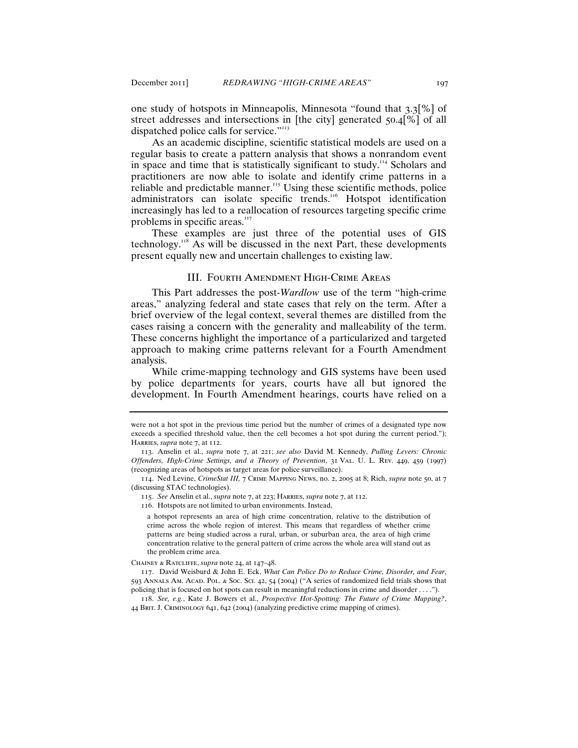one study of hotspots in Minneapolis, Minnesota "found that 3.3[%] of street addresses and intersections in [the city] generated 50.4[%] of all dispatched police calls for service."[113]

As an academic discipline, scientific statistical models are used on a regular basis to create a pattern analysis that shows a nonrandom event in space and time that is statistically significant to study.[114] Scholars and practitioners are now able to isolate and identify crime patterns in a reliable and predictable manner.[115] Using these scientific methods, police administrators can isolate specific trends.[116] Hotspot identification increasingly has led to a reallocation of resources targeting specific crime problems in specific areas.[117]

These examples are just three of the potential uses of GIS technology.[118] As will be discussed in the next Part, these developments present equally new and uncertain challenges to existing law.

## III. Fourth Amendment High-Crime Areas

This Part addresses the post-*Wardlow* use of the term "high-crime areas," analyzing federal and state cases that rely on the term. After a brief overview of the legal context, several themes are distilled from the cases raising a concern with the generality and malleability of the term. These concerns highlight the importance of a particularized and targeted approach to making crime patterns relevant for a Fourth Amendment analysis.

While crime-mapping technology and GIS systems have been used by police departments for years, courts have all but ignored the development. In Fourth Amendment hearings, courts have relied on a

---

were not a hot spot in the previous time period but the number of crimes of a designated type now exceeds a specified threshold value, then the cell becomes a hot spot during the current period."); Harries, *supra* note 7, at 112.

113. Anselin et al., *supra* note 7, at 221; *see also* David M. Kennedy, *Pulling Levers: Chronic Offenders, High-Crime Settings, and a Theory of Prevention*, 31 Val. U. L. Rev. 449, 459 (1997) (recognizing areas of hotspots as target areas for police surveillance).

114. Ned Levine, *CrimeStat III,* 7 Crime Mapping News, no. 2, 2005 at 8; Rich, *supra* note 50, at 7 (discussing STAC technologies).

115. *See* Anselin et al., *supra* note 7, at 223; Harries, *supra* note 7, at 112.

116. Hotspots are not limited to urban environments. Instead,

> a hotspot represents an area of high crime concentration, relative to the distribution of crime across the whole region of interest. This means that regardless of whether crime patterns are being studied across a rural, urban, or suburban area, the area of high crime concentration relative to the general pattern of crime across the whole area will stand out as the problem crime area.

Chainey & Ratcliffe, *supra* note 24, at 147–48.

117. David Weisburd & John E. Eck, *What Can Police Do to Reduce Crime, Disorder, and Fear*, 593 Annals Am. Acad. Pol. & Soc. Sci. 42, 54 (2004) ("A series of randomized field trials shows that policing that is focused on hot spots can result in meaningful reductions in crime and disorder . . . .").

118. *See, e.g.*, Kate J. Bowers et al., *Prospective Hot-Spotting: The Future of Crime Mapping?*, 44 Brit. J. Criminology 641, 642 (2004) (analyzing predictive crime mapping of crimes).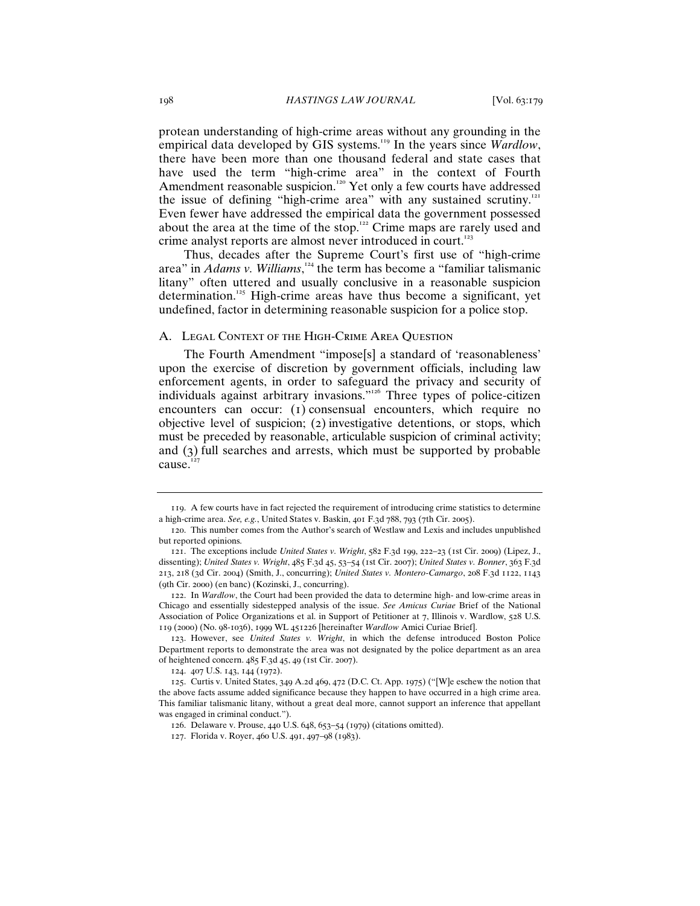protean understanding of high-crime areas without any grounding in the empirical data developed by GIS systems.[119] In the years since *Wardlow*, there have been more than one thousand federal and state cases that have used the term "high-crime area" in the context of Fourth Amendment reasonable suspicion.[120] Yet only a few courts have addressed the issue of defining "high-crime area" with any sustained scrutiny.[121] Even fewer have addressed the empirical data the government possessed about the area at the time of the stop.[122] Crime maps are rarely used and crime analyst reports are almost never introduced in court.[123]

Thus, decades after the Supreme Court's first use of "high-crime area" in *Adams v. Williams*,[124] the term has become a "familiar talismanic litany" often uttered and usually conclusive in a reasonable suspicion determination.[125] High-crime areas have thus become a significant, yet undefined, factor in determining reasonable suspicion for a police stop.

### A. Legal Context of the High-Crime Area Question

The Fourth Amendment "impose[s] a standard of 'reasonableness' upon the exercise of discretion by government officials, including law enforcement agents, in order to safeguard the privacy and security of individuals against arbitrary invasions."[126] Three types of police-citizen encounters can occur: (1) consensual encounters, which require no objective level of suspicion; (2) investigative detentions, or stops, which must be preceded by reasonable, articulable suspicion of criminal activity; and (3) full searches and arrests, which must be supported by probable cause.[127]

---

119. A few courts have in fact rejected the requirement of introducing crime statistics to determine a high-crime area. *See, e.g.*, United States v. Baskin, 401 F.3d 788, 793 (7th Cir. 2005).

120. This number comes from the Author's search of Westlaw and Lexis and includes unpublished but reported opinions.

121. The exceptions include *United States v. Wright*, 582 F.3d 199, 222–23 (1st Cir. 2009) (Lipez, J., dissenting); *United States v. Wright*, 485 F.3d 45, 53–54 (1st Cir. 2007); *United States v. Bonner*, 363 F.3d 213, 218 (3d Cir. 2004) (Smith, J., concurring); *United States v. Montero-Camargo*, 208 F.3d 1122, 1143 (9th Cir. 2000) (en banc) (Kozinski, J., concurring).

122. In *Wardlow*, the Court had been provided the data to determine high- and low-crime areas in Chicago and essentially sidestepped analysis of the issue. *See Amicus Curiae* Brief of the National Association of Police Organizations et al. in Support of Petitioner at 7, Illinois v. Wardlow, 528 U.S. 119 (2000) (No. 98-1036), 1999 WL 451226 [hereinafter *Wardlow* Amici Curiae Brief].

123. However, see *United States v. Wright*, in which the defense introduced Boston Police Department reports to demonstrate the area was not designated by the police department as an area of heightened concern. 485 F.3d 45, 49 (1st Cir. 2007).

124. 407 U.S. 143, 144 (1972).

125. Curtis v. United States, 349 A.2d 469, 472 (D.C. Ct. App. 1975) ("[W]e eschew the notion that the above facts assume added significance because they happen to have occurred in a high crime area. This familiar talismanic litany, without a great deal more, cannot support an inference that appellant was engaged in criminal conduct.").

126. Delaware v. Prouse, 440 U.S. 648, 653–54 (1979) (citations omitted).

127. Florida v. Royer, 460 U.S. 491, 497–98 (1983).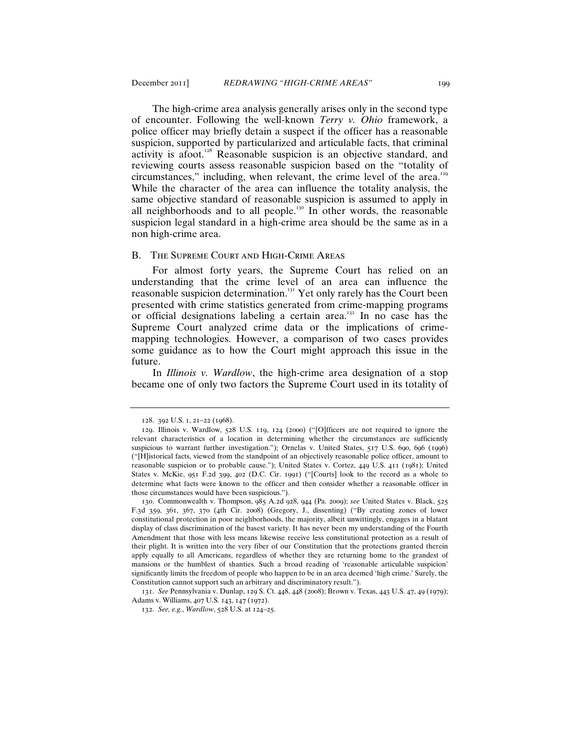The high-crime area analysis generally arises only in the second type of encounter. Following the well-known *Terry v. Ohio* framework, a police officer may briefly detain a suspect if the officer has a reasonable suspicion, supported by particularized and articulable facts, that criminal activity is afoot.[128] Reasonable suspicion is an objective standard, and reviewing courts assess reasonable suspicion based on the "totality of circumstances," including, when relevant, the crime level of the area.[129] While the character of the area can influence the totality analysis, the same objective standard of reasonable suspicion is assumed to apply in all neighborhoods and to all people.[130] In other words, the reasonable suspicion legal standard in a high-crime area should be the same as in a non high-crime area.

## B. The Supreme Court and High-Crime Areas

For almost forty years, the Supreme Court has relied on an understanding that the crime level of an area can influence the reasonable suspicion determination.[131] Yet only rarely has the Court been presented with crime statistics generated from crime-mapping programs or official designations labeling a certain area.[132] In no case has the Supreme Court analyzed crime data or the implications of crime-mapping technologies. However, a comparison of two cases provides some guidance as to how the Court might approach this issue in the future.

In *Illinois v. Wardlow*, the high-crime area designation of a stop became one of only two factors the Supreme Court used in its totality of

---

128. 392 U.S. 1, 21–22 (1968).

129. Illinois v. Wardlow, 528 U.S. 119, 124 (2000) ("[O]fficers are not required to ignore the relevant characteristics of a location in determining whether the circumstances are sufficiently suspicious to warrant further investigation."); Ornelas v. United States, 517 U.S. 690, 696 (1996) ("[H]istorical facts, viewed from the standpoint of an objectively reasonable police officer, amount to reasonable suspicion or to probable cause."); United States v. Cortez, 449 U.S. 411 (1981); United States v. McKie, 951 F.2d 399, 402 (D.C. Cir. 1991) ("[Courts] look to the record as a whole to determine what facts were known to the officer and then consider whether a reasonable officer in those circumstances would have been suspicious.").

130. Commonwealth v. Thompson, 985 A.2d 928, 944 (Pa. 2009); *see* United States v. Black, 525 F.3d 359, 361, 367, 370 (4th Cir. 2008) (Gregory, J., dissenting) ("By creating zones of lower constitutional protection in poor neighborhoods, the majority, albeit unwittingly, engages in a blatant display of class discrimination of the basest variety. It has never been my understanding of the Fourth Amendment that those with less means likewise receive less constitutional protection as a result of their plight. It is written into the very fiber of our Constitution that the protections granted therein apply equally to all Americans, regardless of whether they are returning home to the grandest of mansions or the humblest of shanties. Such a broad reading of 'reasonable articulable suspicion' significantly limits the freedom of people who happen to be in an area deemed 'high crime.' Surely, the Constitution cannot support such an arbitrary and discriminatory result.").

131. *See* Pennsylvania v. Dunlap, 129 S. Ct. 448, 448 (2008); Brown v. Texas, 443 U.S. 47, 49 (1979); Adams v. Williams, 407 U.S. 143, 147 (1972).

132. *See, e.g.*, *Wardlow*, 528 U.S. at 124–25.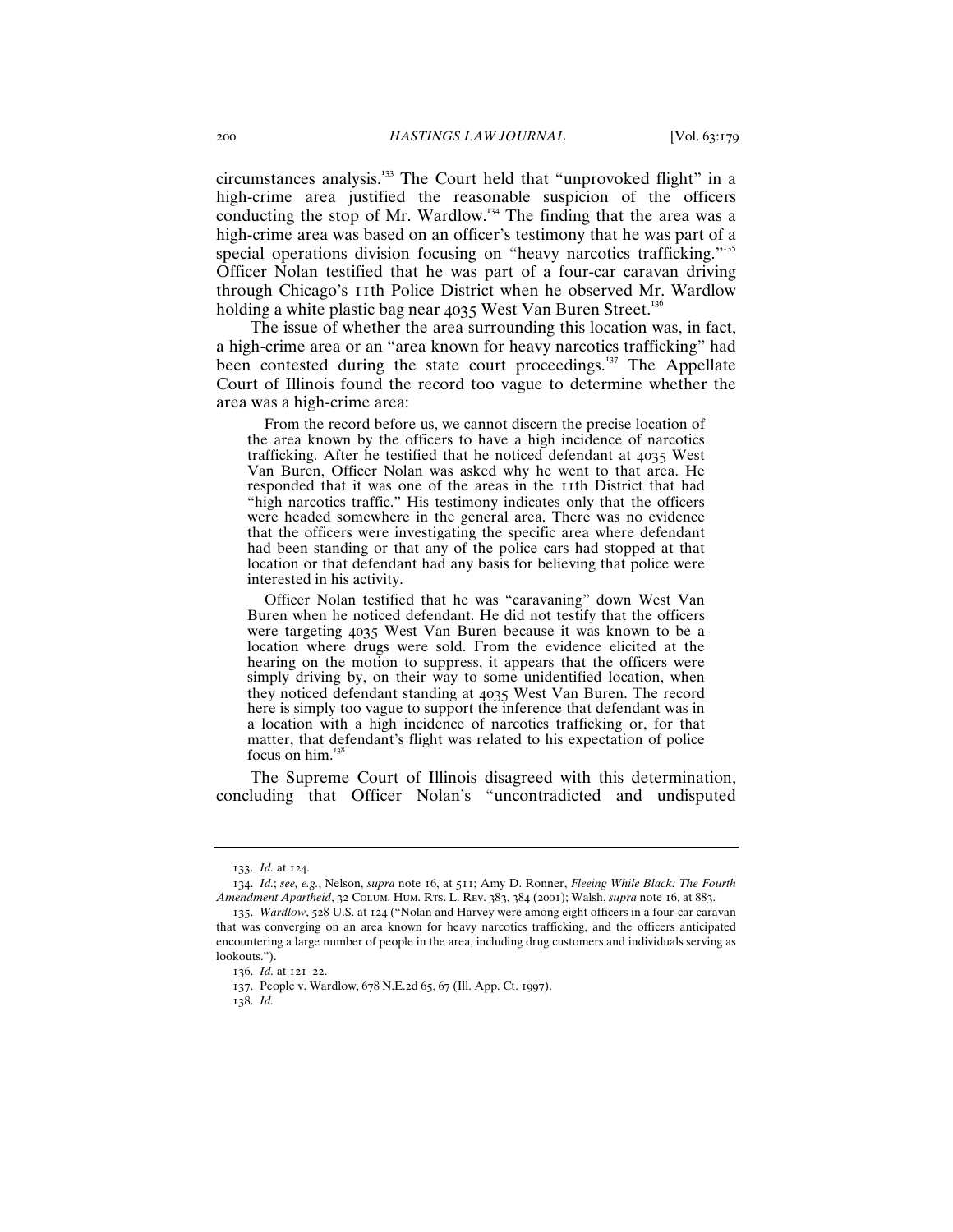circumstances analysis.[133] The Court held that "unprovoked flight" in a high-crime area justified the reasonable suspicion of the officers conducting the stop of Mr. Wardlow.[134] The finding that the area was a high-crime area was based on an officer's testimony that he was part of a special operations division focusing on "heavy narcotics trafficking."[135] Officer Nolan testified that he was part of a four-car caravan driving through Chicago's 11th Police District when he observed Mr. Wardlow holding a white plastic bag near 4035 West Van Buren Street.[136]

The issue of whether the area surrounding this location was, in fact, a high-crime area or an "area known for heavy narcotics trafficking" had been contested during the state court proceedings.[137] The Appellate Court of Illinois found the record too vague to determine whether the area was a high-crime area:

> From the record before us, we cannot discern the precise location of the area known by the officers to have a high incidence of narcotics trafficking. After he testified that he noticed defendant at 4035 West Van Buren, Officer Nolan was asked why he went to that area. He responded that it was one of the areas in the 11th District that had "high narcotics traffic." His testimony indicates only that the officers were headed somewhere in the general area. There was no evidence that the officers were investigating the specific area where defendant had been standing or that any of the police cars had stopped at that location or that defendant had any basis for believing that police were interested in his activity.
>
> Officer Nolan testified that he was "caravaning" down West Van Buren when he noticed defendant. He did not testify that the officers were targeting 4035 West Van Buren because it was known to be a location where drugs were sold. From the evidence elicited at the hearing on the motion to suppress, it appears that the officers were simply driving by, on their way to some unidentified location, when they noticed defendant standing at 4035 West Van Buren. The record here is simply too vague to support the inference that defendant was in a location with a high incidence of narcotics trafficking or, for that matter, that defendant's flight was related to his expectation of police focus on him.[138]

The Supreme Court of Illinois disagreed with this determination, concluding that Officer Nolan's "uncontradicted and undisputed

---

133. *Id.* at 124.

134. *Id.*; *see, e.g.*, Nelson, *supra* note 16, at 511; Amy D. Ronner, *Fleeing While Black: The Fourth Amendment Apartheid*, 32 Colum. Hum. Rts. L. Rev. 383, 384 (2001); Walsh, *supra* note 16, at 883.

135. *Wardlow*, 528 U.S. at 124 ("Nolan and Harvey were among eight officers in a four-car caravan that was converging on an area known for heavy narcotics trafficking, and the officers anticipated encountering a large number of people in the area, including drug customers and individuals serving as lookouts.").

136. *Id.* at 121–22.

137. People v. Wardlow, 678 N.E.2d 65, 67 (Ill. App. Ct. 1997).

138. *Id.*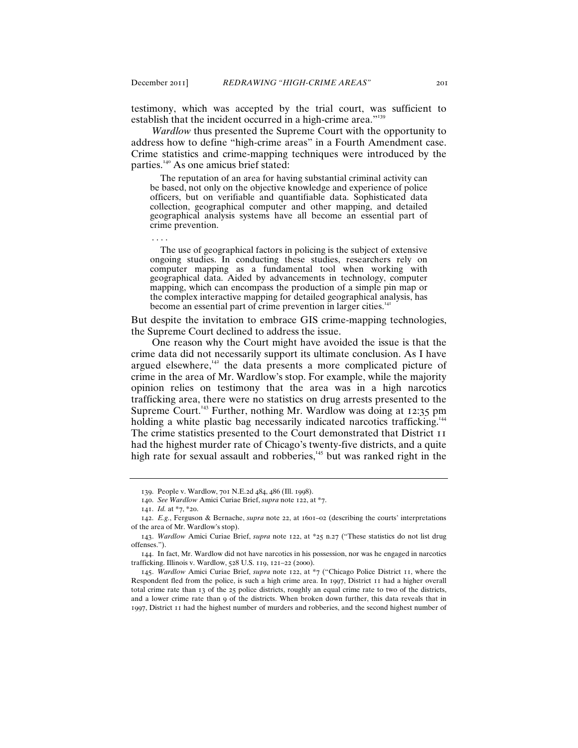testimony, which was accepted by the trial court, was sufficient to establish that the incident occurred in a high-crime area."[139]

*Wardlow* thus presented the Supreme Court with the opportunity to address how to define "high-crime areas" in a Fourth Amendment case. Crime statistics and crime-mapping techniques were introduced by the parties.[140] As one amicus brief stated:

> The reputation of an area for having substantial criminal activity can be based, not only on the objective knowledge and experience of police officers, but on verifiable and quantifiable data. Sophisticated data collection, geographical computer and other mapping, and detailed geographical analysis systems have all become an essential part of crime prevention.
>
> . . . .
>
> The use of geographical factors in policing is the subject of extensive ongoing studies. In conducting these studies, researchers rely on computer mapping as a fundamental tool when working with geographical data. Aided by advancements in technology, computer mapping, which can encompass the production of a simple pin map or the complex interactive mapping for detailed geographical analysis, has become an essential part of crime prevention in larger cities.[141]

But despite the invitation to embrace GIS crime-mapping technologies, the Supreme Court declined to address the issue.

One reason why the Court might have avoided the issue is that the crime data did not necessarily support its ultimate conclusion. As I have argued elsewhere,[142] the data presents a more complicated picture of crime in the area of Mr. Wardlow's stop. For example, while the majority opinion relies on testimony that the area was in a high narcotics trafficking area, there were no statistics on drug arrests presented to the Supreme Court.[143] Further, nothing Mr. Wardlow was doing at 12:35 pm holding a white plastic bag necessarily indicated narcotics trafficking.[144] The crime statistics presented to the Court demonstrated that District 11 had the highest murder rate of Chicago's twenty-five districts, and a quite high rate for sexual assault and robberies,[145] but was ranked right in the

---

139. People v. Wardlow, 701 N.E.2d 484, 486 (Ill. 1998).

140. *See Wardlow* Amici Curiae Brief, *supra* note 122, at *7.

141. *Id.* at *7, *20.

142. *E.g.*, Ferguson & Bernache, *supra* note 22, at 1601–02 (describing the courts' interpretations of the area of Mr. Wardlow's stop).

143. *Wardlow* Amici Curiae Brief, *supra* note 122, at *25 n.27 ("These statistics do not list drug offenses.").

144. In fact, Mr. Wardlow did not have narcotics in his possession, nor was he engaged in narcotics trafficking. Illinois v. Wardlow, 528 U.S. 119, 121–22 (2000).

145. *Wardlow* Amici Curiae Brief, *supra* note 122, at *7 ("Chicago Police District 11, where the Respondent fled from the police, is such a high crime area. In 1997, District 11 had a higher overall total crime rate than 13 of the 25 police districts, roughly an equal crime rate to two of the districts, and a lower crime rate than 9 of the districts. When broken down further, this data reveals that in 1997, District 11 had the highest number of murders and robberies, and the second highest number of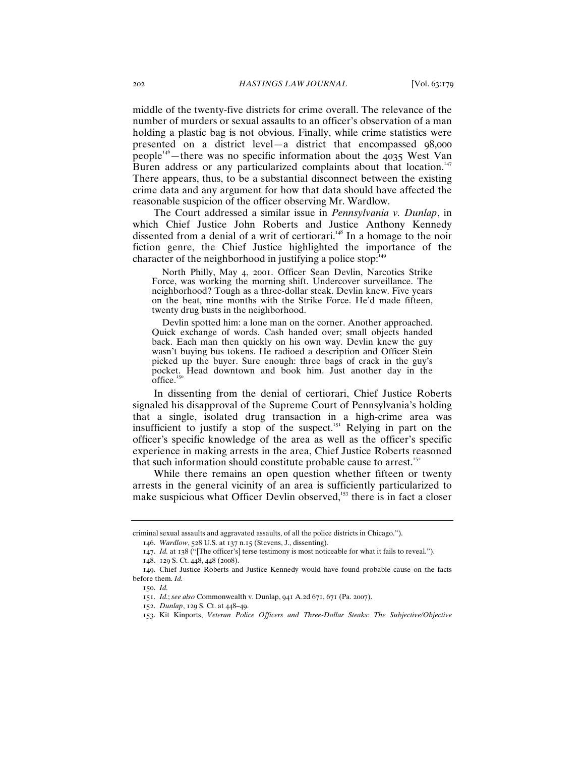middle of the twenty-five districts for crime overall. The relevance of the number of murders or sexual assaults to an officer's observation of a man holding a plastic bag is not obvious. Finally, while crime statistics were presented on a district level—a district that encompassed 98,000 people[146]—there was no specific information about the 4035 West Van Buren address or any particularized complaints about that location.[147] There appears, thus, to be a substantial disconnect between the existing crime data and any argument for how that data should have affected the reasonable suspicion of the officer observing Mr. Wardlow.

The Court addressed a similar issue in *Pennsylvania v. Dunlap*, in which Chief Justice John Roberts and Justice Anthony Kennedy dissented from a denial of a writ of certiorari.[148] In a homage to the noir fiction genre, the Chief Justice highlighted the importance of the character of the neighborhood in justifying a police stop:[149]

> North Philly, May 4, 2001. Officer Sean Devlin, Narcotics Strike Force, was working the morning shift. Undercover surveillance. The neighborhood? Tough as a three-dollar steak. Devlin knew. Five years on the beat, nine months with the Strike Force. He'd made fifteen, twenty drug busts in the neighborhood.
>
> Devlin spotted him: a lone man on the corner. Another approached. Quick exchange of words. Cash handed over; small objects handed back. Each man then quickly on his own way. Devlin knew the guy wasn't buying bus tokens. He radioed a description and Officer Stein picked up the buyer. Sure enough: three bags of crack in the guy's pocket. Head downtown and book him. Just another day in the office.[150]

In dissenting from the denial of certiorari, Chief Justice Roberts signaled his disapproval of the Supreme Court of Pennsylvania's holding that a single, isolated drug transaction in a high-crime area was insufficient to justify a stop of the suspect.[151] Relying in part on the officer's specific knowledge of the area as well as the officer's specific experience in making arrests in the area, Chief Justice Roberts reasoned that such information should constitute probable cause to arrest.[152]

While there remains an open question whether fifteen or twenty arrests in the general vicinity of an area is sufficiently particularized to make suspicious what Officer Devlin observed,[153] there is in fact a closer

---

criminal sexual assaults and aggravated assaults, of all the police districts in Chicago.").

146. *Wardlow*, 528 U.S. at 137 n.15 (Stevens, J., dissenting).

147. *Id.* at 138 ("[The officer's] terse testimony is most noticeable for what it fails to reveal.").

148. 129 S. Ct. 448, 448 (2008).

149. Chief Justice Roberts and Justice Kennedy would have found probable cause on the facts before them. *Id.*

150. *Id.*

151. *Id.*; *see also* Commonwealth v. Dunlap, 941 A.2d 671, 671 (Pa. 2007).

152. *Dunlap*, 129 S. Ct. at 448–49.

153. Kit Kinports, *Veteran Police Officers and Three-Dollar Steaks: The Subjective/Objective*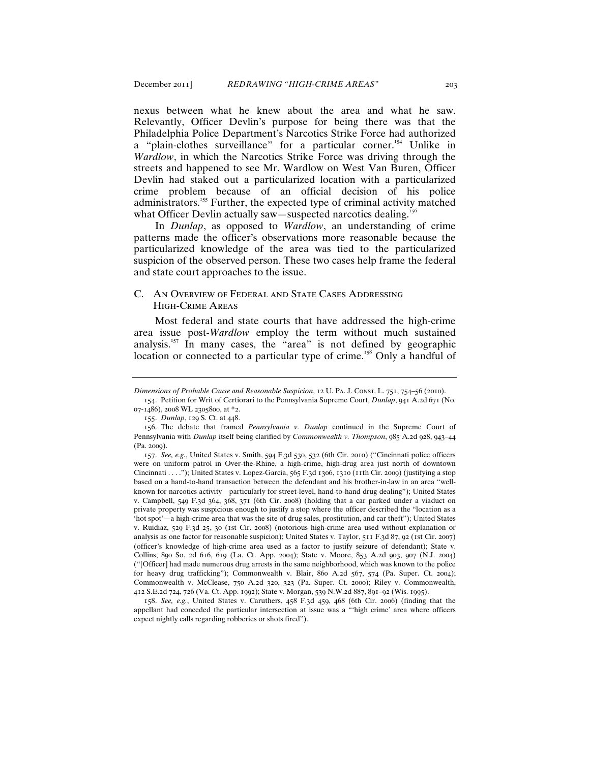nexus between what he knew about the area and what he saw. Relevantly, Officer Devlin's purpose for being there was that the Philadelphia Police Department's Narcotics Strike Force had authorized a "plain-clothes surveillance" for a particular corner.[154] Unlike in *Wardlow*, in which the Narcotics Strike Force was driving through the streets and happened to see Mr. Wardlow on West Van Buren, Officer Devlin had staked out a particularized location with a particularized crime problem because of an official decision of his police administrators.[155] Further, the expected type of criminal activity matched what Officer Devlin actually saw—suspected narcotics dealing.[156]

In *Dunlap*, as opposed to *Wardlow*, an understanding of crime patterns made the officer's observations more reasonable because the particularized knowledge of the area was tied to the particularized suspicion of the observed person. These two cases help frame the federal and state court approaches to the issue.

### C. An Overview of Federal and State Cases Addressing High-Crime Areas

Most federal and state courts that have addressed the high-crime area issue post-*Wardlow* employ the term without much sustained analysis.[157] In many cases, the "area" is not defined by geographic location or connected to a particular type of crime.[158] Only a handful of

---

*Dimensions of Probable Cause and Reasonable Suspicion*, 12 U. Pa. J. Const. L. 751, 754–56 (2010).

154. Petition for Writ of Certiorari to the Pennsylvania Supreme Court, *Dunlap*, 941 A.2d 671 (No. 07-1486), 2008 WL 2305800, at *2.

155. *Dunlap*, 129 S. Ct. at 448.

156. The debate that framed *Pennsylvania v. Dunlap* continued in the Supreme Court of Pennsylvania with *Dunlap* itself being clarified by *Commonwealth v. Thompson*, 985 A.2d 928, 943–44 (Pa. 2009).

157. *See, e.g.*, United States v. Smith, 594 F.3d 530, 532 (6th Cir. 2010) ("Cincinnati police officers were on uniform patrol in Over-the-Rhine, a high-crime, high-drug area just north of downtown Cincinnati . . . ."); United States v. Lopez-Garcia, 565 F.3d 1306, 1310 (11th Cir. 2009) (justifying a stop based on a hand-to-hand transaction between the defendant and his brother-in-law in an area "well-known for narcotics activity—particularly for street-level, hand-to-hand drug dealing"); United States v. Campbell, 549 F.3d 364, 368, 371 (6th Cir. 2008) (holding that a car parked under a viaduct on private property was suspicious enough to justify a stop where the officer described the "location as a 'hot spot'—a high-crime area that was the site of drug sales, prostitution, and car theft"); United States v. Ruidiaz, 529 F.3d 25, 30 (1st Cir. 2008) (notorious high-crime area used without explanation or analysis as one factor for reasonable suspicion); United States v. Taylor, 511 F.3d 87, 92 (1st Cir. 2007) (officer's knowledge of high-crime area used as a factor to justify seizure of defendant); State v. Collins, 890 So. 2d 616, 619 (La. Ct. App. 2004); State v. Moore, 853 A.2d 903, 907 (N.J. 2004) ("[Officer] had made numerous drug arrests in the same neighborhood, which was known to the police for heavy drug trafficking"); Commonwealth v. Blair, 860 A.2d 567, 574 (Pa. Super. Ct. 2004); Commonwealth v. McClease, 750 A.2d 320, 323 (Pa. Super. Ct. 2000); Riley v. Commonwealth, 412 S.E.2d 724, 726 (Va. Ct. App. 1992); State v. Morgan, 539 N.W.2d 887, 891–92 (Wis. 1995).

158. *See, e.g.*, United States v. Caruthers, 458 F.3d 459, 468 (6th Cir. 2006) (finding that the appellant had conceded the particular intersection at issue was a "'high crime' area where officers expect nightly calls regarding robberies or shots fired").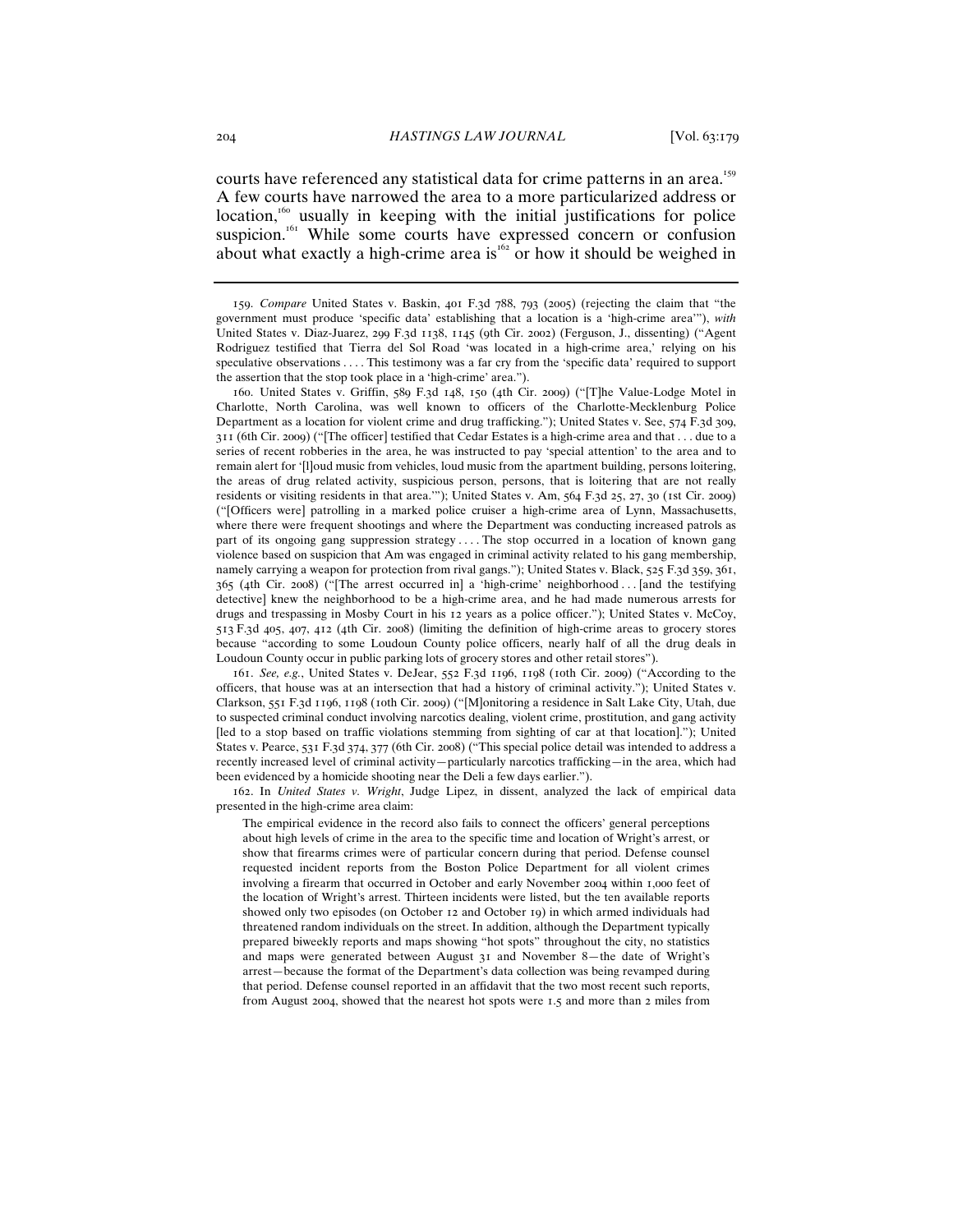courts have referenced any statistical data for crime patterns in an area.[159] A few courts have narrowed the area to a more particularized address or location,[160] usually in keeping with the initial justifications for police suspicion.[161] While some courts have expressed concern or confusion about what exactly a high-crime area is[162] or how it should be weighed in

---

159. *Compare* United States v. Baskin, 401 F.3d 788, 793 (2005) (rejecting the claim that "the government must produce 'specific data' establishing that a location is a 'high-crime area'"), *with* United States v. Diaz-Juarez, 299 F.3d 1138, 1145 (9th Cir. 2002) (Ferguson, J., dissenting) ("Agent Rodriguez testified that Tierra del Sol Road 'was located in a high-crime area,' relying on his speculative observations . . . . This testimony was a far cry from the 'specific data' required to support the assertion that the stop took place in a 'high-crime' area.").

160. United States v. Griffin, 589 F.3d 148, 150 (4th Cir. 2009) ("[T]he Value-Lodge Motel in Charlotte, North Carolina, was well known to officers of the Charlotte-Mecklenburg Police Department as a location for violent crime and drug trafficking."); United States v. See, 574 F.3d 309, 311 (6th Cir. 2009) ("[The officer] testified that Cedar Estates is a high-crime area and that . . . due to a series of recent robberies in the area, he was instructed to pay 'special attention' to the area and to remain alert for '[l]oud music from vehicles, loud music from the apartment building, persons loitering, the areas of drug related activity, suspicious person, persons, that is loitering that are not really residents or visiting residents in that area.'"); United States v. Am, 564 F.3d 25, 27, 30 (1st Cir. 2009) ("[Officers were] patrolling in a marked police cruiser a high-crime area of Lynn, Massachusetts, where there were frequent shootings and where the Department was conducting increased patrols as part of its ongoing gang suppression strategy . . . . The stop occurred in a location of known gang violence based on suspicion that Am was engaged in criminal activity related to his gang membership, namely carrying a weapon for protection from rival gangs."); United States v. Black, 525 F.3d 359, 361, 365 (4th Cir. 2008) ("[The arrest occurred in] a 'high-crime' neighborhood . . . [and the testifying detective] knew the neighborhood to be a high-crime area, and he had made numerous arrests for drugs and trespassing in Mosby Court in his 12 years as a police officer."); United States v. McCoy, 513 F.3d 405, 407, 412 (4th Cir. 2008) (limiting the definition of high-crime areas to grocery stores because "according to some Loudoun County police officers, nearly half of all the drug deals in Loudoun County occur in public parking lots of grocery stores and other retail stores").

161. *See, e.g.*, United States v. DeJear, 552 F.3d 1196, 1198 (10th Cir. 2009) ("According to the officers, that house was at an intersection that had a history of criminal activity."); United States v. Clarkson, 551 F.3d 1196, 1198 (10th Cir. 2009) ("[M]onitoring a residence in Salt Lake City, Utah, due to suspected criminal conduct involving narcotics dealing, violent crime, prostitution, and gang activity [led to a stop based on traffic violations stemming from sighting of car at that location]."); United States v. Pearce, 531 F.3d 374, 377 (6th Cir. 2008) ("This special police detail was intended to address a recently increased level of criminal activity—particularly narcotics trafficking—in the area, which had been evidenced by a homicide shooting near the Deli a few days earlier.").

162. In *United States v. Wright*, Judge Lipez, in dissent, analyzed the lack of empirical data presented in the high-crime area claim:

> The empirical evidence in the record also fails to connect the officers' general perceptions about high levels of crime in the area to the specific time and location of Wright's arrest, or show that firearms crimes were of particular concern during that period. Defense counsel requested incident reports from the Boston Police Department for all violent crimes involving a firearm that occurred in October and early November 2004 within 1,000 feet of the location of Wright's arrest. Thirteen incidents were listed, but the ten available reports showed only two episodes (on October 12 and October 19) in which armed individuals had threatened random individuals on the street. In addition, although the Department typically prepared biweekly reports and maps showing "hot spots" throughout the city, no statistics and maps were generated between August 31 and November 8—the date of Wright's arrest—because the format of the Department's data collection was being revamped during that period. Defense counsel reported in an affidavit that the two most recent such reports, from August 2004, showed that the nearest hot spots were 1.5 and more than 2 miles from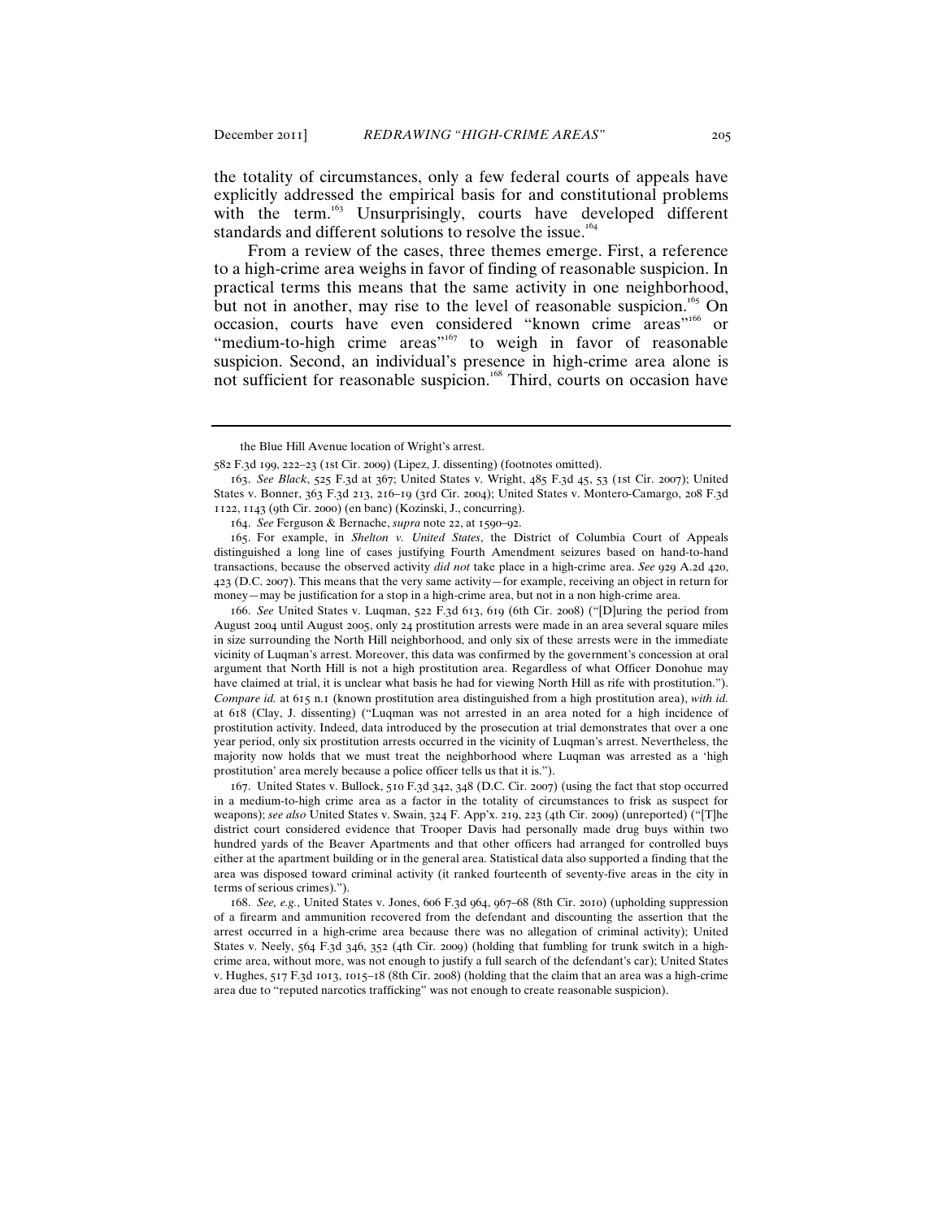the totality of circumstances, only a few federal courts of appeals have explicitly addressed the empirical basis for and constitutional problems with the term.[163] Unsurprisingly, courts have developed different standards and different solutions to resolve the issue.[164]

From a review of the cases, three themes emerge. First, a reference to a high-crime area weighs in favor of finding of reasonable suspicion. In practical terms this means that the same activity in one neighborhood, but not in another, may rise to the level of reasonable suspicion.[165] On occasion, courts have even considered "known crime areas"[166] or "medium-to-high crime areas"[167] to weigh in favor of reasonable suspicion. Second, an individual's presence in high-crime area alone is not sufficient for reasonable suspicion.[168] Third, courts on occasion have

---

the Blue Hill Avenue location of Wright's arrest.

582 F.3d 199, 222–23 (1st Cir. 2009) (Lipez, J. dissenting) (footnotes omitted).

163. *See Black*, 525 F.3d at 367; United States v. Wright, 485 F.3d 45, 53 (1st Cir. 2007); United States v. Bonner, 363 F.3d 213, 216–19 (3rd Cir. 2004); United States v. Montero-Camargo, 208 F.3d 1122, 1143 (9th Cir. 2000) (en banc) (Kozinski, J., concurring).

164. *See* Ferguson & Bernache, *supra* note 22, at 1590–92.

165. For example, in *Shelton v. United States*, the District of Columbia Court of Appeals distinguished a long line of cases justifying Fourth Amendment seizures based on hand-to-hand transactions, because the observed activity *did not* take place in a high-crime area. *See* 929 A.2d 420, 423 (D.C. 2007). This means that the very same activity—for example, receiving an object in return for money—may be justification for a stop in a high-crime area, but not in a non high-crime area.

166. *See* United States v. Luqman, 522 F.3d 613, 619 (6th Cir. 2008) ("[D]uring the period from August 2004 until August 2005, only 24 prostitution arrests were made in an area several square miles in size surrounding the North Hill neighborhood, and only six of these arrests were in the immediate vicinity of Luqman's arrest. Moreover, this data was confirmed by the government's concession at oral argument that North Hill is not a high prostitution area. Regardless of what Officer Donohue may have claimed at trial, it is unclear what basis he had for viewing North Hill as rife with prostitution."). *Compare id.* at 615 n.1 (known prostitution area distinguished from a high prostitution area), *with id.* at 618 (Clay, J. dissenting) ("Luqman was not arrested in an area noted for a high incidence of prostitution activity. Indeed, data introduced by the prosecution at trial demonstrates that over a one year period, only six prostitution arrests occurred in the vicinity of Luqman's arrest. Nevertheless, the majority now holds that we must treat the neighborhood where Luqman was arrested as a 'high prostitution' area merely because a police officer tells us that it is.").

167. United States v. Bullock, 510 F.3d 342, 348 (D.C. Cir. 2007) (using the fact that stop occurred in a medium-to-high crime area as a factor in the totality of circumstances to frisk as suspect for weapons); *see also* United States v. Swain, 324 F. App'x. 219, 223 (4th Cir. 2009) (unreported) ("[T]he district court considered evidence that Trooper Davis had personally made drug buys within two hundred yards of the Beaver Apartments and that other officers had arranged for controlled buys either at the apartment building or in the general area. Statistical data also supported a finding that the area was disposed toward criminal activity (it ranked fourteenth of seventy-five areas in the city in terms of serious crimes).").

168. *See, e.g.*, United States v. Jones, 606 F.3d 964, 967–68 (8th Cir. 2010) (upholding suppression of a firearm and ammunition recovered from the defendant and discounting the assertion that the arrest occurred in a high-crime area because there was no allegation of criminal activity); United States v. Neely, 564 F.3d 346, 352 (4th Cir. 2009) (holding that fumbling for trunk switch in a high-crime area, without more, was not enough to justify a full search of the defendant's car); United States v. Hughes, 517 F.3d 1013, 1015–18 (8th Cir. 2008) (holding that the claim that an area was a high-crime area due to "reputed narcotics trafficking" was not enough to create reasonable suspicion).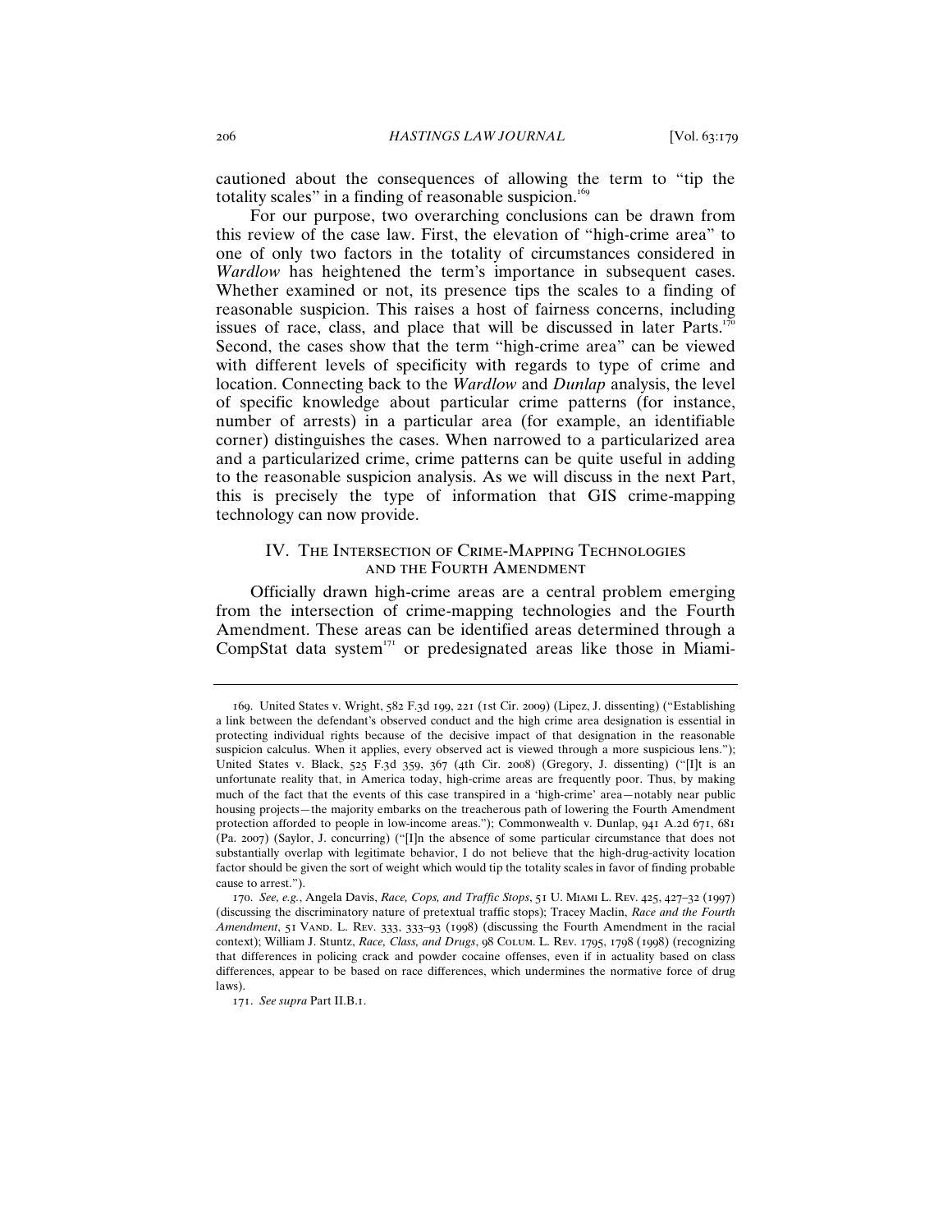cautioned about the consequences of allowing the term to "tip the totality scales" in a finding of reasonable suspicion.[169]

For our purpose, two overarching conclusions can be drawn from this review of the case law. First, the elevation of "high-crime area" to one of only two factors in the totality of circumstances considered in *Wardlow* has heightened the term's importance in subsequent cases. Whether examined or not, its presence tips the scales to a finding of reasonable suspicion. This raises a host of fairness concerns, including issues of race, class, and place that will be discussed in later Parts.[170] Second, the cases show that the term "high-crime area" can be viewed with different levels of specificity with regards to type of crime and location. Connecting back to the *Wardlow* and *Dunlap* analysis, the level of specific knowledge about particular crime patterns (for instance, number of arrests) in a particular area (for example, an identifiable corner) distinguishes the cases. When narrowed to a particularized area and a particularized crime, crime patterns can be quite useful in adding to the reasonable suspicion analysis. As we will discuss in the next Part, this is precisely the type of information that GIS crime-mapping technology can now provide.

## IV. The Intersection of Crime-Mapping Technologies and the Fourth Amendment

Officially drawn high-crime areas are a central problem emerging from the intersection of crime-mapping technologies and the Fourth Amendment. These areas can be identified areas determined through a CompStat data system[171] or predesignated areas like those in Miami-

---

169. United States v. Wright, 582 F.3d 199, 221 (1st Cir. 2009) (Lipez, J. dissenting) ("Establishing a link between the defendant's observed conduct and the high crime area designation is essential in protecting individual rights because of the decisive impact of that designation in the reasonable suspicion calculus. When it applies, every observed act is viewed through a more suspicious lens."); United States v. Black, 525 F.3d 359, 367 (4th Cir. 2008) (Gregory, J. dissenting) ("[I]t is an unfortunate reality that, in America today, high-crime areas are frequently poor. Thus, by making much of the fact that the events of this case transpired in a 'high-crime' area—notably near public housing projects—the majority embarks on the treacherous path of lowering the Fourth Amendment protection afforded to people in low-income areas."); Commonwealth v. Dunlap, 941 A.2d 671, 681 (Pa. 2007) (Saylor, J. concurring) ("[I]n the absence of some particular circumstance that does not substantially overlap with legitimate behavior, I do not believe that the high-drug-activity location factor should be given the sort of weight which would tip the totality scales in favor of finding probable cause to arrest.").

170. *See, e.g.*, Angela Davis, *Race, Cops, and Traffic Stops*, 51 U. Miami L. Rev. 425, 427–32 (1997) (discussing the discriminatory nature of pretextual traffic stops); Tracey Maclin, *Race and the Fourth Amendment*, 51 Vand. L. Rev. 333, 333–93 (1998) (discussing the Fourth Amendment in the racial context); William J. Stuntz, *Race, Class, and Drugs*, 98 Colum. L. Rev. 1795, 1798 (1998) (recognizing that differences in policing crack and powder cocaine offenses, even if in actuality based on class differences, appear to be based on race differences, which undermines the normative force of drug laws).

171. *See supra* Part II.B.1.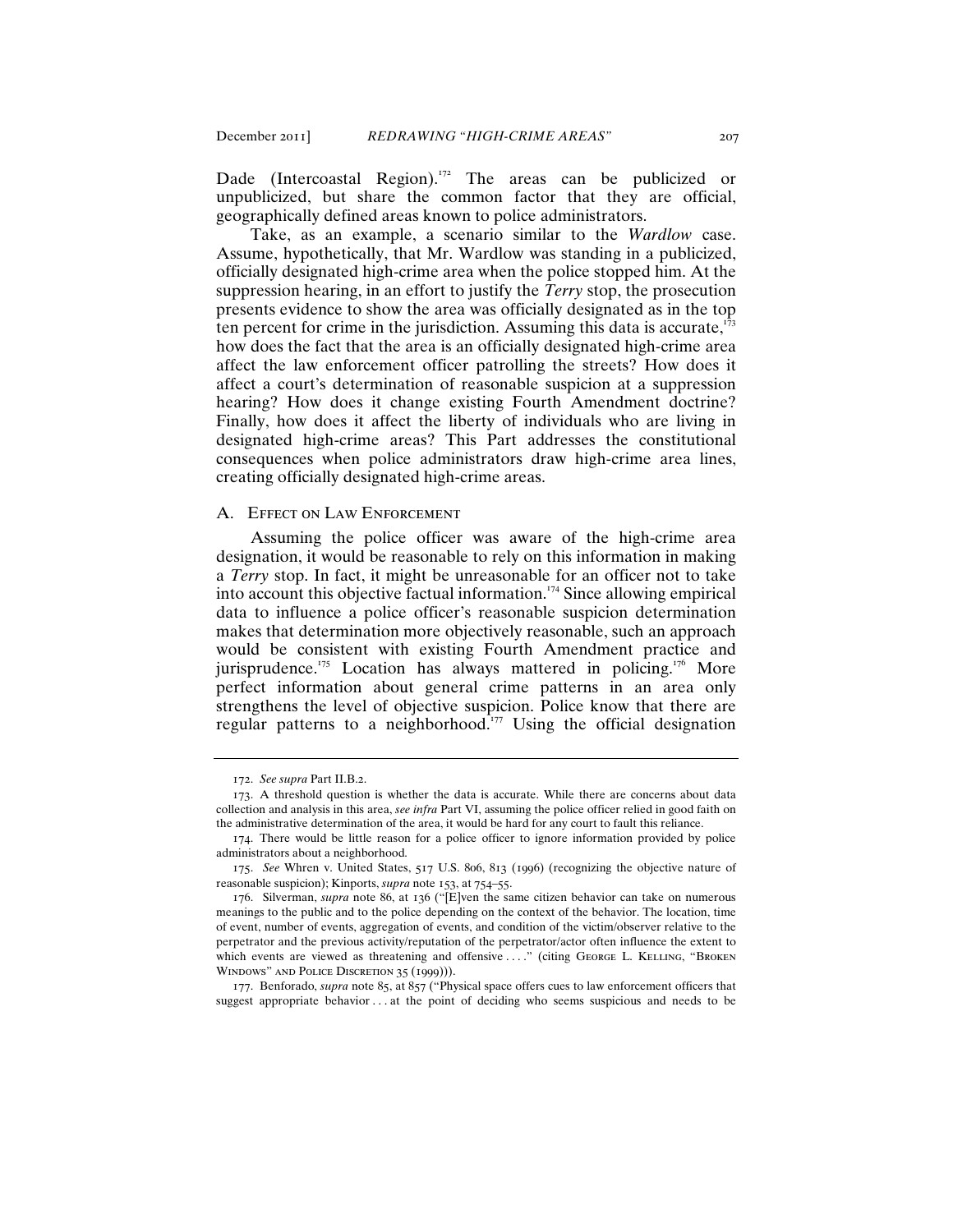Dade (Intercoastal Region).[172] The areas can be publicized or unpublicized, but share the common factor that they are official, geographically defined areas known to police administrators.

Take, as an example, a scenario similar to the *Wardlow* case. Assume, hypothetically, that Mr. Wardlow was standing in a publicized, officially designated high-crime area when the police stopped him. At the suppression hearing, in an effort to justify the *Terry* stop, the prosecution presents evidence to show the area was officially designated as in the top ten percent for crime in the jurisdiction. Assuming this data is accurate,[173] how does the fact that the area is an officially designated high-crime area affect the law enforcement officer patrolling the streets? How does it affect a court's determination of reasonable suspicion at a suppression hearing? How does it change existing Fourth Amendment doctrine? Finally, how does it affect the liberty of individuals who are living in designated high-crime areas? This Part addresses the constitutional consequences when police administrators draw high-crime area lines, creating officially designated high-crime areas.

## A. Effect on Law Enforcement

Assuming the police officer was aware of the high-crime area designation, it would be reasonable to rely on this information in making a *Terry* stop. In fact, it might be unreasonable for an officer not to take into account this objective factual information.[174] Since allowing empirical data to influence a police officer's reasonable suspicion determination makes that determination more objectively reasonable, such an approach would be consistent with existing Fourth Amendment practice and jurisprudence.[175] Location has always mattered in policing.[176] More perfect information about general crime patterns in an area only strengthens the level of objective suspicion. Police know that there are regular patterns to a neighborhood.[177] Using the official designation

---

172. *See supra* Part II.B.2.

173. A threshold question is whether the data is accurate. While there are concerns about data collection and analysis in this area, *see infra* Part VI, assuming the police officer relied in good faith on the administrative determination of the area, it would be hard for any court to fault this reliance.

174. There would be little reason for a police officer to ignore information provided by police administrators about a neighborhood.

175. *See* Whren v. United States, 517 U.S. 806, 813 (1996) (recognizing the objective nature of reasonable suspicion); Kinports, *supra* note 153, at 754–55.

176. Silverman, *supra* note 86, at 136 ("[E]ven the same citizen behavior can take on numerous meanings to the public and to the police depending on the context of the behavior. The location, time of event, number of events, aggregation of events, and condition of the victim/observer relative to the perpetrator and the previous activity/reputation of the perpetrator/actor often influence the extent to which events are viewed as threatening and offensive . . . ." (citing George L. Kelling, "Broken Windows" and Police Discretion 35 (1999))).

177. Benforado, *supra* note 85, at 857 ("Physical space offers cues to law enforcement officers that suggest appropriate behavior . . . at the point of deciding who seems suspicious and needs to be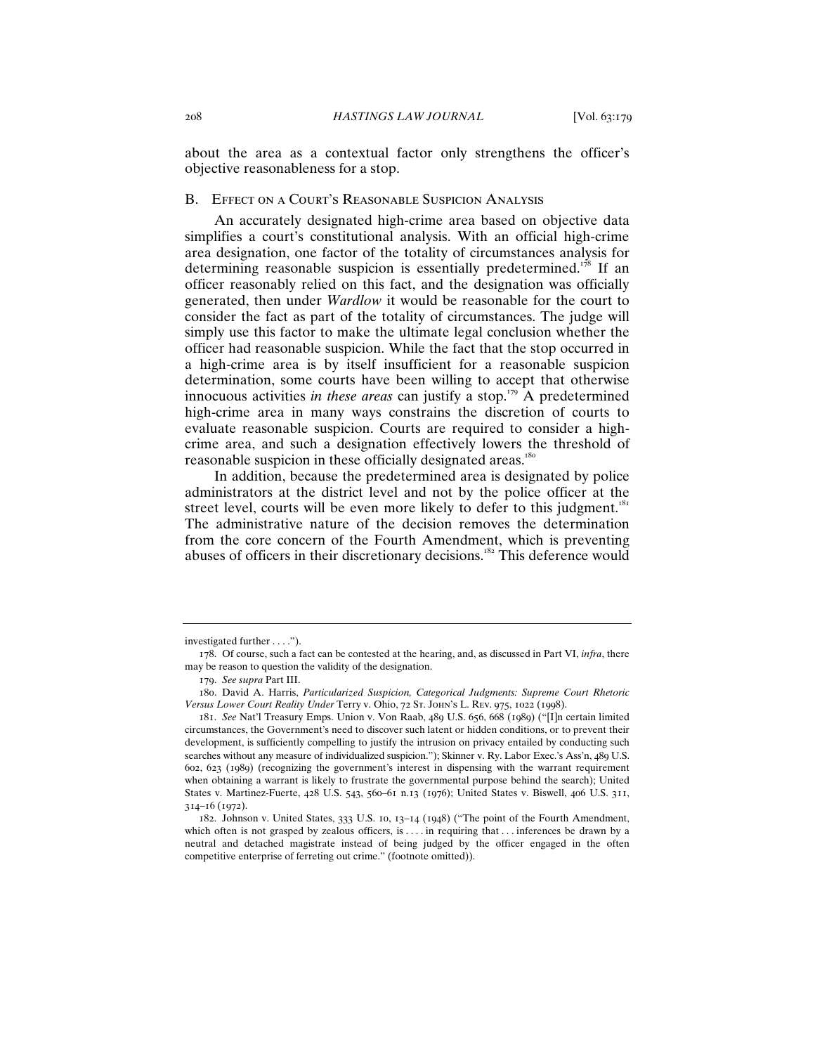about the area as a contextual factor only strengthens the officer's objective reasonableness for a stop.

### B. Effect on a Court's Reasonable Suspicion Analysis

An accurately designated high-crime area based on objective data simplifies a court's constitutional analysis. With an official high-crime area designation, one factor of the totality of circumstances analysis for determining reasonable suspicion is essentially predetermined.[178] If an officer reasonably relied on this fact, and the designation was officially generated, then under *Wardlow* it would be reasonable for the court to consider the fact as part of the totality of circumstances. The judge will simply use this factor to make the ultimate legal conclusion whether the officer had reasonable suspicion. While the fact that the stop occurred in a high-crime area is by itself insufficient for a reasonable suspicion determination, some courts have been willing to accept that otherwise innocuous activities *in these areas* can justify a stop.[179] A predetermined high-crime area in many ways constrains the discretion of courts to evaluate reasonable suspicion. Courts are required to consider a high-crime area, and such a designation effectively lowers the threshold of reasonable suspicion in these officially designated areas.[180]

In addition, because the predetermined area is designated by police administrators at the district level and not by the police officer at the street level, courts will be even more likely to defer to this judgment.[181] The administrative nature of the decision removes the determination from the core concern of the Fourth Amendment, which is preventing abuses of officers in their discretionary decisions.[182] This deference would

---

investigated further . . . .").

178. Of course, such a fact can be contested at the hearing, and, as discussed in Part VI, *infra*, there may be reason to question the validity of the designation.

179. *See supra* Part III.

180. David A. Harris, *Particularized Suspicion, Categorical Judgments: Supreme Court Rhetoric Versus Lower Court Reality Under* Terry v. Ohio, 72 St. John's L. Rev. 975, 1022 (1998).

181. *See* Nat'l Treasury Emps. Union v. Von Raab, 489 U.S. 656, 668 (1989) ("[I]n certain limited circumstances, the Government's need to discover such latent or hidden conditions, or to prevent their development, is sufficiently compelling to justify the intrusion on privacy entailed by conducting such searches without any measure of individualized suspicion."); Skinner v. Ry. Labor Exec.'s Ass'n, 489 U.S. 602, 623 (1989) (recognizing the government's interest in dispensing with the warrant requirement when obtaining a warrant is likely to frustrate the governmental purpose behind the search); United States v. Martinez-Fuerte, 428 U.S. 543, 560–61 n.13 (1976); United States v. Biswell, 406 U.S. 311, 314–16 (1972).

182. Johnson v. United States, 333 U.S. 10, 13–14 (1948) ("The point of the Fourth Amendment, which often is not grasped by zealous officers, is . . . . in requiring that . . . inferences be drawn by a neutral and detached magistrate instead of being judged by the officer engaged in the often competitive enterprise of ferreting out crime." (footnote omitted)).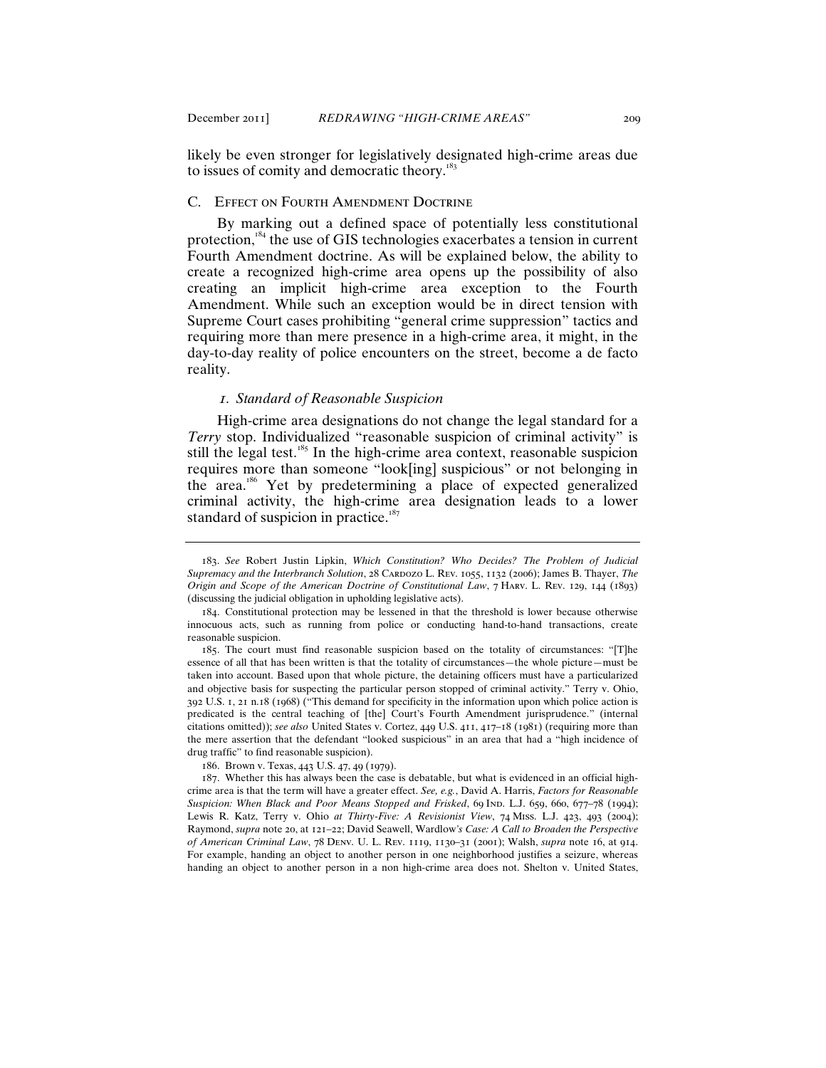likely be even stronger for legislatively designated high-crime areas due to issues of comity and democratic theory.[183]

### C. Effect on Fourth Amendment Doctrine

By marking out a defined space of potentially less constitutional protection,[184] the use of GIS technologies exacerbates a tension in current Fourth Amendment doctrine. As will be explained below, the ability to create a recognized high-crime area opens up the possibility of also creating an implicit high-crime area exception to the Fourth Amendment. While such an exception would be in direct tension with Supreme Court cases prohibiting "general crime suppression" tactics and requiring more than mere presence in a high-crime area, it might, in the day-to-day reality of police encounters on the street, become a de facto reality.

#### *1. Standard of Reasonable Suspicion*

High-crime area designations do not change the legal standard for a *Terry* stop. Individualized "reasonable suspicion of criminal activity" is still the legal test.[185] In the high-crime area context, reasonable suspicion requires more than someone "look[ing] suspicious" or not belonging in the area.[186] Yet by predetermining a place of expected generalized criminal activity, the high-crime area designation leads to a lower standard of suspicion in practice.[187]

---

183. *See* Robert Justin Lipkin, *Which Constitution? Who Decides? The Problem of Judicial Supremacy and the Interbranch Solution*, 28 Cardozo L. Rev. 1055, 1132 (2006); James B. Thayer, *The Origin and Scope of the American Doctrine of Constitutional Law*, 7 Harv. L. Rev. 129, 144 (1893) (discussing the judicial obligation in upholding legislative acts).

184. Constitutional protection may be lessened in that the threshold is lower because otherwise innocuous acts, such as running from police or conducting hand-to-hand transactions, create reasonable suspicion.

185. The court must find reasonable suspicion based on the totality of circumstances: "[T]he essence of all that has been written is that the totality of circumstances—the whole picture—must be taken into account. Based upon that whole picture, the detaining officers must have a particularized and objective basis for suspecting the particular person stopped of criminal activity." Terry v. Ohio, 392 U.S. 1, 21 n.18 (1968) ("This demand for specificity in the information upon which police action is predicated is the central teaching of [the] Court's Fourth Amendment jurisprudence." (internal citations omitted)); *see also* United States v. Cortez, 449 U.S. 411, 417–18 (1981) (requiring more than the mere assertion that the defendant "looked suspicious" in an area that had a "high incidence of drug traffic" to find reasonable suspicion).

186. Brown v. Texas, 443 U.S. 47, 49 (1979).

187. Whether this has always been the case is debatable, but what is evidenced in an official high-crime area is that the term will have a greater effect. *See, e.g.*, David A. Harris, *Factors for Reasonable Suspicion: When Black and Poor Means Stopped and Frisked*, 69 Ind. L.J. 659, 660, 677–78 (1994); Lewis R. Katz, Terry v. Ohio *at Thirty-Five: A Revisionist View*, 74 Miss. L.J. 423, 493 (2004); Raymond, *supra* note 20, at 121–22; David Seawell, Wardlow*'s Case: A Call to Broaden the Perspective of American Criminal Law*, 78 Denv. U. L. Rev. 1119, 1130–31 (2001); Walsh, *supra* note 16, at 914. For example, handing an object to another person in one neighborhood justifies a seizure, whereas handing an object to another person in a non high-crime area does not. Shelton v. United States,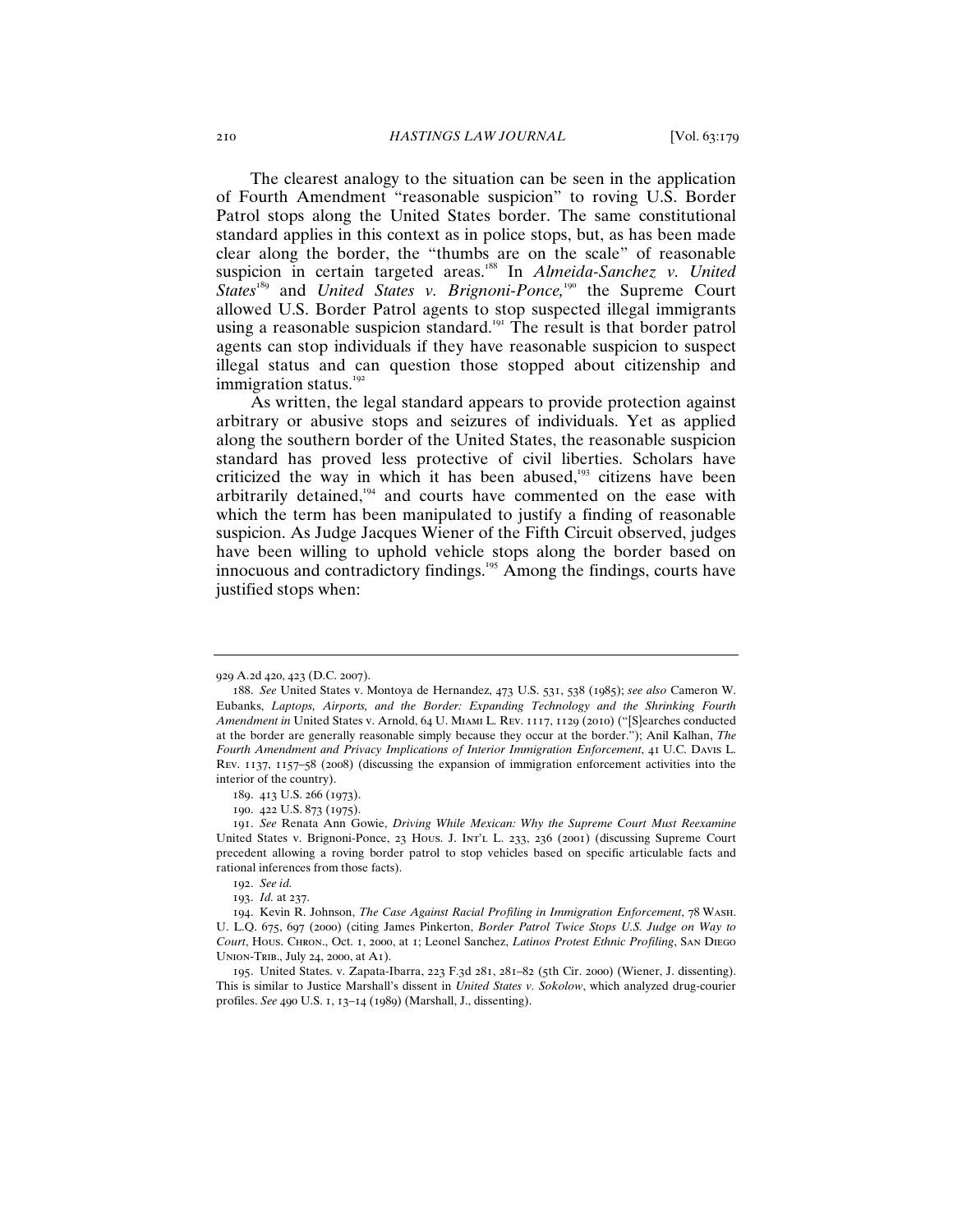The clearest analogy to the situation can be seen in the application of Fourth Amendment "reasonable suspicion" to roving U.S. Border Patrol stops along the United States border. The same constitutional standard applies in this context as in police stops, but, as has been made clear along the border, the "thumbs are on the scale" of reasonable suspicion in certain targeted areas.[188] In *Almeida-Sanchez v. United States*[189] and *United States v. Brignoni-Ponce,*[190] the Supreme Court allowed U.S. Border Patrol agents to stop suspected illegal immigrants using a reasonable suspicion standard.[191] The result is that border patrol agents can stop individuals if they have reasonable suspicion to suspect illegal status and can question those stopped about citizenship and immigration status.[192]

As written, the legal standard appears to provide protection against arbitrary or abusive stops and seizures of individuals. Yet as applied along the southern border of the United States, the reasonable suspicion standard has proved less protective of civil liberties. Scholars have criticized the way in which it has been abused,[193] citizens have been arbitrarily detained,[194] and courts have commented on the ease with which the term has been manipulated to justify a finding of reasonable suspicion. As Judge Jacques Wiener of the Fifth Circuit observed, judges have been willing to uphold vehicle stops along the border based on innocuous and contradictory findings.[195] Among the findings, courts have justified stops when:

---

929 A.2d 420, 423 (D.C. 2007).

188. *See* United States v. Montoya de Hernandez, 473 U.S. 531, 538 (1985); *see also* Cameron W. Eubanks, *Laptops, Airports, and the Border: Expanding Technology and the Shrinking Fourth Amendment in* United States v. Arnold, 64 U. Miami L. Rev. 1117, 1129 (2010) ("[S]earches conducted at the border are generally reasonable simply because they occur at the border."); Anil Kalhan, *The Fourth Amendment and Privacy Implications of Interior Immigration Enforcement*, 41 U.C. Davis L. Rev. 1137, 1157–58 (2008) (discussing the expansion of immigration enforcement activities into the interior of the country).

189. 413 U.S. 266 (1973).

190. 422 U.S. 873 (1975).

191. *See* Renata Ann Gowie, *Driving While Mexican: Why the Supreme Court Must Reexamine* United States v. Brignoni-Ponce, 23 Hous. J. Int'l L. 233, 236 (2001) (discussing Supreme Court precedent allowing a roving border patrol to stop vehicles based on specific articulable facts and rational inferences from those facts).

192. *See id.*

193. *Id.* at 237.

194. Kevin R. Johnson, *The Case Against Racial Profiling in Immigration Enforcement*, 78 Wash. U. L.Q. 675, 697 (2000) (citing James Pinkerton, *Border Patrol Twice Stops U.S. Judge on Way to Court*, Hous. Chron., Oct. 1, 2000, at 1; Leonel Sanchez, *Latinos Protest Ethnic Profiling*, San Diego Union-Trib., July 24, 2000, at A1).

195. United States. v. Zapata-Ibarra, 223 F.3d 281, 281–82 (5th Cir. 2000) (Wiener, J. dissenting). This is similar to Justice Marshall's dissent in *United States v. Sokolow*, which analyzed drug-courier profiles. *See* 490 U.S. 1, 13–14 (1989) (Marshall, J., dissenting).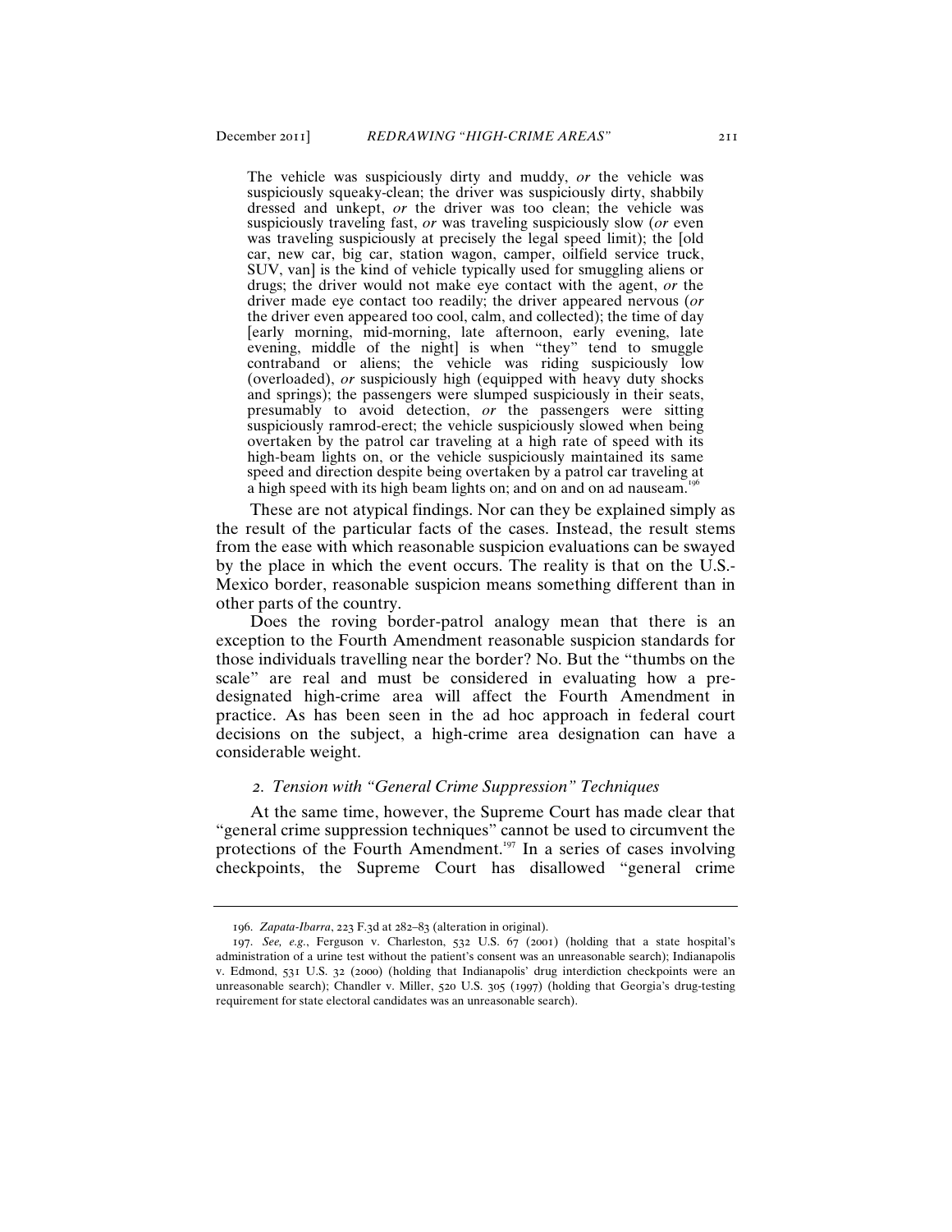> The vehicle was suspiciously dirty and muddy, *or* the vehicle was suspiciously squeaky-clean; the driver was suspiciously dirty, shabbily dressed and unkept, *or* the driver was too clean; the vehicle was suspiciously traveling fast, *or* was traveling suspiciously slow (*or* even was traveling suspiciously at precisely the legal speed limit); the [old car, new car, big car, station wagon, camper, oilfield service truck, SUV, van] is the kind of vehicle typically used for smuggling aliens or drugs; the driver would not make eye contact with the agent, *or* the driver made eye contact too readily; the driver appeared nervous (*or* the driver even appeared too cool, calm, and collected); the time of day [early morning, mid-morning, late afternoon, early evening, late evening, middle of the night] is when "they" tend to smuggle contraband or aliens; the vehicle was riding suspiciously low (overloaded), *or* suspiciously high (equipped with heavy duty shocks and springs); the passengers were slumped suspiciously in their seats, presumably to avoid detection, *or* the passengers were sitting suspiciously ramrod-erect; the vehicle suspiciously slowed when being overtaken by the patrol car traveling at a high rate of speed with its high-beam lights on, or the vehicle suspiciously maintained its same speed and direction despite being overtaken by a patrol car traveling at a high speed with its high beam lights on; and on and on ad nauseam.[196]

These are not atypical findings. Nor can they be explained simply as the result of the particular facts of the cases. Instead, the result stems from the ease with which reasonable suspicion evaluations can be swayed by the place in which the event occurs. The reality is that on the U.S.-Mexico border, reasonable suspicion means something different than in other parts of the country.

Does the roving border-patrol analogy mean that there is an exception to the Fourth Amendment reasonable suspicion standards for those individuals travelling near the border? No. But the "thumbs on the scale" are real and must be considered in evaluating how a pre-designated high-crime area will affect the Fourth Amendment in practice. As has been seen in the ad hoc approach in federal court decisions on the subject, a high-crime area designation can have a considerable weight.

### *2. Tension with "General Crime Suppression" Techniques*

At the same time, however, the Supreme Court has made clear that "general crime suppression techniques" cannot be used to circumvent the protections of the Fourth Amendment.[197] In a series of cases involving checkpoints, the Supreme Court has disallowed "general crime

---

196. *Zapata-Ibarra*, 223 F.3d at 282–83 (alteration in original).

197. *See, e.g.*, Ferguson v. Charleston, 532 U.S. 67 (2001) (holding that a state hospital's administration of a urine test without the patient's consent was an unreasonable search); Indianapolis v. Edmond, 531 U.S. 32 (2000) (holding that Indianapolis' drug interdiction checkpoints were an unreasonable search); Chandler v. Miller, 520 U.S. 305 (1997) (holding that Georgia's drug-testing requirement for state electoral candidates was an unreasonable search).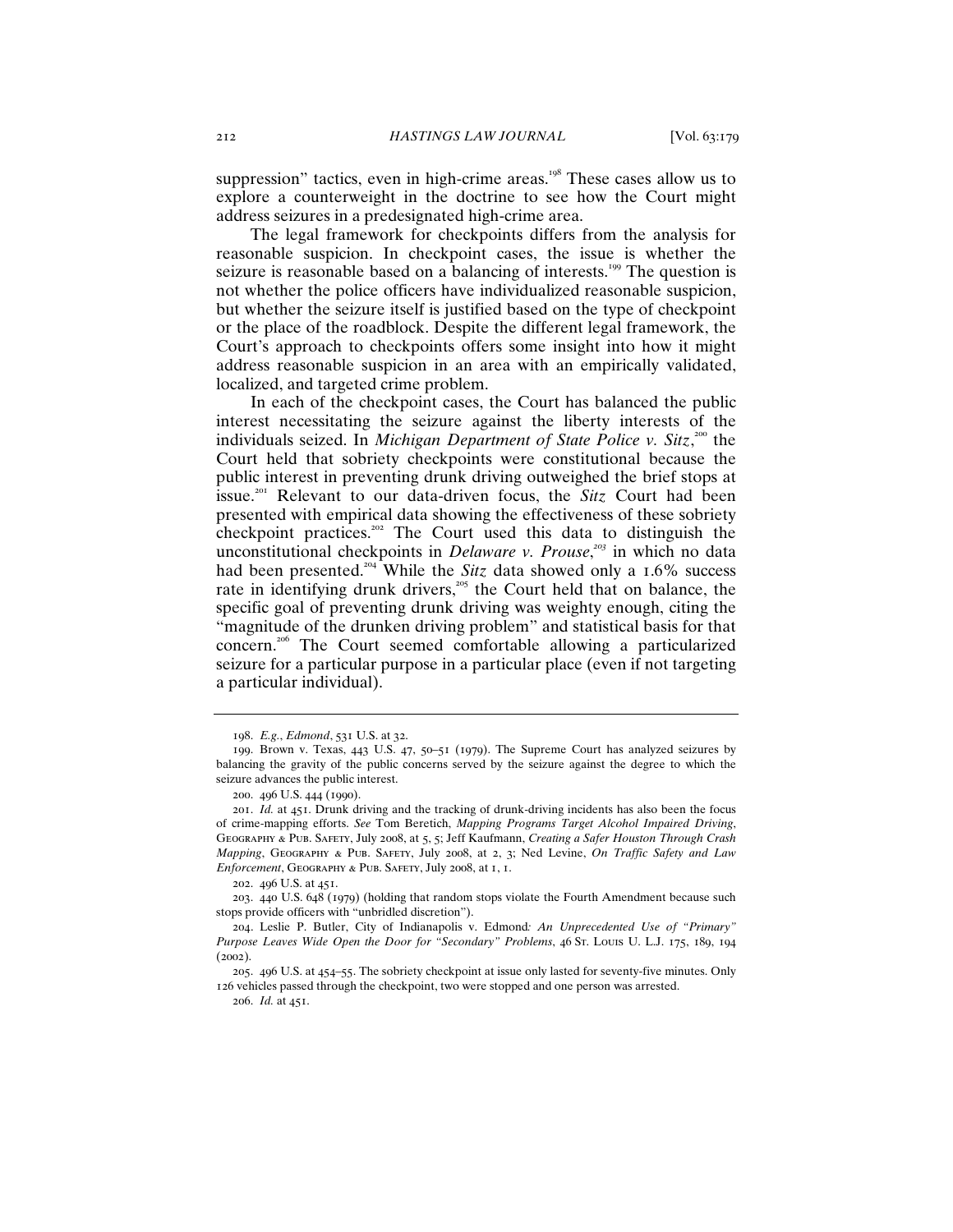suppression" tactics, even in high-crime areas.[198] These cases allow us to explore a counterweight in the doctrine to see how the Court might address seizures in a predesignated high-crime area.

The legal framework for checkpoints differs from the analysis for reasonable suspicion. In checkpoint cases, the issue is whether the seizure is reasonable based on a balancing of interests.[199] The question is not whether the police officers have individualized reasonable suspicion, but whether the seizure itself is justified based on the type of checkpoint or the place of the roadblock. Despite the different legal framework, the Court's approach to checkpoints offers some insight into how it might address reasonable suspicion in an area with an empirically validated, localized, and targeted crime problem.

In each of the checkpoint cases, the Court has balanced the public interest necessitating the seizure against the liberty interests of the individuals seized. In *Michigan Department of State Police v. Sitz*,[200] the Court held that sobriety checkpoints were constitutional because the public interest in preventing drunk driving outweighed the brief stops at issue.[201] Relevant to our data-driven focus, the *Sitz* Court had been presented with empirical data showing the effectiveness of these sobriety checkpoint practices.[202] The Court used this data to distinguish the unconstitutional checkpoints in *Delaware v. Prouse*,[203] in which no data had been presented.[204] While the *Sitz* data showed only a 1.6% success rate in identifying drunk drivers,[205] the Court held that on balance, the specific goal of preventing drunk driving was weighty enough, citing the "magnitude of the drunken driving problem" and statistical basis for that concern.[206] The Court seemed comfortable allowing a particularized seizure for a particular purpose in a particular place (even if not targeting a particular individual).

---

198. *E.g.*, *Edmond*, 531 U.S. at 32.

199. Brown v. Texas, 443 U.S. 47, 50–51 (1979). The Supreme Court has analyzed seizures by balancing the gravity of the public concerns served by the seizure against the degree to which the seizure advances the public interest.

200. 496 U.S. 444 (1990).

201. *Id.* at 451. Drunk driving and the tracking of drunk-driving incidents has also been the focus of crime-mapping efforts. *See* Tom Beretich, *Mapping Programs Target Alcohol Impaired Driving*, GEOGRAPHY & PUB. SAFETY, July 2008, at 5, 5; Jeff Kaufmann, *Creating a Safer Houston Through Crash Mapping*, GEOGRAPHY & PUB. SAFETY, July 2008, at 2, 3; Ned Levine, *On Traffic Safety and Law Enforcement*, GEOGRAPHY & PUB. SAFETY, July 2008, at 1, 1.

202. 496 U.S. at 451.

203. 440 U.S. 648 (1979) (holding that random stops violate the Fourth Amendment because such stops provide officers with "unbridled discretion").

204. Leslie P. Butler, City of Indianapolis v. Edmond*: An Unprecedented Use of "Primary" Purpose Leaves Wide Open the Door for "Secondary" Problems*, 46 ST. LOUIS U. L.J. 175, 189, 194 (2002).

205. 496 U.S. at 454–55. The sobriety checkpoint at issue only lasted for seventy-five minutes. Only 126 vehicles passed through the checkpoint, two were stopped and one person was arrested.

206. *Id.* at 451.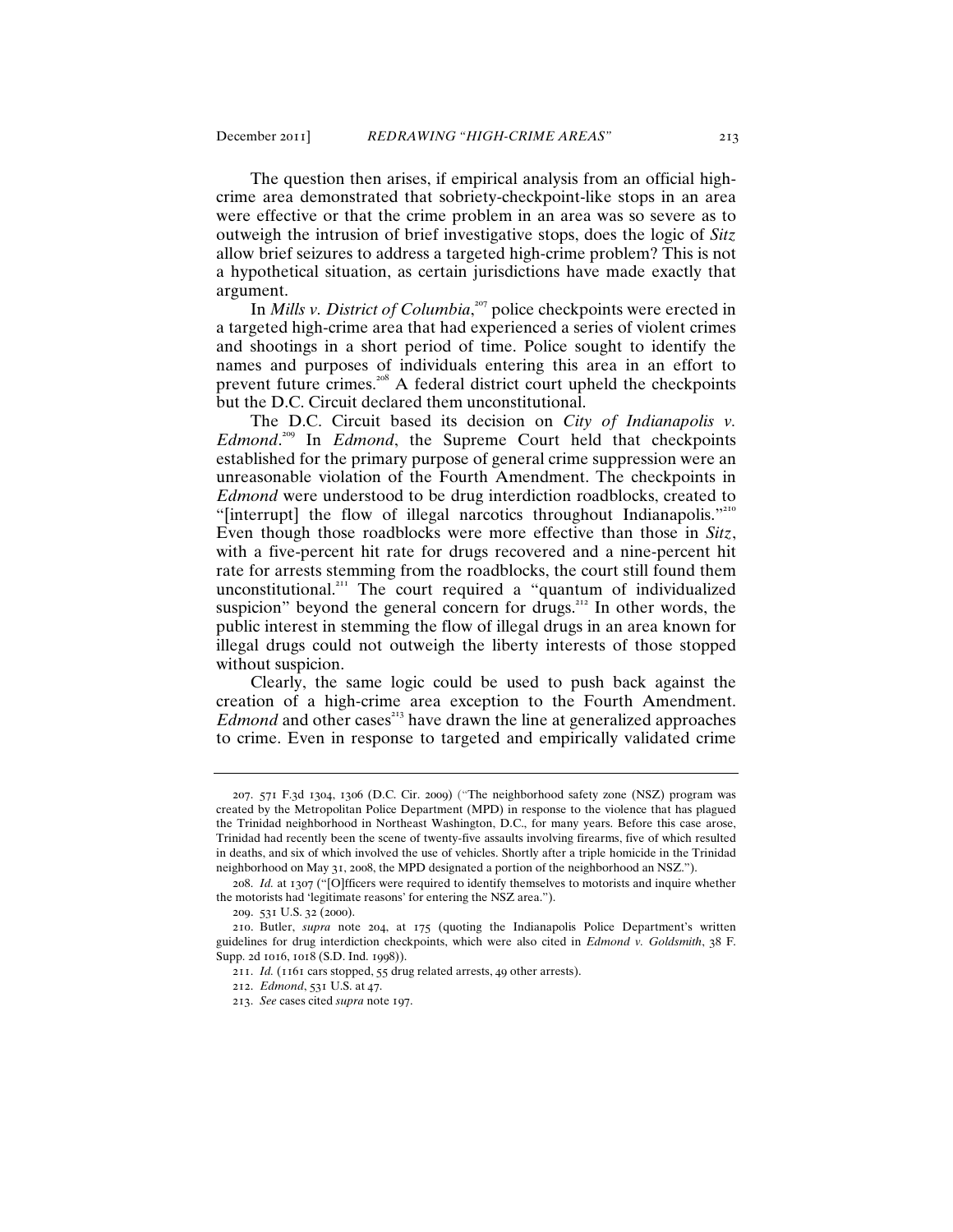The question then arises, if empirical analysis from an official high-crime area demonstrated that sobriety-checkpoint-like stops in an area were effective or that the crime problem in an area was so severe as to outweigh the intrusion of brief investigative stops, does the logic of *Sitz* allow brief seizures to address a targeted high-crime problem? This is not a hypothetical situation, as certain jurisdictions have made exactly that argument.

In *Mills v. District of Columbia*,[207] police checkpoints were erected in a targeted high-crime area that had experienced a series of violent crimes and shootings in a short period of time. Police sought to identify the names and purposes of individuals entering this area in an effort to prevent future crimes.[208] A federal district court upheld the checkpoints but the D.C. Circuit declared them unconstitutional.

The D.C. Circuit based its decision on *City of Indianapolis v. Edmond*.[209] In *Edmond*, the Supreme Court held that checkpoints established for the primary purpose of general crime suppression were an unreasonable violation of the Fourth Amendment. The checkpoints in *Edmond* were understood to be drug interdiction roadblocks, created to "[interrupt] the flow of illegal narcotics throughout Indianapolis."[210] Even though those roadblocks were more effective than those in *Sitz*, with a five-percent hit rate for drugs recovered and a nine-percent hit rate for arrests stemming from the roadblocks, the court still found them unconstitutional.[211] The court required a "quantum of individualized suspicion" beyond the general concern for drugs.[212] In other words, the public interest in stemming the flow of illegal drugs in an area known for illegal drugs could not outweigh the liberty interests of those stopped without suspicion.

Clearly, the same logic could be used to push back against the creation of a high-crime area exception to the Fourth Amendment. *Edmond* and other cases[213] have drawn the line at generalized approaches to crime. Even in response to targeted and empirically validated crime

---

207. 571 F.3d 1304, 1306 (D.C. Cir. 2009) ("The neighborhood safety zone (NSZ) program was created by the Metropolitan Police Department (MPD) in response to the violence that has plagued the Trinidad neighborhood in Northeast Washington, D.C., for many years. Before this case arose, Trinidad had recently been the scene of twenty-five assaults involving firearms, five of which resulted in deaths, and six of which involved the use of vehicles. Shortly after a triple homicide in the Trinidad neighborhood on May 31, 2008, the MPD designated a portion of the neighborhood an NSZ.").

208. *Id.* at 1307 ("[O]fficers were required to identify themselves to motorists and inquire whether the motorists had 'legitimate reasons' for entering the NSZ area.").

209. 531 U.S. 32 (2000).

210. Butler, *supra* note 204, at 175 (quoting the Indianapolis Police Department's written guidelines for drug interdiction checkpoints, which were also cited in *Edmond v. Goldsmith*, 38 F. Supp. 2d 1016, 1018 (S.D. Ind. 1998)).

211. *Id.* (1161 cars stopped, 55 drug related arrests, 49 other arrests).

212. *Edmond*, 531 U.S. at 47.

213. *See* cases cited *supra* note 197.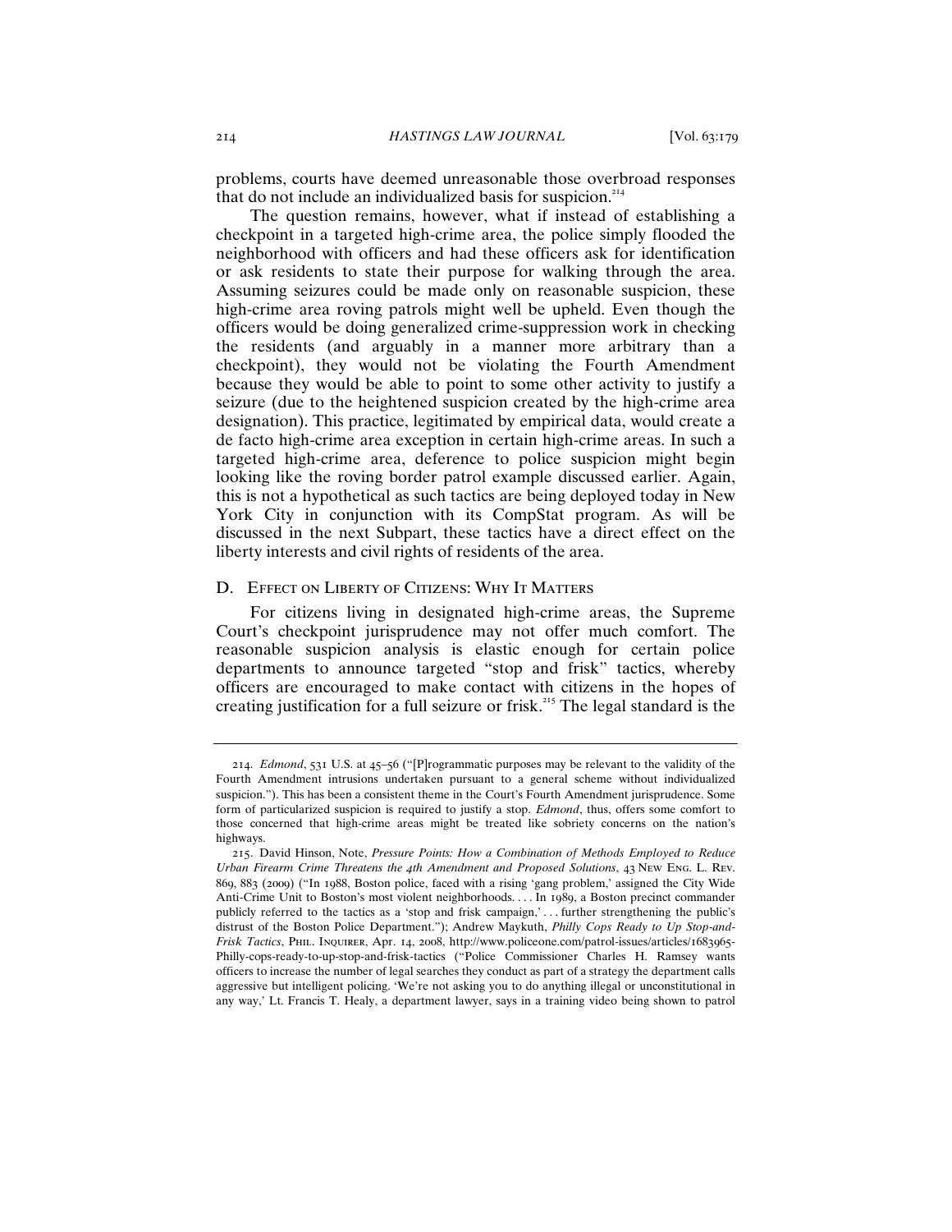problems, courts have deemed unreasonable those overbroad responses that do not include an individualized basis for suspicion.[214]

The question remains, however, what if instead of establishing a checkpoint in a targeted high-crime area, the police simply flooded the neighborhood with officers and had these officers ask for identification or ask residents to state their purpose for walking through the area. Assuming seizures could be made only on reasonable suspicion, these high-crime area roving patrols might well be upheld. Even though the officers would be doing generalized crime-suppression work in checking the residents (and arguably in a manner more arbitrary than a checkpoint), they would not be violating the Fourth Amendment because they would be able to point to some other activity to justify a seizure (due to the heightened suspicion created by the high-crime area designation). This practice, legitimated by empirical data, would create a de facto high-crime area exception in certain high-crime areas. In such a targeted high-crime area, deference to police suspicion might begin looking like the roving border patrol example discussed earlier. Again, this is not a hypothetical as such tactics are being deployed today in New York City in conjunction with its CompStat program. As will be discussed in the next Subpart, these tactics have a direct effect on the liberty interests and civil rights of residents of the area.

## D. Effect on Liberty of Citizens: Why It Matters

For citizens living in designated high-crime areas, the Supreme Court's checkpoint jurisprudence may not offer much comfort. The reasonable suspicion analysis is elastic enough for certain police departments to announce targeted "stop and frisk" tactics, whereby officers are encouraged to make contact with citizens in the hopes of creating justification for a full seizure or frisk.[215] The legal standard is the

---

214. *Edmond*, 531 U.S. at 45–56 ("[P]rogrammatic purposes may be relevant to the validity of the Fourth Amendment intrusions undertaken pursuant to a general scheme without individualized suspicion."). This has been a consistent theme in the Court's Fourth Amendment jurisprudence. Some form of particularized suspicion is required to justify a stop. *Edmond*, thus, offers some comfort to those concerned that high-crime areas might be treated like sobriety concerns on the nation's highways.

215. David Hinson, Note, *Pressure Points: How a Combination of Methods Employed to Reduce Urban Firearm Crime Threatens the 4th Amendment and Proposed Solutions*, 43 New Eng. L. Rev. 869, 883 (2009) ("In 1988, Boston police, faced with a rising 'gang problem,' assigned the City Wide Anti-Crime Unit to Boston's most violent neighborhoods. . . . In 1989, a Boston precinct commander publicly referred to the tactics as a 'stop and frisk campaign,' . . . further strengthening the public's distrust of the Boston Police Department."); Andrew Maykuth, *Philly Cops Ready to Up Stop-and-Frisk Tactics*, Phil. Inquirer, Apr. 14, 2008, http://www.policeone.com/patrol-issues/articles/1683965-Philly-cops-ready-to-up-stop-and-frisk-tactics ("Police Commissioner Charles H. Ramsey wants officers to increase the number of legal searches they conduct as part of a strategy the department calls aggressive but intelligent policing. 'We're not asking you to do anything illegal or unconstitutional in any way,' Lt. Francis T. Healy, a department lawyer, says in a training video being shown to patrol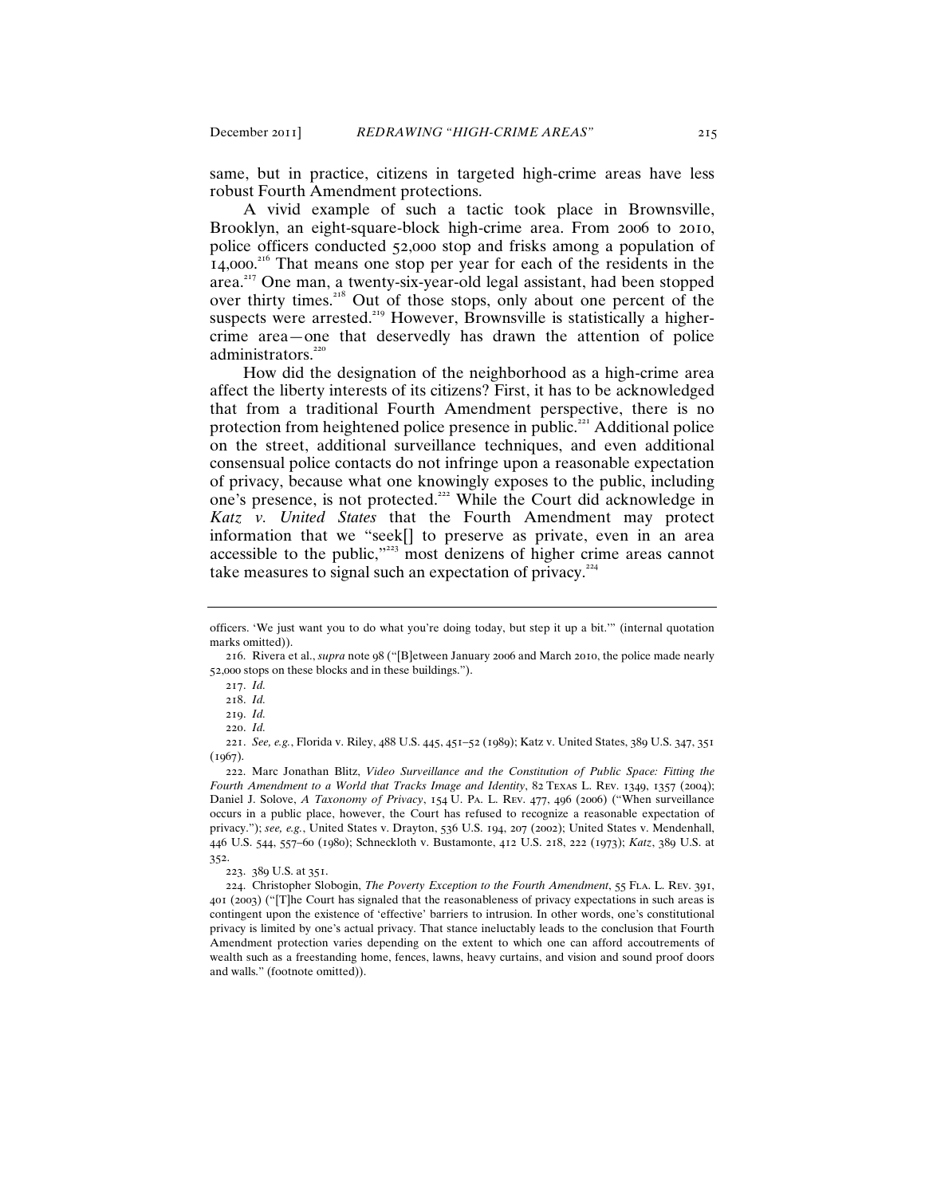same, but in practice, citizens in targeted high-crime areas have less robust Fourth Amendment protections.

A vivid example of such a tactic took place in Brownsville, Brooklyn, an eight-square-block high-crime area. From 2006 to 2010, police officers conducted 52,000 stop and frisks among a population of 14,000.[216] That means one stop per year for each of the residents in the area.[217] One man, a twenty-six-year-old legal assistant, had been stopped over thirty times.[218] Out of those stops, only about one percent of the suspects were arrested.[219] However, Brownsville is statistically a higher-crime area—one that deservedly has drawn the attention of police administrators.[220]

How did the designation of the neighborhood as a high-crime area affect the liberty interests of its citizens? First, it has to be acknowledged that from a traditional Fourth Amendment perspective, there is no protection from heightened police presence in public.[221] Additional police on the street, additional surveillance techniques, and even additional consensual police contacts do not infringe upon a reasonable expectation of privacy, because what one knowingly exposes to the public, including one's presence, is not protected.[222] While the Court did acknowledge in *Katz v. United States* that the Fourth Amendment may protect information that we "seek[] to preserve as private, even in an area accessible to the public,"[223] most denizens of higher crime areas cannot take measures to signal such an expectation of privacy.[224]

---

officers. 'We just want you to do what you're doing today, but step it up a bit.'" (internal quotation marks omitted)).

216. Rivera et al., *supra* note 98 ("[B]etween January 2006 and March 2010, the police made nearly 52,000 stops on these blocks and in these buildings.").

217. *Id.*

218. *Id.*

219. *Id.*

220. *Id.*

221. *See, e.g.*, Florida v. Riley, 488 U.S. 445, 451–52 (1989); Katz v. United States, 389 U.S. 347, 351 (1967).

222. Marc Jonathan Blitz, *Video Surveillance and the Constitution of Public Space: Fitting the Fourth Amendment to a World that Tracks Image and Identity*, 82 Texas L. Rev. 1349, 1357 (2004); Daniel J. Solove, *A Taxonomy of Privacy*, 154 U. Pa. L. Rev. 477, 496 (2006) ("When surveillance occurs in a public place, however, the Court has refused to recognize a reasonable expectation of privacy."); *see, e.g.*, United States v. Drayton, 536 U.S. 194, 207 (2002); United States v. Mendenhall, 446 U.S. 544, 557–60 (1980); Schneckloth v. Bustamonte, 412 U.S. 218, 222 (1973); *Katz*, 389 U.S. at 352.

223. 389 U.S. at 351.

224. Christopher Slobogin, *The Poverty Exception to the Fourth Amendment*, 55 Fla. L. Rev. 391, 401 (2003) ("[T]he Court has signaled that the reasonableness of privacy expectations in such areas is contingent upon the existence of 'effective' barriers to intrusion. In other words, one's constitutional privacy is limited by one's actual privacy. That stance ineluctably leads to the conclusion that Fourth Amendment protection varies depending on the extent to which one can afford accoutrements of wealth such as a freestanding home, fences, lawns, heavy curtains, and vision and sound proof doors and walls." (footnote omitted)).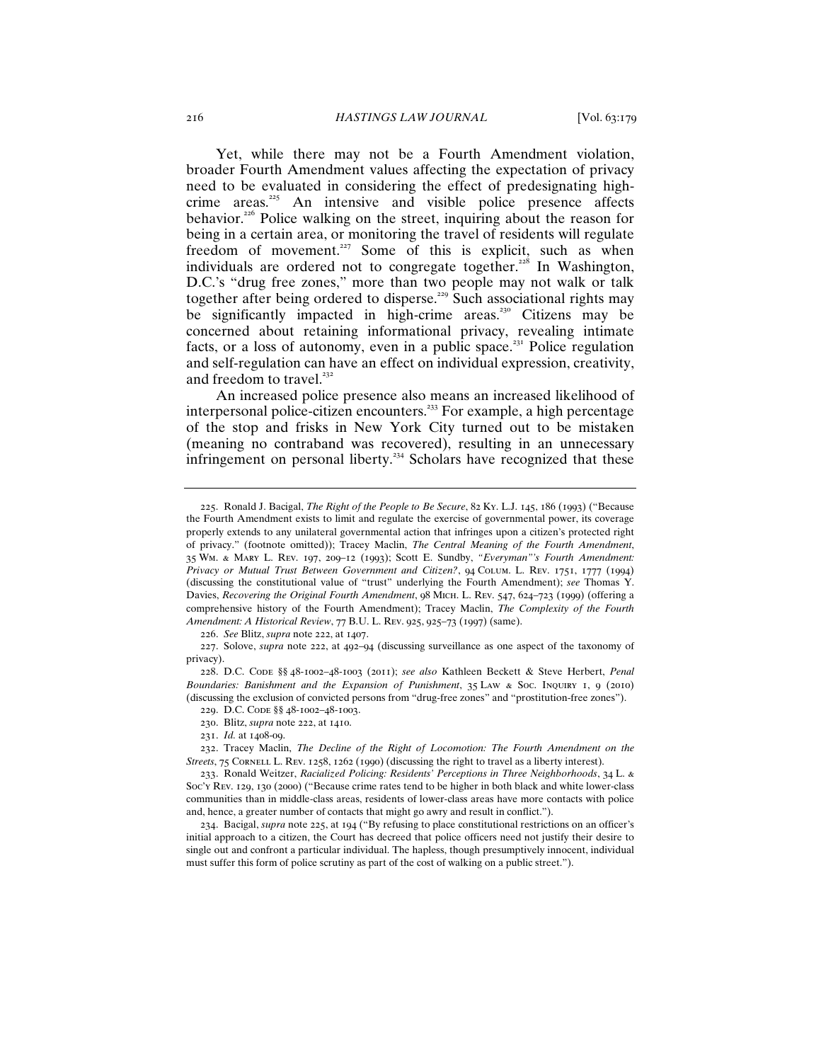Yet, while there may not be a Fourth Amendment violation, broader Fourth Amendment values affecting the expectation of privacy need to be evaluated in considering the effect of predesignating high-crime areas.[225] An intensive and visible police presence affects behavior.[226] Police walking on the street, inquiring about the reason for being in a certain area, or monitoring the travel of residents will regulate freedom of movement.[227] Some of this is explicit, such as when individuals are ordered not to congregate together.[228] In Washington, D.C.'s "drug free zones," more than two people may not walk or talk together after being ordered to disperse.[229] Such associational rights may be significantly impacted in high-crime areas.[230] Citizens may be concerned about retaining informational privacy, revealing intimate facts, or a loss of autonomy, even in a public space.[231] Police regulation and self-regulation can have an effect on individual expression, creativity, and freedom to travel.[232]

An increased police presence also means an increased likelihood of interpersonal police-citizen encounters.[233] For example, a high percentage of the stop and frisks in New York City turned out to be mistaken (meaning no contraband was recovered), resulting in an unnecessary infringement on personal liberty.[234] Scholars have recognized that these

---

225. Ronald J. Bacigal, *The Right of the People to Be Secure*, 82 KY. L.J. 145, 186 (1993) ("Because the Fourth Amendment exists to limit and regulate the exercise of governmental power, its coverage properly extends to any unilateral governmental action that infringes upon a citizen's protected right of privacy." (footnote omitted)); Tracey Maclin, *The Central Meaning of the Fourth Amendment*, 35 WM. & MARY L. REV. 197, 209–12 (1993); Scott E. Sundby, *"Everyman"'s Fourth Amendment: Privacy or Mutual Trust Between Government and Citizen?*, 94 COLUM. L. REV. 1751, 1777 (1994) (discussing the constitutional value of "trust" underlying the Fourth Amendment); *see* Thomas Y. Davies, *Recovering the Original Fourth Amendment*, 98 MICH. L. REV. 547, 624–723 (1999) (offering a comprehensive history of the Fourth Amendment); Tracey Maclin, *The Complexity of the Fourth Amendment: A Historical Review*, 77 B.U. L. REV. 925, 925–73 (1997) (same).

226. *See* Blitz, *supra* note 222, at 1407.

227. Solove, *supra* note 222, at 492–94 (discussing surveillance as one aspect of the taxonomy of privacy).

228. D.C. CODE §§ 48-1002–48-1003 (2011); *see also* Kathleen Beckett & Steve Herbert, *Penal Boundaries: Banishment and the Expansion of Punishment*, 35 LAW & SOC. INQUIRY 1, 9 (2010) (discussing the exclusion of convicted persons from "drug-free zones" and "prostitution-free zones").

229. D.C. CODE §§ 48-1002–48-1003.

230. Blitz, *supra* note 222, at 1410.

231. *Id.* at 1408-09.

232. Tracey Maclin, *The Decline of the Right of Locomotion: The Fourth Amendment on the Streets*, 75 CORNELL L. REV. 1258, 1262 (1990) (discussing the right to travel as a liberty interest).

233. Ronald Weitzer, *Racialized Policing: Residents' Perceptions in Three Neighborhoods*, 34 L. & SOC'Y REV. 129, 130 (2000) ("Because crime rates tend to be higher in both black and white lower-class communities than in middle-class areas, residents of lower-class areas have more contacts with police and, hence, a greater number of contacts that might go awry and result in conflict.").

234. Bacigal, *supra* note 225, at 194 ("By refusing to place constitutional restrictions on an officer's initial approach to a citizen, the Court has decreed that police officers need not justify their desire to single out and confront a particular individual. The hapless, though presumptively innocent, individual must suffer this form of police scrutiny as part of the cost of walking on a public street.").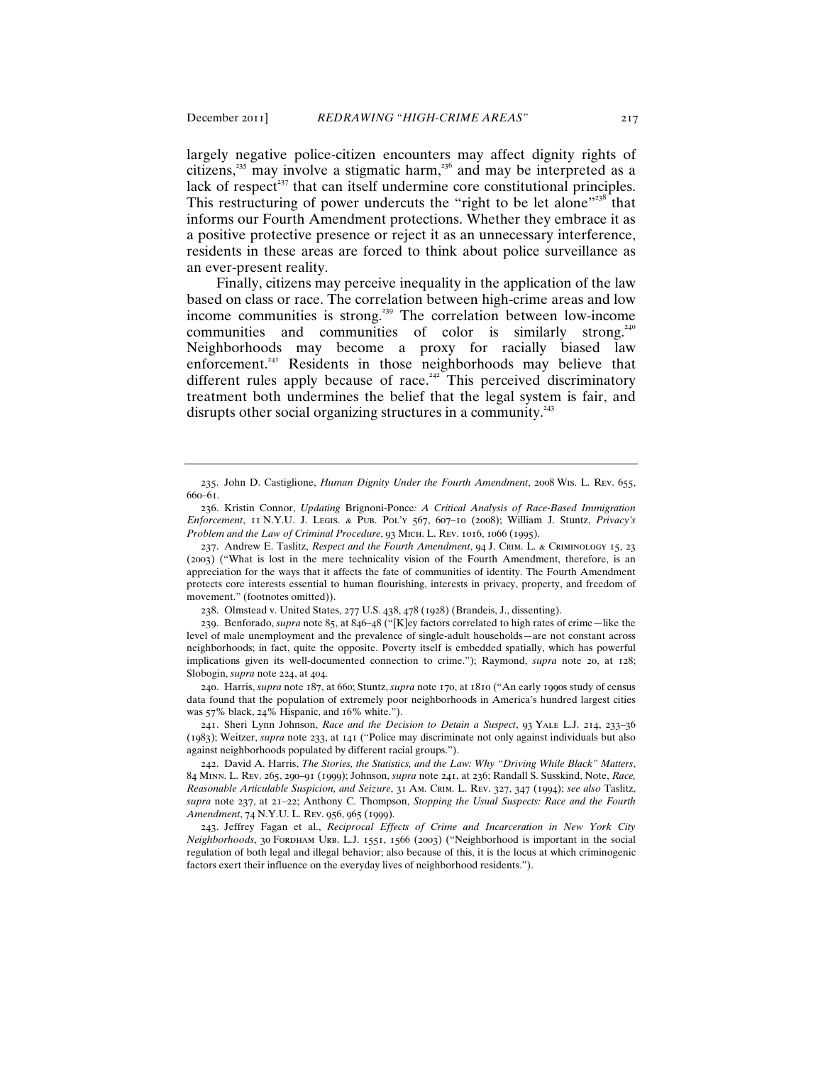largely negative police-citizen encounters may affect dignity rights of citizens,[235] may involve a stigmatic harm,[236] and may be interpreted as a lack of respect[237] that can itself undermine core constitutional principles. This restructuring of power undercuts the "right to be let alone"[238] that informs our Fourth Amendment protections. Whether they embrace it as a positive protective presence or reject it as an unnecessary interference, residents in these areas are forced to think about police surveillance as an ever-present reality.

Finally, citizens may perceive inequality in the application of the law based on class or race. The correlation between high-crime areas and low income communities is strong.[239] The correlation between low-income communities and communities of color is similarly strong.[240] Neighborhoods may become a proxy for racially biased law enforcement.[241] Residents in those neighborhoods may believe that different rules apply because of race.[242] This perceived discriminatory treatment both undermines the belief that the legal system is fair, and disrupts other social organizing structures in a community.[243]

---

235. John D. Castiglione, *Human Dignity Under the Fourth Amendment*, 2008 Wis. L. Rev. 655, 660–61.

236. Kristin Connor, *Updating* Brignoni-Ponce*: A Critical Analysis of Race-Based Immigration Enforcement*, 11 N.Y.U. J. Legis. & Pub. Pol'y 567, 607–10 (2008); William J. Stuntz, *Privacy's Problem and the Law of Criminal Procedure*, 93 Mich. L. Rev. 1016, 1066 (1995).

237. Andrew E. Taslitz, *Respect and the Fourth Amendment*, 94 J. Crim. L. & Criminology 15, 23 (2003) ("What is lost in the mere technicality vision of the Fourth Amendment, therefore, is an appreciation for the ways that it affects the fate of communities of identity. The Fourth Amendment protects core interests essential to human flourishing, interests in privacy, property, and freedom of movement." (footnotes omitted)).

238. Olmstead v. United States, 277 U.S. 438, 478 (1928) (Brandeis, J., dissenting).

239. Benforado, *supra* note 85, at 846–48 ("[K]ey factors correlated to high rates of crime—like the level of male unemployment and the prevalence of single-adult households—are not constant across neighborhoods; in fact, quite the opposite. Poverty itself is embedded spatially, which has powerful implications given its well-documented connection to crime."); Raymond, *supra* note 20, at 128; Slobogin, *supra* note 224, at 404.

240. Harris, *supra* note 187, at 660; Stuntz, *supra* note 170, at 1810 ("An early 1990s study of census data found that the population of extremely poor neighborhoods in America's hundred largest cities was 57% black, 24% Hispanic, and 16% white.").

241. Sheri Lynn Johnson, *Race and the Decision to Detain a Suspect*, 93 Yale L.J. 214, 233–36 (1983); Weitzer, *supra* note 233, at 141 ("Police may discriminate not only against individuals but also against neighborhoods populated by different racial groups.").

242. David A. Harris, *The Stories, the Statistics, and the Law: Why "Driving While Black" Matters*, 84 Minn. L. Rev. 265, 290–91 (1999); Johnson, *supra* note 241, at 236; Randall S. Susskind, Note, *Race, Reasonable Articulable Suspicion, and Seizure*, 31 Am. Crim. L. Rev. 327, 347 (1994); *see also* Taslitz, *supra* note 237, at 21–22; Anthony C. Thompson, *Stopping the Usual Suspects: Race and the Fourth Amendment*, 74 N.Y.U. L. Rev. 956, 965 (1999).

243. Jeffrey Fagan et al., *Reciprocal Effects of Crime and Incarceration in New York City Neighborhoods*, 30 Fordham Urb. L.J. 1551, 1566 (2003) ("Neighborhood is important in the social regulation of both legal and illegal behavior; also because of this, it is the locus at which criminogenic factors exert their influence on the everyday lives of neighborhood residents.").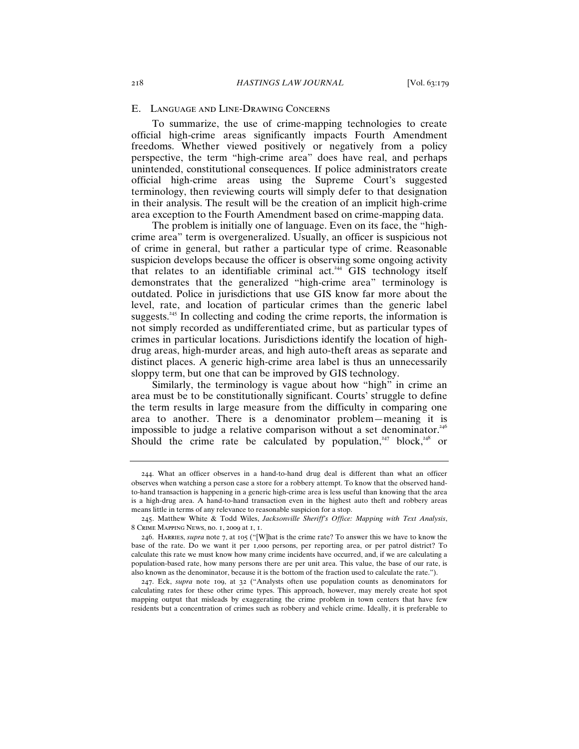## E. Language and Line-Drawing Concerns

To summarize, the use of crime-mapping technologies to create official high-crime areas significantly impacts Fourth Amendment freedoms. Whether viewed positively or negatively from a policy perspective, the term "high-crime area" does have real, and perhaps unintended, constitutional consequences. If police administrators create official high-crime areas using the Supreme Court's suggested terminology, then reviewing courts will simply defer to that designation in their analysis. The result will be the creation of an implicit high-crime area exception to the Fourth Amendment based on crime-mapping data.

The problem is initially one of language. Even on its face, the "high-crime area" term is overgeneralized. Usually, an officer is suspicious not of crime in general, but rather a particular type of crime. Reasonable suspicion develops because the officer is observing some ongoing activity that relates to an identifiable criminal act.[244] GIS technology itself demonstrates that the generalized "high-crime area" terminology is outdated. Police in jurisdictions that use GIS know far more about the level, rate, and location of particular crimes than the generic label suggests.[245] In collecting and coding the crime reports, the information is not simply recorded as undifferentiated crime, but as particular types of crimes in particular locations. Jurisdictions identify the location of high-drug areas, high-murder areas, and high auto-theft areas as separate and distinct places. A generic high-crime area label is thus an unnecessarily sloppy term, but one that can be improved by GIS technology.

Similarly, the terminology is vague about how "high" in crime an area must be to be constitutionally significant. Courts' struggle to define the term results in large measure from the difficulty in comparing one area to another. There is a denominator problem—meaning it is impossible to judge a relative comparison without a set denominator.[246] Should the crime rate be calculated by population,[247] block,[248] or

---

244. What an officer observes in a hand-to-hand drug deal is different than what an officer observes when watching a person case a store for a robbery attempt. To know that the observed hand-to-hand transaction is happening in a generic high-crime area is less useful than knowing that the area is a high-drug area. A hand-to-hand transaction even in the highest auto theft and robbery areas means little in terms of any relevance to reasonable suspicion for a stop.

245. Matthew White & Todd Wiles, *Jacksonville Sheriff's Office: Mapping with Text Analysis*, 8 Crime Mapping News, no. 1, 2009 at 1, 1.

246. Harries, *supra* note 7, at 105 ("[W]hat is the crime rate? To answer this we have to know the base of the rate. Do we want it per 1,000 persons, per reporting area, or per patrol district? To calculate this rate we must know how many crime incidents have occurred, and, if we are calculating a population-based rate, how many persons there are per unit area. This value, the base of our rate, is also known as the denominator, because it is the bottom of the fraction used to calculate the rate.").

247. Eck, *supra* note 109, at 32 ("Analysts often use population counts as denominators for calculating rates for these other crime types. This approach, however, may merely create hot spot mapping output that misleads by exaggerating the crime problem in town centers that have few residents but a concentration of crimes such as robbery and vehicle crime. Ideally, it is preferable to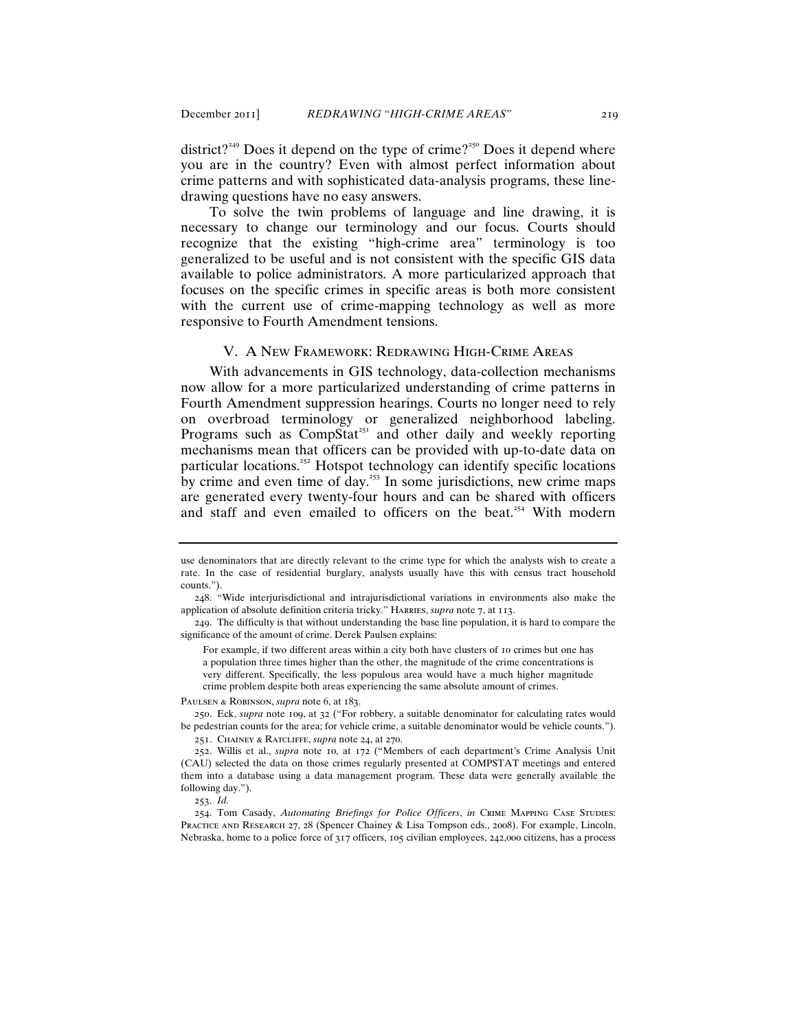district?[249] Does it depend on the type of crime?[250] Does it depend where you are in the country? Even with almost perfect information about crime patterns and with sophisticated data-analysis programs, these line-drawing questions have no easy answers.

To solve the twin problems of language and line drawing, it is necessary to change our terminology and our focus. Courts should recognize that the existing "high-crime area" terminology is too generalized to be useful and is not consistent with the specific GIS data available to police administrators. A more particularized approach that focuses on the specific crimes in specific areas is both more consistent with the current use of crime-mapping technology as well as more responsive to Fourth Amendment tensions.

## V. A New Framework: Redrawing High-Crime Areas

With advancements in GIS technology, data-collection mechanisms now allow for a more particularized understanding of crime patterns in Fourth Amendment suppression hearings. Courts no longer need to rely on overbroad terminology or generalized neighborhood labeling. Programs such as CompStat[251] and other daily and weekly reporting mechanisms mean that officers can be provided with up-to-date data on particular locations.[252] Hotspot technology can identify specific locations by crime and even time of day.[253] In some jurisdictions, new crime maps are generated every twenty-four hours and can be shared with officers and staff and even emailed to officers on the beat.[254] With modern

---

use denominators that are directly relevant to the crime type for which the analysts wish to create a rate. In the case of residential burglary, analysts usually have this with census tract household counts.").

248. "Wide interjurisdictional and intrajurisdictional variations in environments also make the application of absolute definition criteria tricky." Harries, *supra* note 7, at 113.

249. The difficulty is that without understanding the base line population, it is hard to compare the significance of the amount of crime. Derek Paulsen explains:

> For example, if two different areas within a city both have clusters of 10 crimes but one has a population three times higher than the other, the magnitude of the crime concentrations is very different. Specifically, the less populous area would have a much higher magnitude crime problem despite both areas experiencing the same absolute amount of crimes.

Paulsen & Robinson, *supra* note 6, at 183.

250. Eck, *supra* note 109, at 32 ("For robbery, a suitable denominator for calculating rates would be pedestrian counts for the area; for vehicle crime, a suitable denominator would be vehicle counts.").

251. Chainey & Ratcliffe, *supra* note 24, at 270.

252. Willis et al., *supra* note 10, at 172 ("Members of each department's Crime Analysis Unit (CAU) selected the data on those crimes regularly presented at COMPSTAT meetings and entered them into a database using a data management program. These data were generally available the following day.").

253. *Id.*

254. Tom Casady, *Automating Briefings for Police Officers*, *in* Crime Mapping Case Studies: Practice and Research 27, 28 (Spencer Chainey & Lisa Tompson eds., 2008). For example, Lincoln, Nebraska, home to a police force of 317 officers, 105 civilian employees, 242,000 citizens, has a process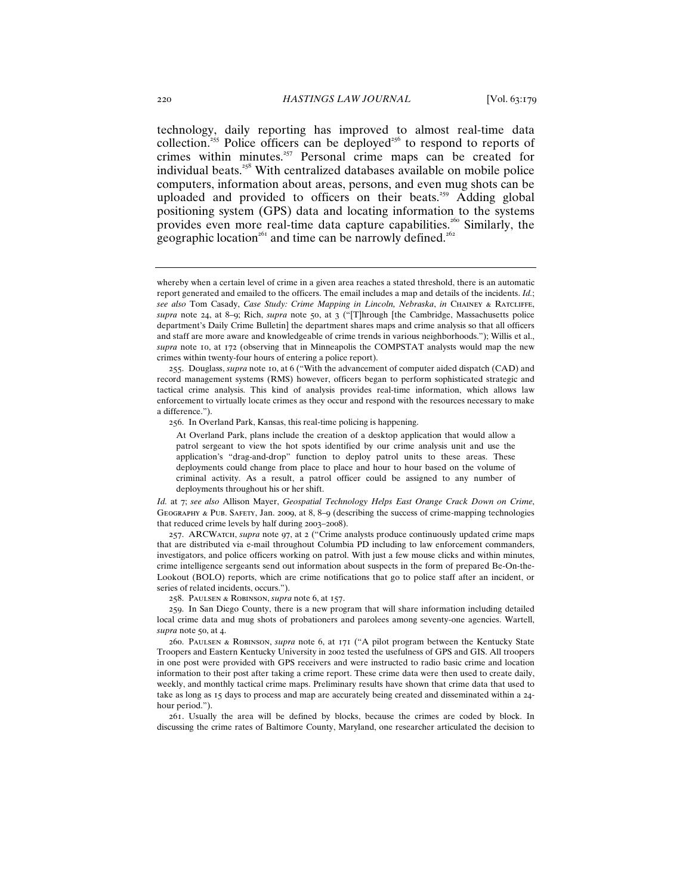technology, daily reporting has improved to almost real-time data collection.[255] Police officers can be deployed[256] to respond to reports of crimes within minutes.[257] Personal crime maps can be created for individual beats.[258] With centralized databases available on mobile police computers, information about areas, persons, and even mug shots can be uploaded and provided to officers on their beats.[259] Adding global positioning system (GPS) data and locating information to the systems provides even more real-time data capture capabilities.[260] Similarly, the geographic location[261] and time can be narrowly defined.[262]

---

whereby when a certain level of crime in a given area reaches a stated threshold, there is an automatic report generated and emailed to the officers. The email includes a map and details of the incidents. *Id.*; *see also* Tom Casady, *Case Study: Crime Mapping in Lincoln, Nebraska*, *in* CHAINEY & RATCLIFFE, *supra* note 24, at 8–9; Rich, *supra* note 50, at 3 ("[T]hrough [the Cambridge, Massachusetts police department's Daily Crime Bulletin] the department shares maps and crime analysis so that all officers and staff are more aware and knowledgeable of crime trends in various neighborhoods."); Willis et al., *supra* note 10, at 172 (observing that in Minneapolis the COMPSTAT analysts would map the new crimes within twenty-four hours of entering a police report).

255. Douglass, *supra* note 10, at 6 ("With the advancement of computer aided dispatch (CAD) and record management systems (RMS) however, officers began to perform sophisticated strategic and tactical crime analysis. This kind of analysis provides real-time information, which allows law enforcement to virtually locate crimes as they occur and respond with the resources necessary to make a difference.").

256. In Overland Park, Kansas, this real-time policing is happening.

> At Overland Park, plans include the creation of a desktop application that would allow a patrol sergeant to view the hot spots identified by our crime analysis unit and use the application's "drag-and-drop" function to deploy patrol units to these areas. These deployments could change from place to place and hour to hour based on the volume of criminal activity. As a result, a patrol officer could be assigned to any number of deployments throughout his or her shift.

*Id.* at 7; *see also* Allison Mayer, *Geospatial Technology Helps East Orange Crack Down on Crime*, GEOGRAPHY & PUB. SAFETY, Jan. 2009, at 8, 8–9 (describing the success of crime-mapping technologies that reduced crime levels by half during 2003–2008).

257. ARCWATCH, *supra* note 97, at 2 ("Crime analysts produce continuously updated crime maps that are distributed via e-mail throughout Columbia PD including to law enforcement commanders, investigators, and police officers working on patrol. With just a few mouse clicks and within minutes, crime intelligence sergeants send out information about suspects in the form of prepared Be-On-the-Lookout (BOLO) reports, which are crime notifications that go to police staff after an incident, or series of related incidents, occurs.").

258. PAULSEN & ROBINSON, *supra* note 6, at 157.

259. In San Diego County, there is a new program that will share information including detailed local crime data and mug shots of probationers and parolees among seventy-one agencies. Wartell, *supra* note 50, at 4.

260. PAULSEN & ROBINSON, *supra* note 6, at 171 ("A pilot program between the Kentucky State Troopers and Eastern Kentucky University in 2002 tested the usefulness of GPS and GIS. All troopers in one post were provided with GPS receivers and were instructed to radio basic crime and location information to their post after taking a crime report. These crime data were then used to create daily, weekly, and monthly tactical crime maps. Preliminary results have shown that crime data that used to take as long as 15 days to process and map are accurately being created and disseminated within a 24-hour period.").

261. Usually the area will be defined by blocks, because the crimes are coded by block. In discussing the crime rates of Baltimore County, Maryland, one researcher articulated the decision to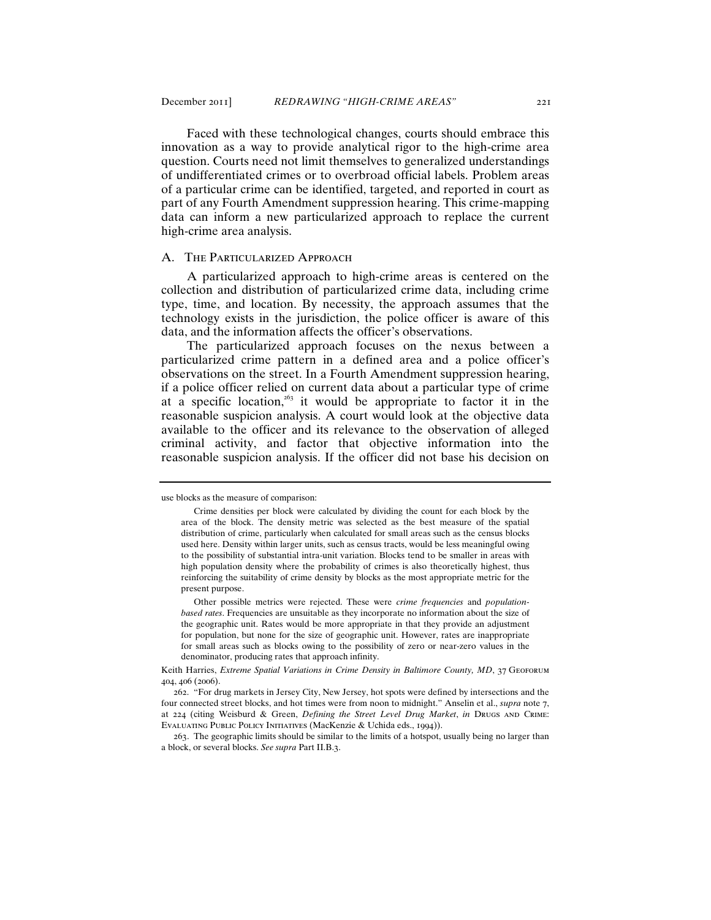Faced with these technological changes, courts should embrace this innovation as a way to provide analytical rigor to the high-crime area question. Courts need not limit themselves to generalized understandings of undifferentiated crimes or to overbroad official labels. Problem areas of a particular crime can be identified, targeted, and reported in court as part of any Fourth Amendment suppression hearing. This crime-mapping data can inform a new particularized approach to replace the current high-crime area analysis.

## A. The Particularized Approach

A particularized approach to high-crime areas is centered on the collection and distribution of particularized crime data, including crime type, time, and location. By necessity, the approach assumes that the technology exists in the jurisdiction, the police officer is aware of this data, and the information affects the officer's observations.

The particularized approach focuses on the nexus between a particularized crime pattern in a defined area and a police officer's observations on the street. In a Fourth Amendment suppression hearing, if a police officer relied on current data about a particular type of crime at a specific location,[263] it would be appropriate to factor it in the reasonable suspicion analysis. A court would look at the objective data available to the officer and its relevance to the observation of alleged criminal activity, and factor that objective information into the reasonable suspicion analysis. If the officer did not base his decision on

---

use blocks as the measure of comparison:

> Crime densities per block were calculated by dividing the count for each block by the area of the block. The density metric was selected as the best measure of the spatial distribution of crime, particularly when calculated for small areas such as the census blocks used here. Density within larger units, such as census tracts, would be less meaningful owing to the possibility of substantial intra-unit variation. Blocks tend to be smaller in areas with high population density where the probability of crimes is also theoretically highest, thus reinforcing the suitability of crime density by blocks as the most appropriate metric for the present purpose.
>
> Other possible metrics were rejected. These were *crime frequencies* and *population-based rates*. Frequencies are unsuitable as they incorporate no information about the size of the geographic unit. Rates would be more appropriate in that they provide an adjustment for population, but none for the size of geographic unit. However, rates are inappropriate for small areas such as blocks owing to the possibility of zero or near-zero values in the denominator, producing rates that approach infinity.

Keith Harries, *Extreme Spatial Variations in Crime Density in Baltimore County, MD*, 37 Geoforum 404, 406 (2006).

262. "For drug markets in Jersey City, New Jersey, hot spots were defined by intersections and the four connected street blocks, and hot times were from noon to midnight." Anselin et al., *supra* note 7, at 224 (citing Weisburd & Green, *Defining the Street Level Drug Market*, *in* Drugs and Crime: Evaluating Public Policy Initiatives (MacKenzie & Uchida eds., 1994)).

263. The geographic limits should be similar to the limits of a hotspot, usually being no larger than a block, or several blocks. *See supra* Part II.B.3.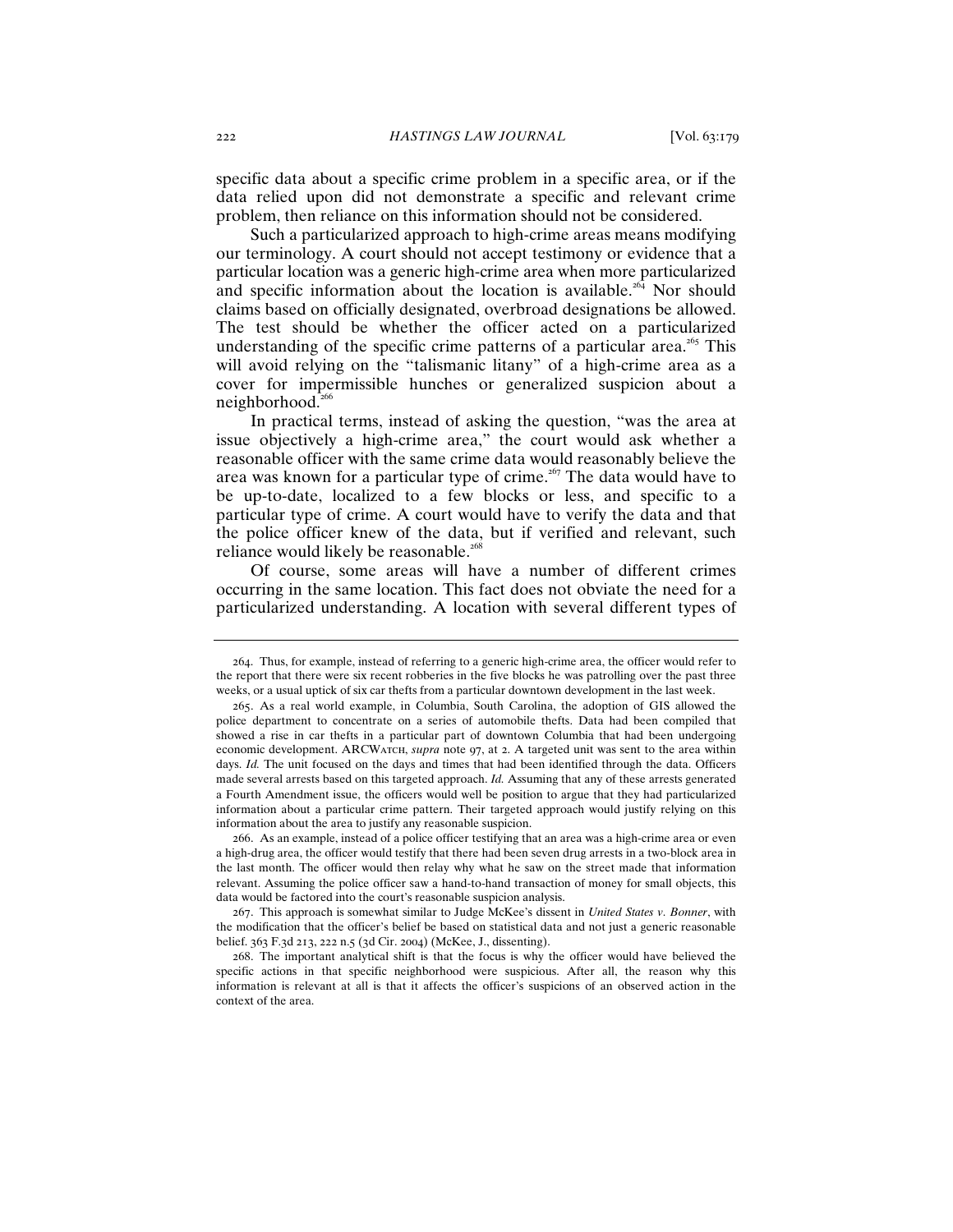specific data about a specific crime problem in a specific area, or if the data relied upon did not demonstrate a specific and relevant crime problem, then reliance on this information should not be considered.

Such a particularized approach to high-crime areas means modifying our terminology. A court should not accept testimony or evidence that a particular location was a generic high-crime area when more particularized and specific information about the location is available.[264] Nor should claims based on officially designated, overbroad designations be allowed. The test should be whether the officer acted on a particularized understanding of the specific crime patterns of a particular area.[265] This will avoid relying on the "talismanic litany" of a high-crime area as a cover for impermissible hunches or generalized suspicion about a neighborhood.[266]

In practical terms, instead of asking the question, "was the area at issue objectively a high-crime area," the court would ask whether a reasonable officer with the same crime data would reasonably believe the area was known for a particular type of crime.[267] The data would have to be up-to-date, localized to a few blocks or less, and specific to a particular type of crime. A court would have to verify the data and that the police officer knew of the data, but if verified and relevant, such reliance would likely be reasonable.[268]

Of course, some areas will have a number of different crimes occurring in the same location. This fact does not obviate the need for a particularized understanding. A location with several different types of

---

264. Thus, for example, instead of referring to a generic high-crime area, the officer would refer to the report that there were six recent robberies in the five blocks he was patrolling over the past three weeks, or a usual uptick of six car thefts from a particular downtown development in the last week.

265. As a real world example, in Columbia, South Carolina, the adoption of GIS allowed the police department to concentrate on a series of automobile thefts. Data had been compiled that showed a rise in car thefts in a particular part of downtown Columbia that had been undergoing economic development. ARCWATCH, *supra* note 97, at 2. A targeted unit was sent to the area within days. *Id.* The unit focused on the days and times that had been identified through the data. Officers made several arrests based on this targeted approach. *Id.* Assuming that any of these arrests generated a Fourth Amendment issue, the officers would well be position to argue that they had particularized information about a particular crime pattern. Their targeted approach would justify relying on this information about the area to justify any reasonable suspicion.

266. As an example, instead of a police officer testifying that an area was a high-crime area or even a high-drug area, the officer would testify that there had been seven drug arrests in a two-block area in the last month. The officer would then relay why what he saw on the street made that information relevant. Assuming the police officer saw a hand-to-hand transaction of money for small objects, this data would be factored into the court's reasonable suspicion analysis.

267. This approach is somewhat similar to Judge McKee's dissent in *United States v. Bonner*, with the modification that the officer's belief be based on statistical data and not just a generic reasonable belief. 363 F.3d 213, 222 n.5 (3d Cir. 2004) (McKee, J., dissenting).

268. The important analytical shift is that the focus is why the officer would have believed the specific actions in that specific neighborhood were suspicious. After all, the reason why this information is relevant at all is that it affects the officer's suspicions of an observed action in the context of the area.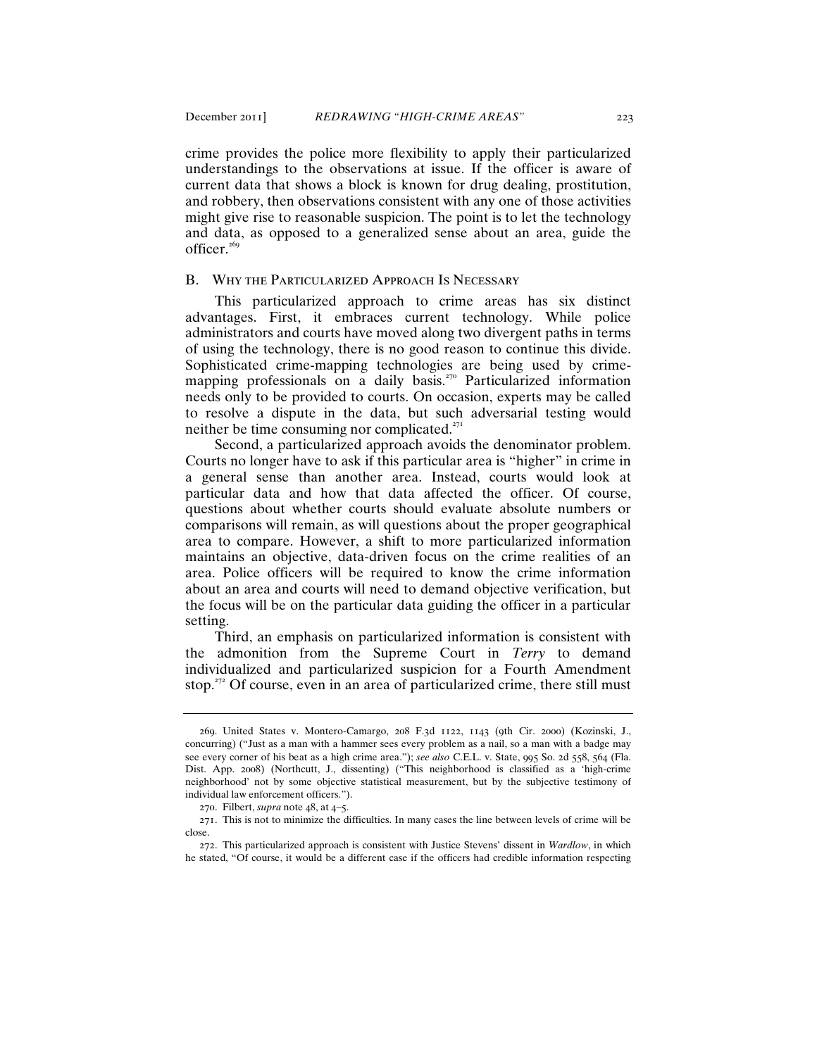crime provides the police more flexibility to apply their particularized understandings to the observations at issue. If the officer is aware of current data that shows a block is known for drug dealing, prostitution, and robbery, then observations consistent with any one of those activities might give rise to reasonable suspicion. The point is to let the technology and data, as opposed to a generalized sense about an area, guide the officer.[269]

### B. Why the Particularized Approach Is Necessary

This particularized approach to crime areas has six distinct advantages. First, it embraces current technology. While police administrators and courts have moved along two divergent paths in terms of using the technology, there is no good reason to continue this divide. Sophisticated crime-mapping technologies are being used by crime-mapping professionals on a daily basis.[270] Particularized information needs only to be provided to courts. On occasion, experts may be called to resolve a dispute in the data, but such adversarial testing would neither be time consuming nor complicated.[271]

Second, a particularized approach avoids the denominator problem. Courts no longer have to ask if this particular area is "higher" in crime in a general sense than another area. Instead, courts would look at particular data and how that data affected the officer. Of course, questions about whether courts should evaluate absolute numbers or comparisons will remain, as will questions about the proper geographical area to compare. However, a shift to more particularized information maintains an objective, data-driven focus on the crime realities of an area. Police officers will be required to know the crime information about an area and courts will need to demand objective verification, but the focus will be on the particular data guiding the officer in a particular setting.

Third, an emphasis on particularized information is consistent with the admonition from the Supreme Court in *Terry* to demand individualized and particularized suspicion for a Fourth Amendment stop.[272] Of course, even in an area of particularized crime, there still must

---

269. United States v. Montero-Camargo, 208 F.3d 1122, 1143 (9th Cir. 2000) (Kozinski, J., concurring) ("Just as a man with a hammer sees every problem as a nail, so a man with a badge may see every corner of his beat as a high crime area."); *see also* C.E.L. v. State, 995 So. 2d 558, 564 (Fla. Dist. App. 2008) (Northcutt, J., dissenting) ("This neighborhood is classified as a 'high-crime neighborhood' not by some objective statistical measurement, but by the subjective testimony of individual law enforcement officers.").

270. Filbert, *supra* note 48, at 4–5.

271. This is not to minimize the difficulties. In many cases the line between levels of crime will be close.

272. This particularized approach is consistent with Justice Stevens' dissent in *Wardlow*, in which he stated, "Of course, it would be a different case if the officers had credible information respecting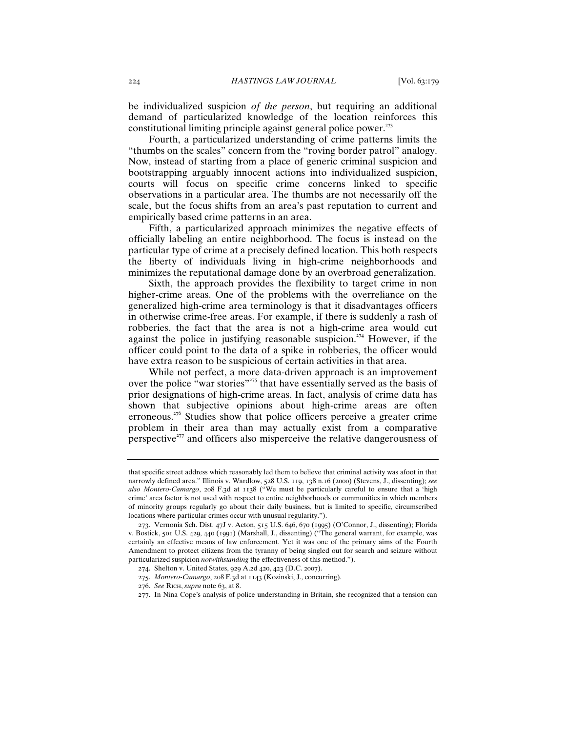be individualized suspicion *of the person*, but requiring an additional demand of particularized knowledge of the location reinforces this constitutional limiting principle against general police power.[273]

Fourth, a particularized understanding of crime patterns limits the "thumbs on the scales" concern from the "roving border patrol" analogy. Now, instead of starting from a place of generic criminal suspicion and bootstrapping arguably innocent actions into individualized suspicion, courts will focus on specific crime concerns linked to specific observations in a particular area. The thumbs are not necessarily off the scale, but the focus shifts from an area's past reputation to current and empirically based crime patterns in an area.

Fifth, a particularized approach minimizes the negative effects of officially labeling an entire neighborhood. The focus is instead on the particular type of crime at a precisely defined location. This both respects the liberty of individuals living in high-crime neighborhoods and minimizes the reputational damage done by an overbroad generalization.

Sixth, the approach provides the flexibility to target crime in non higher-crime areas. One of the problems with the overreliance on the generalized high-crime area terminology is that it disadvantages officers in otherwise crime-free areas. For example, if there is suddenly a rash of robberies, the fact that the area is not a high-crime area would cut against the police in justifying reasonable suspicion.[274] However, if the officer could point to the data of a spike in robberies, the officer would have extra reason to be suspicious of certain activities in that area.

While not perfect, a more data-driven approach is an improvement over the police "war stories"[275] that have essentially served as the basis of prior designations of high-crime areas. In fact, analysis of crime data has shown that subjective opinions about high-crime areas are often erroneous.[276] Studies show that police officers perceive a greater crime problem in their area than may actually exist from a comparative perspective[277] and officers also misperceive the relative dangerousness of

---

that specific street address which reasonably led them to believe that criminal activity was afoot in that narrowly defined area." Illinois v. Wardlow, 528 U.S. 119, 138 n.16 (2000) (Stevens, J., dissenting); *see also Montero-Camargo*, 208 F.3d at 1138 ("We must be particularly careful to ensure that a 'high crime' area factor is not used with respect to entire neighborhoods or communities in which members of minority groups regularly go about their daily business, but is limited to specific, circumscribed locations where particular crimes occur with unusual regularity.").

273. Vernonia Sch. Dist. 47J v. Acton, 515 U.S. 646, 670 (1995) (O'Connor, J., dissenting); Florida v. Bostick, 501 U.S. 429, 440 (1991) (Marshall, J., dissenting) ("The general warrant, for example, was certainly an effective means of law enforcement. Yet it was one of the primary aims of the Fourth Amendment to protect citizens from the tyranny of being singled out for search and seizure without particularized suspicion *notwithstanding* the effectiveness of this method.").

274. Shelton v. United States, 929 A.2d 420, 423 (D.C. 2007).

275. *Montero-Camargo*, 208 F.3d at 1143 (Kozinski, J., concurring).

276. *See* Rich, *supra* note 63, at 8.

277. In Nina Cope's analysis of police understanding in Britain, she recognized that a tension can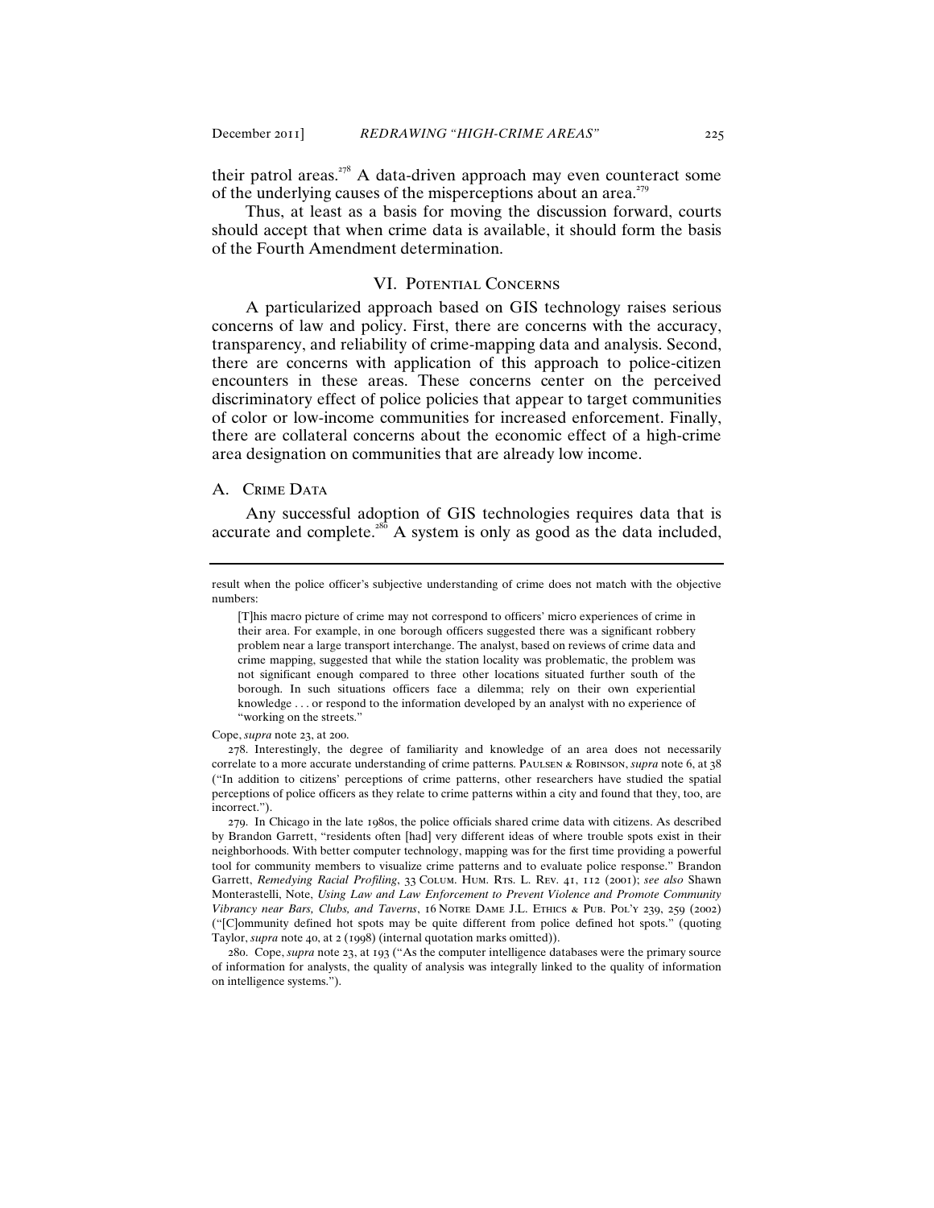their patrol areas.[278] A data-driven approach may even counteract some of the underlying causes of the misperceptions about an area.[279]

Thus, at least as a basis for moving the discussion forward, courts should accept that when crime data is available, it should form the basis of the Fourth Amendment determination.

## VI. Potential Concerns

A particularized approach based on GIS technology raises serious concerns of law and policy. First, there are concerns with the accuracy, transparency, and reliability of crime-mapping data and analysis. Second, there are concerns with application of this approach to police-citizen encounters in these areas. These concerns center on the perceived discriminatory effect of police policies that appear to target communities of color or low-income communities for increased enforcement. Finally, there are collateral concerns about the economic effect of a high-crime area designation on communities that are already low income.

### A. Crime Data

Any successful adoption of GIS technologies requires data that is accurate and complete.[280] A system is only as good as the data included,

---

result when the police officer's subjective understanding of crime does not match with the objective numbers:

> [T]his macro picture of crime may not correspond to officers' micro experiences of crime in their area. For example, in one borough officers suggested there was a significant robbery problem near a large transport interchange. The analyst, based on reviews of crime data and crime mapping, suggested that while the station locality was problematic, the problem was not significant enough compared to three other locations situated further south of the borough. In such situations officers face a dilemma; rely on their own experiential knowledge . . . or respond to the information developed by an analyst with no experience of "working on the streets."

Cope, *supra* note 23, at 200.

278. Interestingly, the degree of familiarity and knowledge of an area does not necessarily correlate to a more accurate understanding of crime patterns. Paulsen & Robinson, *supra* note 6, at 38 ("In addition to citizens' perceptions of crime patterns, other researchers have studied the spatial perceptions of police officers as they relate to crime patterns within a city and found that they, too, are incorrect.").

279. In Chicago in the late 1980s, the police officials shared crime data with citizens. As described by Brandon Garrett, "residents often [had] very different ideas of where trouble spots exist in their neighborhoods. With better computer technology, mapping was for the first time providing a powerful tool for community members to visualize crime patterns and to evaluate police response." Brandon Garrett, *Remedying Racial Profiling*, 33 Colum. Hum. Rts. L. Rev. 41, 112 (2001); *see also* Shawn Monterastelli, Note, *Using Law and Law Enforcement to Prevent Violence and Promote Community Vibrancy near Bars, Clubs, and Taverns*, 16 Notre Dame J.L. Ethics & Pub. Pol'y 239, 259 (2002) ("[C]ommunity defined hot spots may be quite different from police defined hot spots." (quoting Taylor, *supra* note 40, at 2 (1998) (internal quotation marks omitted)).

280. Cope, *supra* note 23, at 193 ("As the computer intelligence databases were the primary source of information for analysts, the quality of analysis was integrally linked to the quality of information on intelligence systems.").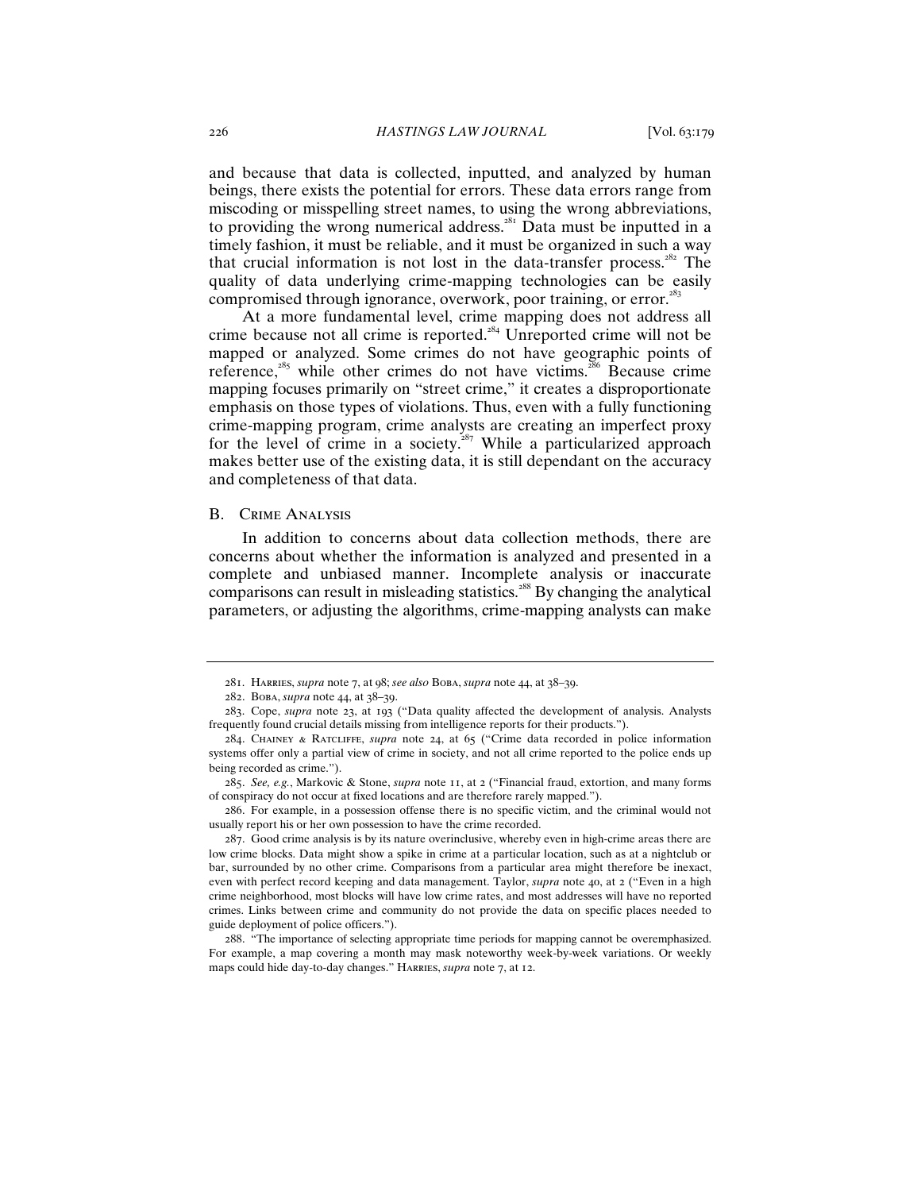and because that data is collected, inputted, and analyzed by human beings, there exists the potential for errors. These data errors range from miscoding or misspelling street names, to using the wrong abbreviations, to providing the wrong numerical address.[281] Data must be inputted in a timely fashion, it must be reliable, and it must be organized in such a way that crucial information is not lost in the data-transfer process.[282] The quality of data underlying crime-mapping technologies can be easily compromised through ignorance, overwork, poor training, or error.[283]

At a more fundamental level, crime mapping does not address all crime because not all crime is reported.[284] Unreported crime will not be mapped or analyzed. Some crimes do not have geographic points of reference,[285] while other crimes do not have victims.[286] Because crime mapping focuses primarily on "street crime," it creates a disproportionate emphasis on those types of violations. Thus, even with a fully functioning crime-mapping program, crime analysts are creating an imperfect proxy for the level of crime in a society.[287] While a particularized approach makes better use of the existing data, it is still dependant on the accuracy and completeness of that data.

### B. Crime Analysis

In addition to concerns about data collection methods, there are concerns about whether the information is analyzed and presented in a complete and unbiased manner. Incomplete analysis or inaccurate comparisons can result in misleading statistics.[288] By changing the analytical parameters, or adjusting the algorithms, crime-mapping analysts can make

---

281. Harries, *supra* note 7, at 98; *see also* Boba, *supra* note 44, at 38–39.

282. Boba, *supra* note 44, at 38–39.

283. Cope, *supra* note 23, at 193 ("Data quality affected the development of analysis. Analysts frequently found crucial details missing from intelligence reports for their products.").

284. Chainey & Ratcliffe, *supra* note 24, at 65 ("Crime data recorded in police information systems offer only a partial view of crime in society, and not all crime reported to the police ends up being recorded as crime.").

285. *See, e.g.*, Markovic & Stone, *supra* note 11, at 2 ("Financial fraud, extortion, and many forms of conspiracy do not occur at fixed locations and are therefore rarely mapped.").

286. For example, in a possession offense there is no specific victim, and the criminal would not usually report his or her own possession to have the crime recorded.

287. Good crime analysis is by its nature overinclusive, whereby even in high-crime areas there are low crime blocks. Data might show a spike in crime at a particular location, such as at a nightclub or bar, surrounded by no other crime. Comparisons from a particular area might therefore be inexact, even with perfect record keeping and data management. Taylor, *supra* note 40, at 2 ("Even in a high crime neighborhood, most blocks will have low crime rates, and most addresses will have no reported crimes. Links between crime and community do not provide the data on specific places needed to guide deployment of police officers.").

288. "The importance of selecting appropriate time periods for mapping cannot be overemphasized. For example, a map covering a month may mask noteworthy week-by-week variations. Or weekly maps could hide day-to-day changes." Harries, *supra* note 7, at 12.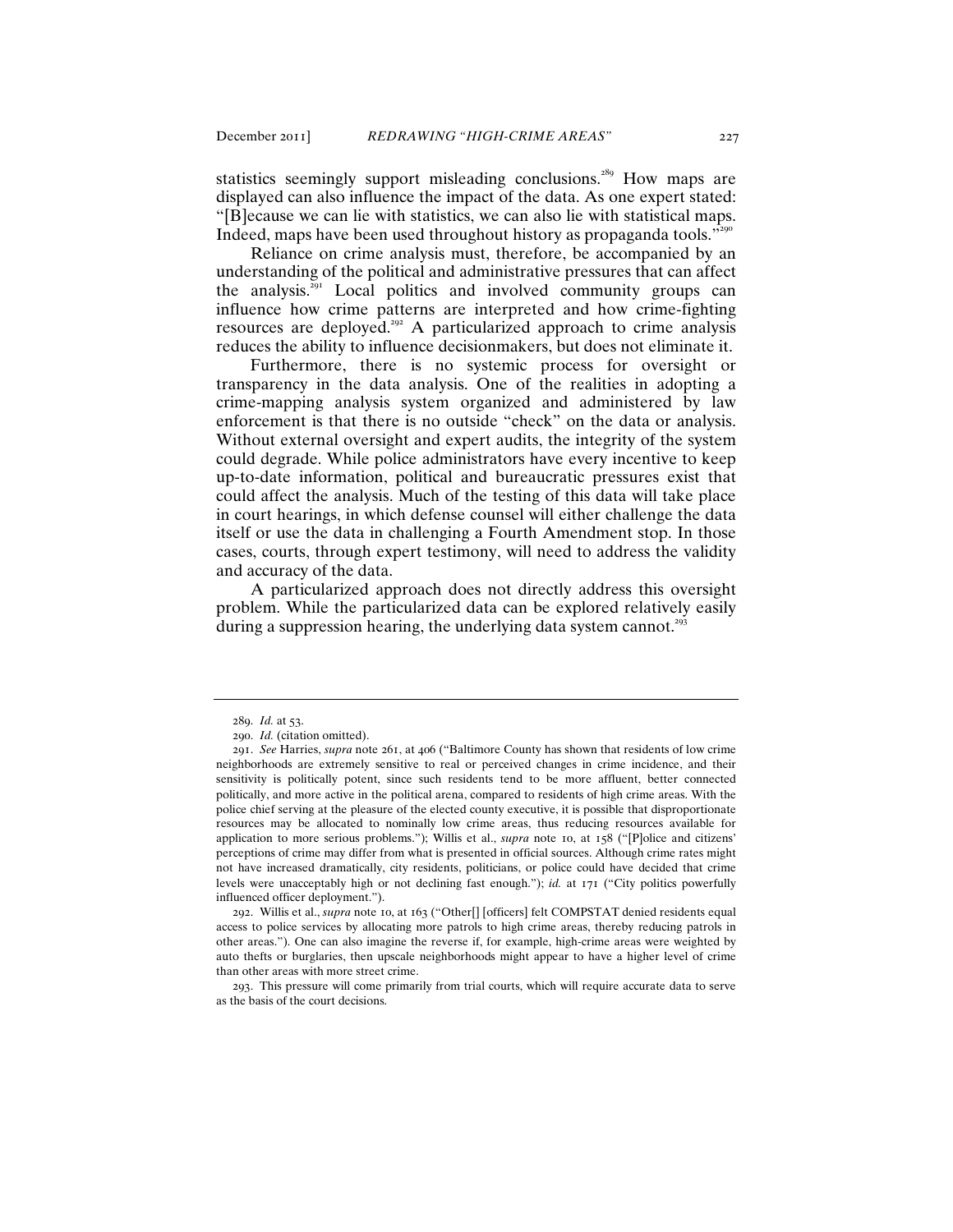statistics seemingly support misleading conclusions.[289] How maps are displayed can also influence the impact of the data. As one expert stated: "[B]ecause we can lie with statistics, we can also lie with statistical maps. Indeed, maps have been used throughout history as propaganda tools."[290]

Reliance on crime analysis must, therefore, be accompanied by an understanding of the political and administrative pressures that can affect the analysis.[291] Local politics and involved community groups can influence how crime patterns are interpreted and how crime-fighting resources are deployed.[292] A particularized approach to crime analysis reduces the ability to influence decisionmakers, but does not eliminate it.

Furthermore, there is no systemic process for oversight or transparency in the data analysis. One of the realities in adopting a crime-mapping analysis system organized and administered by law enforcement is that there is no outside "check" on the data or analysis. Without external oversight and expert audits, the integrity of the system could degrade. While police administrators have every incentive to keep up-to-date information, political and bureaucratic pressures exist that could affect the analysis. Much of the testing of this data will take place in court hearings, in which defense counsel will either challenge the data itself or use the data in challenging a Fourth Amendment stop. In those cases, courts, through expert testimony, will need to address the validity and accuracy of the data.

A particularized approach does not directly address this oversight problem. While the particularized data can be explored relatively easily during a suppression hearing, the underlying data system cannot.[293]

---

289. *Id.* at 53.

290. *Id.* (citation omitted).

291. *See* Harries, *supra* note 261, at 406 ("Baltimore County has shown that residents of low crime neighborhoods are extremely sensitive to real or perceived changes in crime incidence, and their sensitivity is politically potent, since such residents tend to be more affluent, better connected politically, and more active in the political arena, compared to residents of high crime areas. With the police chief serving at the pleasure of the elected county executive, it is possible that disproportionate resources may be allocated to nominally low crime areas, thus reducing resources available for application to more serious problems."); Willis et al., *supra* note 10, at 158 ("[P]olice and citizens' perceptions of crime may differ from what is presented in official sources. Although crime rates might not have increased dramatically, city residents, politicians, or police could have decided that crime levels were unacceptably high or not declining fast enough."); *id.* at 171 ("City politics powerfully influenced officer deployment.").

292. Willis et al., *supra* note 10, at 163 ("Other[] [officers] felt COMPSTAT denied residents equal access to police services by allocating more patrols to high crime areas, thereby reducing patrols in other areas."). One can also imagine the reverse if, for example, high-crime areas were weighted by auto thefts or burglaries, then upscale neighborhoods might appear to have a higher level of crime than other areas with more street crime.

293. This pressure will come primarily from trial courts, which will require accurate data to serve as the basis of the court decisions.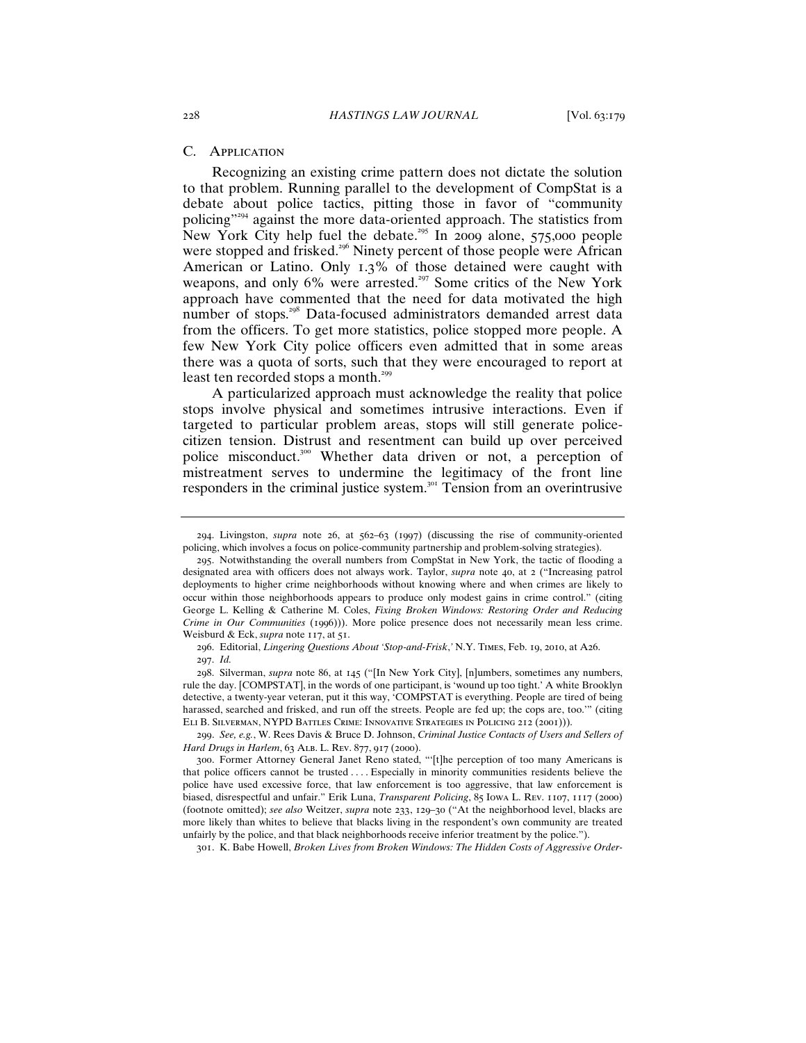### C. Application

Recognizing an existing crime pattern does not dictate the solution to that problem. Running parallel to the development of CompStat is a debate about police tactics, pitting those in favor of "community policing"[294] against the more data-oriented approach. The statistics from New York City help fuel the debate.[295] In 2009 alone, 575,000 people were stopped and frisked.[296] Ninety percent of those people were African American or Latino. Only 1.3% of those detained were caught with weapons, and only 6% were arrested.[297] Some critics of the New York approach have commented that the need for data motivated the high number of stops.[298] Data-focused administrators demanded arrest data from the officers. To get more statistics, police stopped more people. A few New York City police officers even admitted that in some areas there was a quota of sorts, such that they were encouraged to report at least ten recorded stops a month.[299]

A particularized approach must acknowledge the reality that police stops involve physical and sometimes intrusive interactions. Even if targeted to particular problem areas, stops will still generate police-citizen tension. Distrust and resentment can build up over perceived police misconduct.[300] Whether data driven or not, a perception of mistreatment serves to undermine the legitimacy of the front line responders in the criminal justice system.[301] Tension from an overintrusive

---

294. Livingston, *supra* note 26, at 562–63 (1997) (discussing the rise of community-oriented policing, which involves a focus on police-community partnership and problem-solving strategies).

295. Notwithstanding the overall numbers from CompStat in New York, the tactic of flooding a designated area with officers does not always work. Taylor, *supra* note 40, at 2 ("Increasing patrol deployments to higher crime neighborhoods without knowing where and when crimes are likely to occur within those neighborhoods appears to produce only modest gains in crime control." (citing George L. Kelling & Catherine M. Coles, *Fixing Broken Windows: Restoring Order and Reducing Crime in Our Communities* (1996))). More police presence does not necessarily mean less crime. Weisburd & Eck, *supra* note 117, at 51.

296. Editorial, *Lingering Questions About 'Stop-and-Frisk*,' N.Y. Times, Feb. 19, 2010, at A26.

297. *Id.*

298. Silverman, *supra* note 86, at 145 ("[In New York City], [n]umbers, sometimes any numbers, rule the day. [COMPSTAT], in the words of one participant, is 'wound up too tight.' A white Brooklyn detective, a twenty-year veteran, put it this way, 'COMPSTAT is everything. People are tired of being harassed, searched and frisked, and run off the streets. People are fed up; the cops are, too.'" (citing Eli B. Silverman, NYPD Battles Crime: Innovative Strategies in Policing 212 (2001))).

299. *See, e.g.*, W. Rees Davis & Bruce D. Johnson, *Criminal Justice Contacts of Users and Sellers of Hard Drugs in Harlem*, 63 Alb. L. Rev. 877, 917 (2000).

300. Former Attorney General Janet Reno stated, "'[t]he perception of too many Americans is that police officers cannot be trusted . . . . Especially in minority communities residents believe the police have used excessive force, that law enforcement is too aggressive, that law enforcement is biased, disrespectful and unfair." Erik Luna, *Transparent Policing*, 85 Iowa L. Rev. 1107, 1117 (2000) (footnote omitted); *see also* Weitzer, *supra* note 233, 129–30 ("At the neighborhood level, blacks are more likely than whites to believe that blacks living in the respondent's own community are treated unfairly by the police, and that black neighborhoods receive inferior treatment by the police.").

301. K. Babe Howell, *Broken Lives from Broken Windows: The Hidden Costs of Aggressive Order-*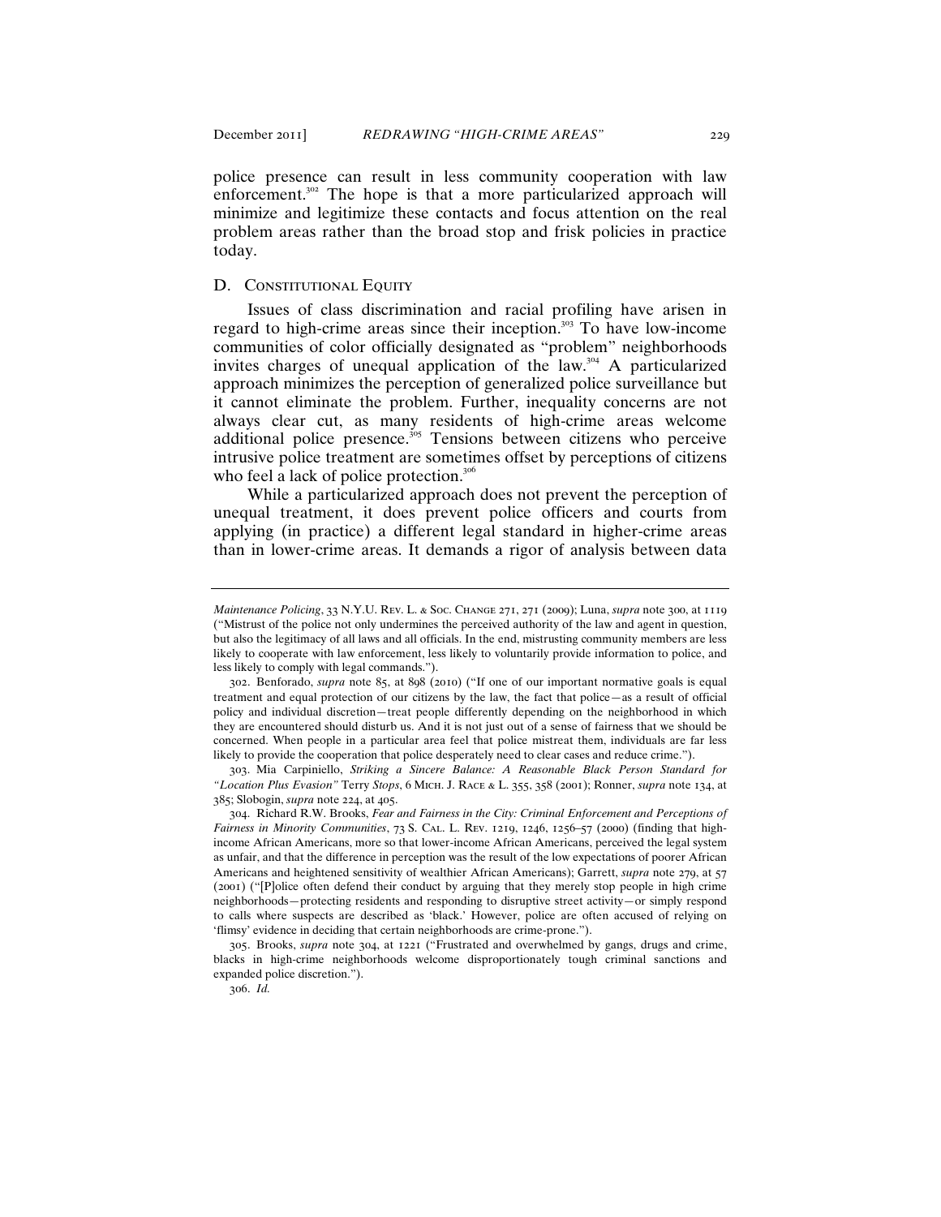police presence can result in less community cooperation with law enforcement.[302] The hope is that a more particularized approach will minimize and legitimize these contacts and focus attention on the real problem areas rather than the broad stop and frisk policies in practice today.

## D. Constitutional Equity

Issues of class discrimination and racial profiling have arisen in regard to high-crime areas since their inception.[303] To have low-income communities of color officially designated as "problem" neighborhoods invites charges of unequal application of the law.[304] A particularized approach minimizes the perception of generalized police surveillance but it cannot eliminate the problem. Further, inequality concerns are not always clear cut, as many residents of high-crime areas welcome additional police presence.[305] Tensions between citizens who perceive intrusive police treatment are sometimes offset by perceptions of citizens who feel a lack of police protection.[306]

While a particularized approach does not prevent the perception of unequal treatment, it does prevent police officers and courts from applying (in practice) a different legal standard in higher-crime areas than in lower-crime areas. It demands a rigor of analysis between data

---

*Maintenance Policing*, 33 N.Y.U. Rev. L. & Soc. Change 271, 271 (2009); Luna, *supra* note 300, at 1119 ("Mistrust of the police not only undermines the perceived authority of the law and agent in question, but also the legitimacy of all laws and all officials. In the end, mistrusting community members are less likely to cooperate with law enforcement, less likely to voluntarily provide information to police, and less likely to comply with legal commands.").

302. Benforado, *supra* note 85, at 898 (2010) ("If one of our important normative goals is equal treatment and equal protection of our citizens by the law, the fact that police—as a result of official policy and individual discretion—treat people differently depending on the neighborhood in which they are encountered should disturb us. And it is not just out of a sense of fairness that we should be concerned. When people in a particular area feel that police mistreat them, individuals are far less likely to provide the cooperation that police desperately need to clear cases and reduce crime.").

303. Mia Carpiniello, *Striking a Sincere Balance: A Reasonable Black Person Standard for "Location Plus Evasion"* Terry *Stops*, 6 Mich. J. Race & L. 355, 358 (2001); Ronner, *supra* note 134, at 385; Slobogin, *supra* note 224, at 405.

304. Richard R.W. Brooks, *Fear and Fairness in the City: Criminal Enforcement and Perceptions of Fairness in Minority Communities*, 73 S. Cal. L. Rev. 1219, 1246, 1256–57 (2000) (finding that high-income African Americans, more so that lower-income African Americans, perceived the legal system as unfair, and that the difference in perception was the result of the low expectations of poorer African Americans and heightened sensitivity of wealthier African Americans); Garrett, *supra* note 279, at 57 (2001) ("[P]olice often defend their conduct by arguing that they merely stop people in high crime neighborhoods—protecting residents and responding to disruptive street activity—or simply respond to calls where suspects are described as 'black.' However, police are often accused of relying on 'flimsy' evidence in deciding that certain neighborhoods are crime-prone.").

305. Brooks, *supra* note 304, at 1221 ("Frustrated and overwhelmed by gangs, drugs and crime, blacks in high-crime neighborhoods welcome disproportionately tough criminal sanctions and expanded police discretion.").

306. *Id.*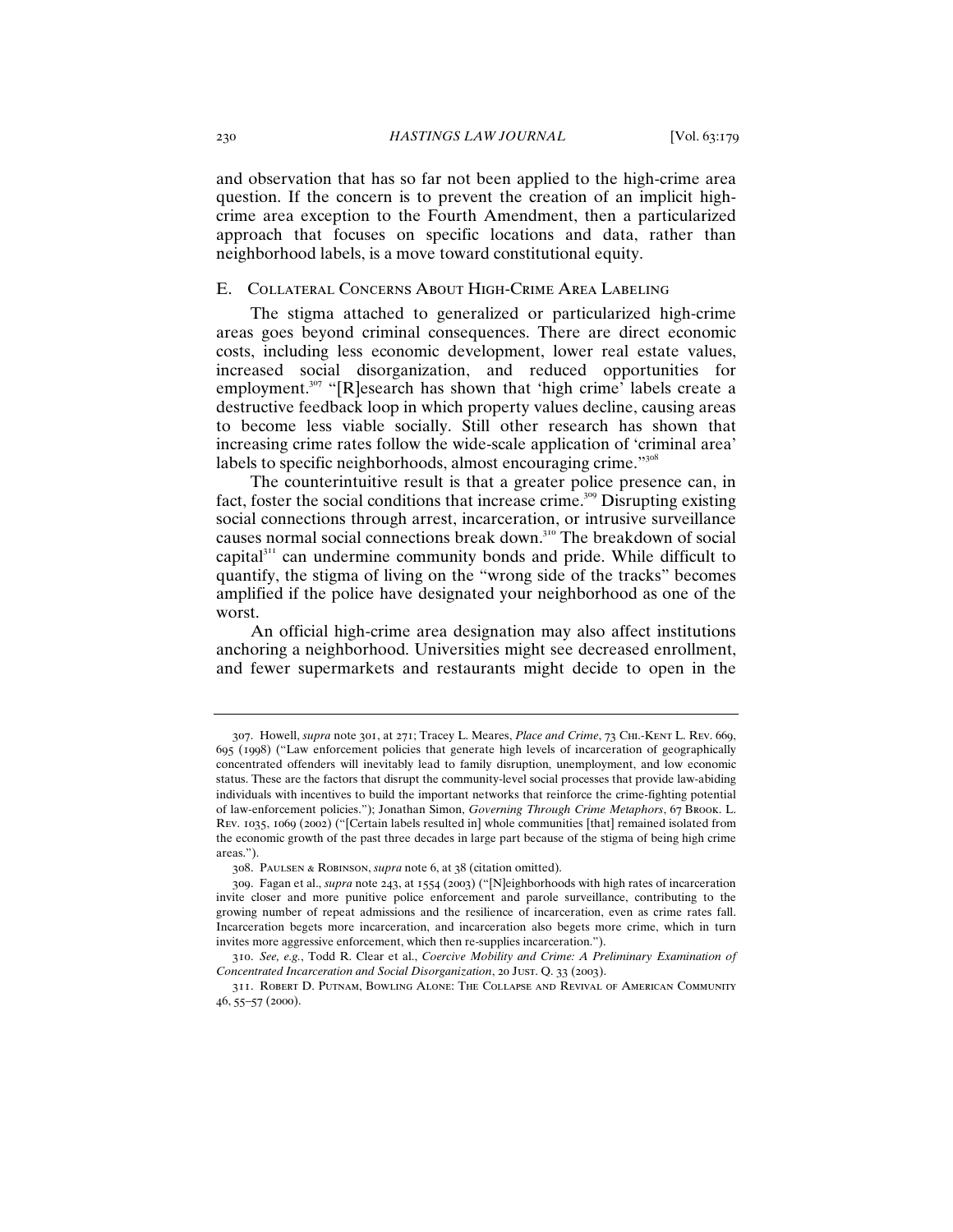and observation that has so far not been applied to the high-crime area question. If the concern is to prevent the creation of an implicit high-crime area exception to the Fourth Amendment, then a particularized approach that focuses on specific locations and data, rather than neighborhood labels, is a move toward constitutional equity.

### E. Collateral Concerns About High-Crime Area Labeling

The stigma attached to generalized or particularized high-crime areas goes beyond criminal consequences. There are direct economic costs, including less economic development, lower real estate values, increased social disorganization, and reduced opportunities for employment.[307] "[R]esearch has shown that 'high crime' labels create a destructive feedback loop in which property values decline, causing areas to become less viable socially. Still other research has shown that increasing crime rates follow the wide-scale application of 'criminal area' labels to specific neighborhoods, almost encouraging crime."[308]

The counterintuitive result is that a greater police presence can, in fact, foster the social conditions that increase crime.[309] Disrupting existing social connections through arrest, incarceration, or intrusive surveillance causes normal social connections break down.[310] The breakdown of social capital[311] can undermine community bonds and pride. While difficult to quantify, the stigma of living on the "wrong side of the tracks" becomes amplified if the police have designated your neighborhood as one of the worst.

An official high-crime area designation may also affect institutions anchoring a neighborhood. Universities might see decreased enrollment, and fewer supermarkets and restaurants might decide to open in the

---

307. Howell, *supra* note 301, at 271; Tracey L. Meares, *Place and Crime*, 73 Chi.-Kent L. Rev. 669, 695 (1998) ("Law enforcement policies that generate high levels of incarceration of geographically concentrated offenders will inevitably lead to family disruption, unemployment, and low economic status. These are the factors that disrupt the community-level social processes that provide law-abiding individuals with incentives to build the important networks that reinforce the crime-fighting potential of law-enforcement policies."); Jonathan Simon, *Governing Through Crime Metaphors*, 67 Brook. L. Rev. 1035, 1069 (2002) ("[Certain labels resulted in] whole communities [that] remained isolated from the economic growth of the past three decades in large part because of the stigma of being high crime areas.").

308. Paulsen & Robinson, *supra* note 6, at 38 (citation omitted).

309. Fagan et al., *supra* note 243, at 1554 (2003) ("[N]eighborhoods with high rates of incarceration invite closer and more punitive police enforcement and parole surveillance, contributing to the growing number of repeat admissions and the resilience of incarceration, even as crime rates fall. Incarceration begets more incarceration, and incarceration also begets more crime, which in turn invites more aggressive enforcement, which then re-supplies incarceration.").

310. *See, e.g.*, Todd R. Clear et al., *Coercive Mobility and Crime: A Preliminary Examination of Concentrated Incarceration and Social Disorganization*, 20 Just. Q. 33 (2003).

311. Robert D. Putnam, Bowling Alone: The Collapse and Revival of American Community 46, 55–57 (2000).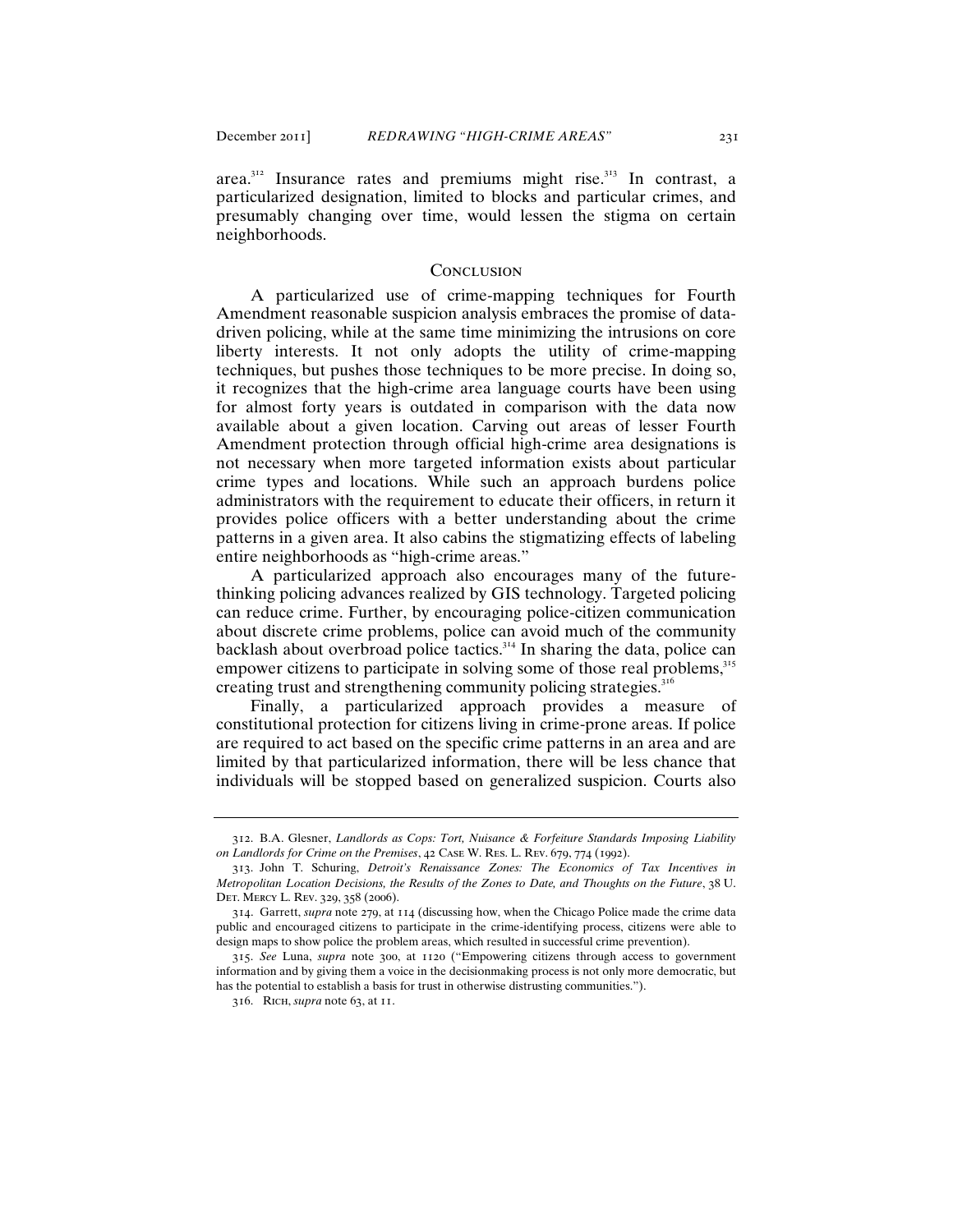area.[312] Insurance rates and premiums might rise.[313] In contrast, a particularized designation, limited to blocks and particular crimes, and presumably changing over time, would lessen the stigma on certain neighborhoods.

## Conclusion

A particularized use of crime-mapping techniques for Fourth Amendment reasonable suspicion analysis embraces the promise of data-driven policing, while at the same time minimizing the intrusions on core liberty interests. It not only adopts the utility of crime-mapping techniques, but pushes those techniques to be more precise. In doing so, it recognizes that the high-crime area language courts have been using for almost forty years is outdated in comparison with the data now available about a given location. Carving out areas of lesser Fourth Amendment protection through official high-crime area designations is not necessary when more targeted information exists about particular crime types and locations. While such an approach burdens police administrators with the requirement to educate their officers, in return it provides police officers with a better understanding about the crime patterns in a given area. It also cabins the stigmatizing effects of labeling entire neighborhoods as "high-crime areas."

A particularized approach also encourages many of the future-thinking policing advances realized by GIS technology. Targeted policing can reduce crime. Further, by encouraging police-citizen communication about discrete crime problems, police can avoid much of the community backlash about overbroad police tactics.[314] In sharing the data, police can empower citizens to participate in solving some of those real problems,[315] creating trust and strengthening community policing strategies.[316]

Finally, a particularized approach provides a measure of constitutional protection for citizens living in crime-prone areas. If police are required to act based on the specific crime patterns in an area and are limited by that particularized information, there will be less chance that individuals will be stopped based on generalized suspicion. Courts also

---

312. B.A. Glesner, *Landlords as Cops: Tort, Nuisance & Forfeiture Standards Imposing Liability on Landlords for Crime on the Premises*, 42 Case W. Res. L. Rev. 679, 774 (1992).

313. John T. Schuring, *Detroit's Renaissance Zones: The Economics of Tax Incentives in Metropolitan Location Decisions, the Results of the Zones to Date, and Thoughts on the Future*, 38 U. Det. Mercy L. Rev. 329, 358 (2006).

314. Garrett, *supra* note 279, at 114 (discussing how, when the Chicago Police made the crime data public and encouraged citizens to participate in the crime-identifying process, citizens were able to design maps to show police the problem areas, which resulted in successful crime prevention).

315. *See* Luna, *supra* note 300, at 1120 ("Empowering citizens through access to government information and by giving them a voice in the decisionmaking process is not only more democratic, but has the potential to establish a basis for trust in otherwise distrusting communities.").

316. Rich, *supra* note 63, at 11.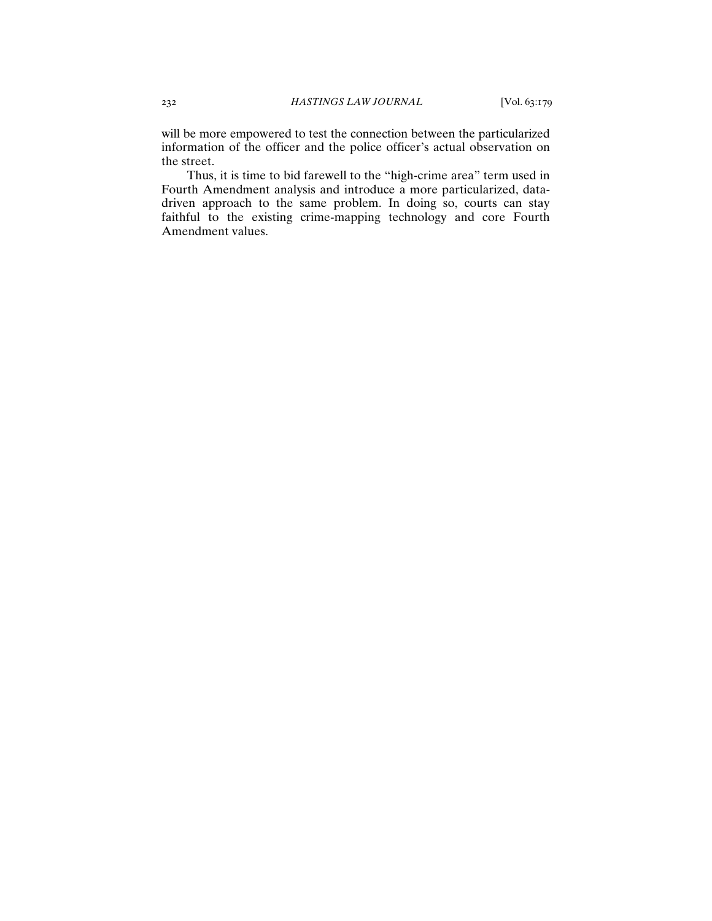will be more empowered to test the connection between the particularized information of the officer and the police officer's actual observation on the street.

Thus, it is time to bid farewell to the "high-crime area" term used in Fourth Amendment analysis and introduce a more particularized, data-driven approach to the same problem. In doing so, courts can stay faithful to the existing crime-mapping technology and core Fourth Amendment values.